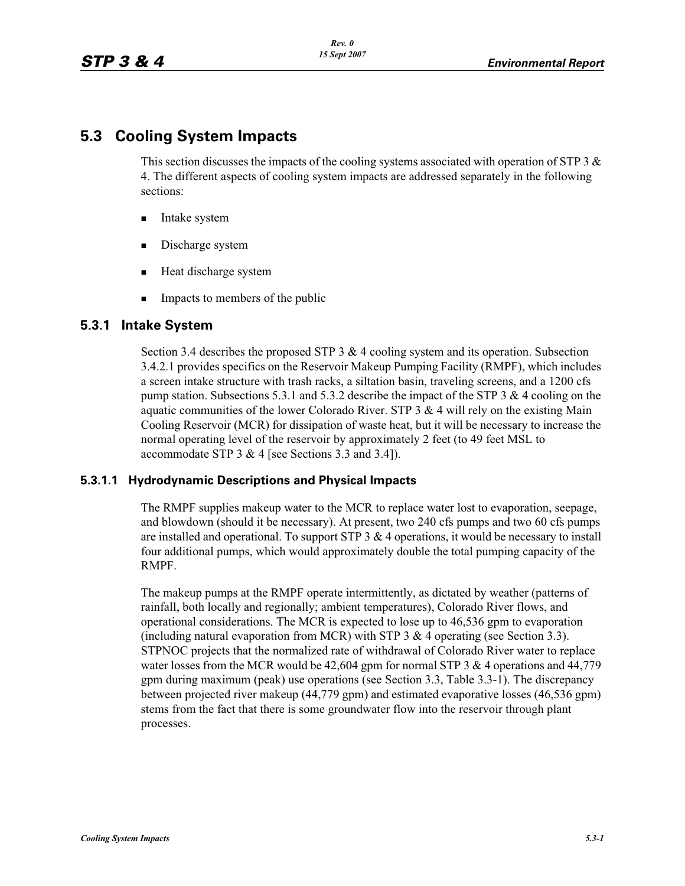## 5.3 Cooling System Impacts

This section discusses the impacts of the cooling systems associated with operation of STP 3 & 4. The different aspects of cooling system impacts are addressed separately in the following sections:

- Intake system
- Discharge system
- Heat discharge system
- Impacts to members of the public

### 5.3.1 Intake System

Section 3.4 describes the proposed STP 3 & 4 cooling system and its operation. Subsection 3.4.2.1 provides specifics on the Reservoir Makeup Pumping Facility (RMPF), which includes a screen intake structure with trash racks, a siltation basin, traveling screens, and a 1200 cfs pump station. Subsections 5.3.1 and 5.3.2 describe the impact of the STP 3 & 4 cooling on the aquatic communities of the lower Colorado River. STP 3 & 4 will rely on the existing Main Cooling Reservoir (MCR) for dissipation of waste heat, but it will be necessary to increase the normal operating level of the reservoir by approximately 2 feet (to 49 feet MSL to accommodate STP 3 & 4 [see Sections 3.3 and 3.4]).

#### 5.3.1.1 Hydrodynamic Descriptions and Physical Impacts

The RMPF supplies makeup water to the MCR to replace water lost to evaporation, seepage, and blowdown (should it be necessary). At present, two 240 cfs pumps and two 60 cfs pumps are installed and operational. To support STP 3 & 4 operations, it would be necessary to install four additional pumps, which would approximately double the total pumping capacity of the RMPF.

The makeup pumps at the RMPF operate intermittently, as dictated by weather (patterns of rainfall, both locally and regionally; ambient temperatures), Colorado River flows, and operational considerations. The MCR is expected to lose up to 46,536 gpm to evaporation (including natural evaporation from MCR) with STP 3 & 4 operating (see Section 3.3). STPNOC projects that the normalized rate of withdrawal of Colorado River water to replace water losses from the MCR would be 42,604 gpm for normal STP 3 & 4 operations and 44,779 gpm during maximum (peak) use operations (see Section 3.3, Table 3.3-1). The discrepancy between projected river makeup (44,779 gpm) and estimated evaporative losses (46,536 gpm) stems from the fact that there is some groundwater flow into the reservoir through plant processes.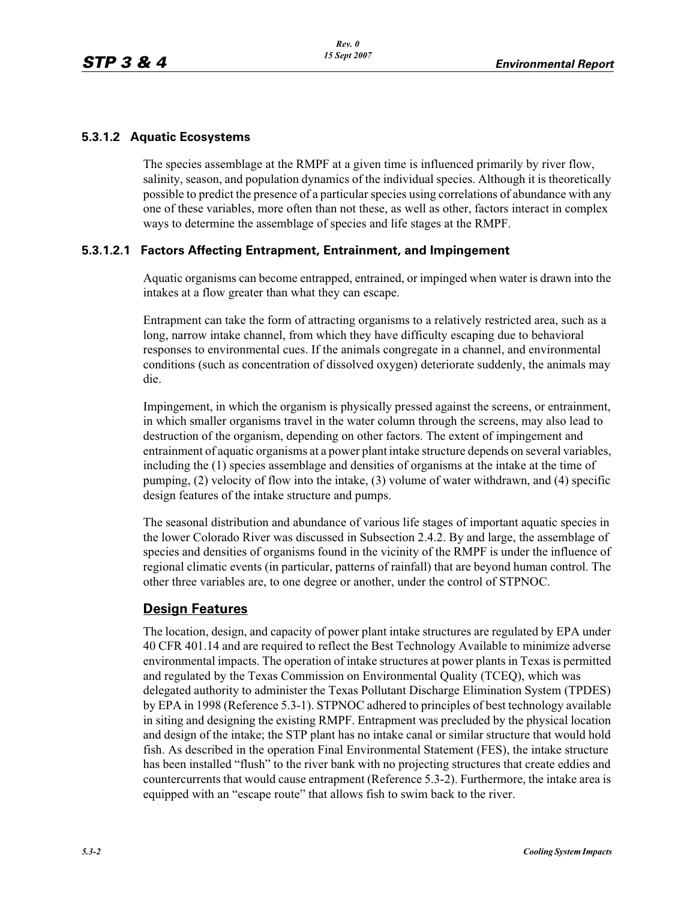### 5.3.1.2 Aquatic Ecosystems

The species assemblage at the RMPF at a given time is influenced primarily by river flow, salinity, season, and population dynamics of the individual species. Although it is theoretically possible to predict the presence of a particular species using correlations of abundance with any one of these variables, more often than not these, as well as other, factors interact in complex ways to determine the assemblage of species and life stages at the RMPF.

#### 5.3.1.2.1 Factors Affecting Entrapment, Entrainment, and Impingement

Aquatic organisms can become entrapped, entrained, or impinged when water is drawn into the intakes at a flow greater than what they can escape.

Entrapment can take the form of attracting organisms to a relatively restricted area, such as a long, narrow intake channel, from which they have difficulty escaping due to behavioral responses to environmental cues. If the animals congregate in a channel, and environmental conditions (such as concentration of dissolved oxygen) deteriorate suddenly, the animals may die.

Impingement, in which the organism is physically pressed against the screens, or entrainment, in which smaller organisms travel in the water column through the screens, may also lead to destruction of the organism, depending on other factors. The extent of impingement and entrainment of aquatic organisms at a power plant intake structure depends on several variables, including the (1) species assemblage and densities of organisms at the intake at the time of pumping, (2) velocity of flow into the intake, (3) volume of water withdrawn, and (4) specific design features of the intake structure and pumps.

The seasonal distribution and abundance of various life stages of important aquatic species in the lower Colorado River was discussed in Subsection 2.4.2. By and large, the assemblage of species and densities of organisms found in the vicinity of the RMPF is under the influence of regional climatic events (in particular, patterns of rainfall) that are beyond human control. The other three variables are, to one degree or another, under the control of STPNOC.

**Design Features**

The location, design, and capacity of power plant intake structures are regulated by EPA under 40 CFR 401.14 and are required to reflect the Best Technology Available to minimize adverse environmental impacts. The operation of intake structures at power plants in Texas is permitted and regulated by the Texas Commission on Environmental Quality (TCEQ), which was delegated authority to administer the Texas Pollutant Discharge Elimination System (TPDES) by EPA in 1998 (Reference 5.3-1). STPNOC adhered to principles of best technology available in siting and designing the existing RMPF. Entrapment was precluded by the physical location and design of the intake; the STP plant has no intake canal or similar structure that would hold fish. As described in the operation Final Environmental Statement (FES), the intake structure has been installed "flush" to the river bank with no projecting structures that create eddies and countercurrents that would cause entrapment (Reference 5.3-2). Furthermore, the intake area is equipped with an "escape route" that allows fish to swim back to the river.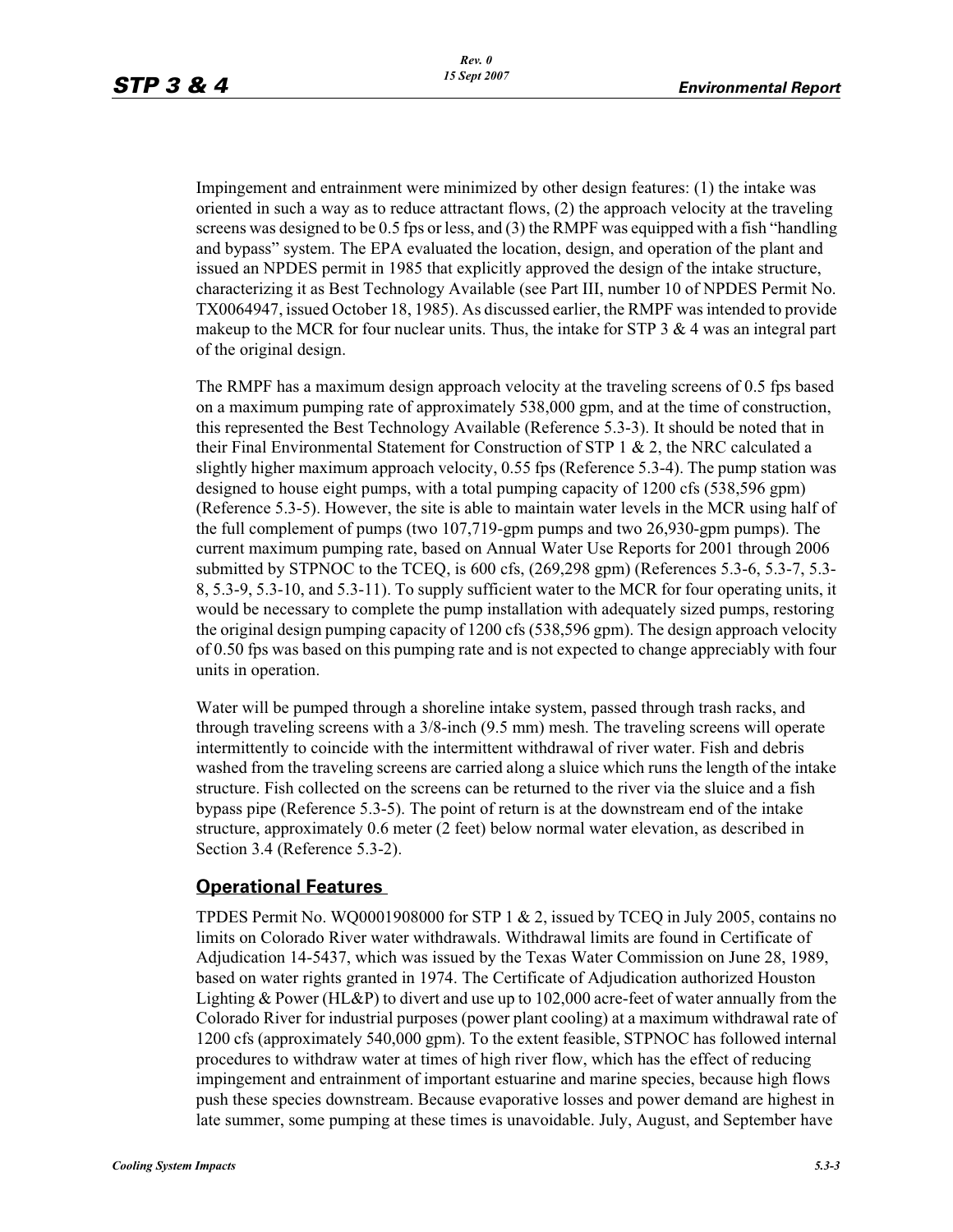Impingement and entrainment were minimized by other design features: (1) the intake was oriented in such a way as to reduce attractant flows, (2) the approach velocity at the traveling screens was designed to be 0.5 fps or less, and (3) the RMPF was equipped with a fish "handling and bypass" system. The EPA evaluated the location, design, and operation of the plant and issued an NPDES permit in 1985 that explicitly approved the design of the intake structure, characterizing it as Best Technology Available (see Part III, number 10 of NPDES Permit No. TX0064947, issued October 18, 1985). As discussed earlier, the RMPF was intended to provide makeup to the MCR for four nuclear units. Thus, the intake for STP 3 & 4 was an integral part of the original design.

The RMPF has a maximum design approach velocity at the traveling screens of 0.5 fps based on a maximum pumping rate of approximately 538,000 gpm, and at the time of construction, this represented the Best Technology Available (Reference 5.3-3). It should be noted that in their Final Environmental Statement for Construction of STP 1 & 2, the NRC calculated a slightly higher maximum approach velocity, 0.55 fps (Reference 5.3-4). The pump station was designed to house eight pumps, with a total pumping capacity of 1200 cfs (538,596 gpm) (Reference 5.3-5). However, the site is able to maintain water levels in the MCR using half of the full complement of pumps (two 107,719-gpm pumps and two 26,930-gpm pumps). The current maximum pumping rate, based on Annual Water Use Reports for 2001 through 2006 submitted by STPNOC to the TCEQ, is 600 cfs, (269,298 gpm) (References 5.3-6, 5.3-7, 5.3-8, 5.3-9, 5.3-10, and 5.3-11). To supply sufficient water to the MCR for four operating units, it would be necessary to complete the pump installation with adequately sized pumps, restoring the original design pumping capacity of 1200 cfs (538,596 gpm). The design approach velocity of 0.50 fps was based on this pumping rate and is not expected to change appreciably with four units in operation.

Water will be pumped through a shoreline intake system, passed through trash racks, and through traveling screens with a 3/8-inch (9.5 mm) mesh. The traveling screens will operate intermittently to coincide with the intermittent withdrawal of river water. Fish and debris washed from the traveling screens are carried along a sluice which runs the length of the intake structure. Fish collected on the screens can be returned to the river via the sluice and a fish bypass pipe (Reference 5.3-5). The point of return is at the downstream end of the intake structure, approximately 0.6 meter (2 feet) below normal water elevation, as described in Section 3.4 (Reference 5.3-2).

## Operational Features

TPDES Permit No. WQ0001908000 for STP 1 & 2, issued by TCEQ in July 2005, contains no limits on Colorado River water withdrawals. Withdrawal limits are found in Certificate of Adjudication 14-5437, which was issued by the Texas Water Commission on June 28, 1989, based on water rights granted in 1974. The Certificate of Adjudication authorized Houston Lighting & Power (HL&P) to divert and use up to 102,000 acre-feet of water annually from the Colorado River for industrial purposes (power plant cooling) at a maximum withdrawal rate of 1200 cfs (approximately 540,000 gpm). To the extent feasible, STPNOC has followed internal procedures to withdraw water at times of high river flow, which has the effect of reducing impingement and entrainment of important estuarine and marine species, because high flows push these species downstream. Because evaporative losses and power demand are highest in late summer, some pumping at these times is unavoidable. July, August, and September have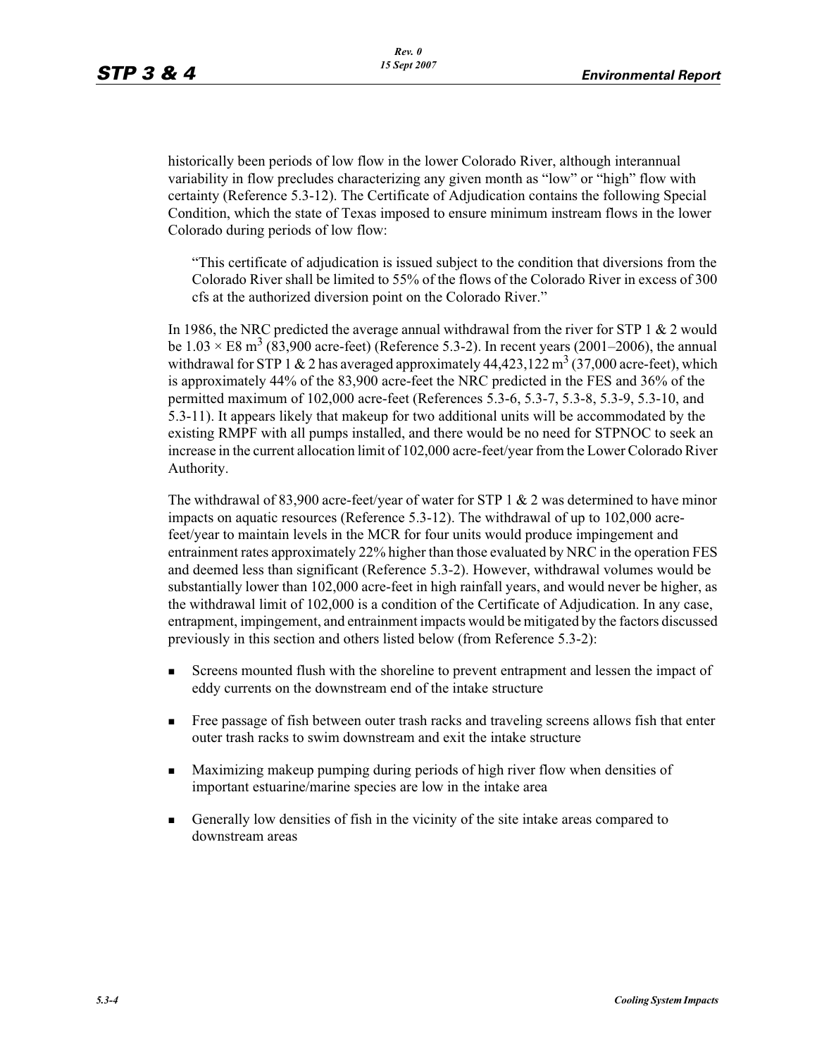historically been periods of low flow in the lower Colorado River, although interannual variability in flow precludes characterizing any given month as "low" or "high" flow with certainty (Reference 5.3-12). The Certificate of Adjudication contains the following Special Condition, which the state of Texas imposed to ensure minimum instream flows in the lower Colorado during periods of low flow:

> "This certificate of adjudication is issued subject to the condition that diversions from the Colorado River shall be limited to 55% of the flows of the Colorado River in excess of 300 cfs at the authorized diversion point on the Colorado River."

In 1986, the NRC predicted the average annual withdrawal from the river for STP 1 & 2 would be $1.03 \times E8\ m^3$ (83,900 acre-feet) (Reference 5.3-2). In recent years (2001–2006), the annual withdrawal for STP 1 & 2 has averaged approximately 44,423,122 $m^3$ (37,000 acre-feet), which is approximately 44% of the 83,900 acre-feet the NRC predicted in the FES and 36% of the permitted maximum of 102,000 acre-feet (References 5.3-6, 5.3-7, 5.3-8, 5.3-9, 5.3-10, and 5.3-11). It appears likely that makeup for two additional units will be accommodated by the existing RMPF with all pumps installed, and there would be no need for STPNOC to seek an increase in the current allocation limit of 102,000 acre-feet/year from the Lower Colorado River Authority.

The withdrawal of 83,900 acre-feet/year of water for STP 1 & 2 was determined to have minor impacts on aquatic resources (Reference 5.3-12). The withdrawal of up to 102,000 acre-feet/year to maintain levels in the MCR for four units would produce impingement and entrainment rates approximately 22% higher than those evaluated by NRC in the operation FES and deemed less than significant (Reference 5.3-2). However, withdrawal volumes would be substantially lower than 102,000 acre-feet in high rainfall years, and would never be higher, as the withdrawal limit of 102,000 is a condition of the Certificate of Adjudication. In any case, entrapment, impingement, and entrainment impacts would be mitigated by the factors discussed previously in this section and others listed below (from Reference 5.3-2):

- Screens mounted flush with the shoreline to prevent entrapment and lessen the impact of eddy currents on the downstream end of the intake structure
- Free passage of fish between outer trash racks and traveling screens allows fish that enter outer trash racks to swim downstream and exit the intake structure
- Maximizing makeup pumping during periods of high river flow when densities of important estuarine/marine species are low in the intake area
- Generally low densities of fish in the vicinity of the site intake areas compared to downstream areas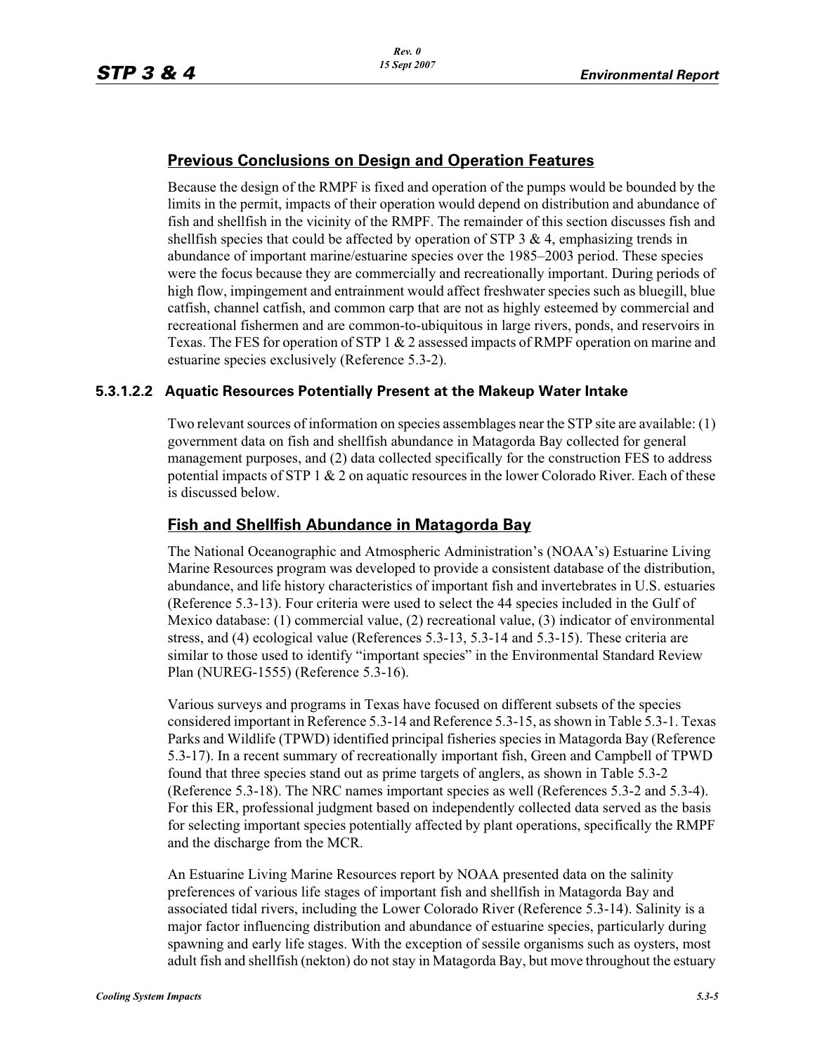## Previous Conclusions on Design and Operation Features

Because the design of the RMPF is fixed and operation of the pumps would be bounded by the limits in the permit, impacts of their operation would depend on distribution and abundance of fish and shellfish in the vicinity of the RMPF. The remainder of this section discusses fish and shellfish species that could be affected by operation of STP 3 & 4, emphasizing trends in abundance of important marine/estuarine species over the 1985–2003 period. These species were the focus because they are commercially and recreationally important. During periods of high flow, impingement and entrainment would affect freshwater species such as bluegill, blue catfish, channel catfish, and common carp that are not as highly esteemed by commercial and recreational fishermen and are common-to-ubiquitous in large rivers, ponds, and reservoirs in Texas. The FES for operation of STP 1 & 2 assessed impacts of RMPF operation on marine and estuarine species exclusively (Reference 5.3-2).

### 5.3.1.2.2 Aquatic Resources Potentially Present at the Makeup Water Intake

Two relevant sources of information on species assemblages near the STP site are available: (1) government data on fish and shellfish abundance in Matagorda Bay collected for general management purposes, and (2) data collected specifically for the construction FES to address potential impacts of STP 1 & 2 on aquatic resources in the lower Colorado River. Each of these is discussed below.

## Fish and Shellfish Abundance in Matagorda Bay

The National Oceanographic and Atmospheric Administration's (NOAA's) Estuarine Living Marine Resources program was developed to provide a consistent database of the distribution, abundance, and life history characteristics of important fish and invertebrates in U.S. estuaries (Reference 5.3-13). Four criteria were used to select the 44 species included in the Gulf of Mexico database: (1) commercial value, (2) recreational value, (3) indicator of environmental stress, and (4) ecological value (References 5.3-13, 5.3-14 and 5.3-15). These criteria are similar to those used to identify "important species" in the Environmental Standard Review Plan (NUREG-1555) (Reference 5.3-16).

Various surveys and programs in Texas have focused on different subsets of the species considered important in Reference 5.3-14 and Reference 5.3-15, as shown in Table 5.3-1. Texas Parks and Wildlife (TPWD) identified principal fisheries species in Matagorda Bay (Reference 5.3-17). In a recent summary of recreationally important fish, Green and Campbell of TPWD found that three species stand out as prime targets of anglers, as shown in Table 5.3-2 (Reference 5.3-18). The NRC names important species as well (References 5.3-2 and 5.3-4). For this ER, professional judgment based on independently collected data served as the basis for selecting important species potentially affected by plant operations, specifically the RMPF and the discharge from the MCR.

An Estuarine Living Marine Resources report by NOAA presented data on the salinity preferences of various life stages of important fish and shellfish in Matagorda Bay and associated tidal rivers, including the Lower Colorado River (Reference 5.3-14). Salinity is a major factor influencing distribution and abundance of estuarine species, particularly during spawning and early life stages. With the exception of sessile organisms such as oysters, most adult fish and shellfish (nekton) do not stay in Matagorda Bay, but move throughout the estuary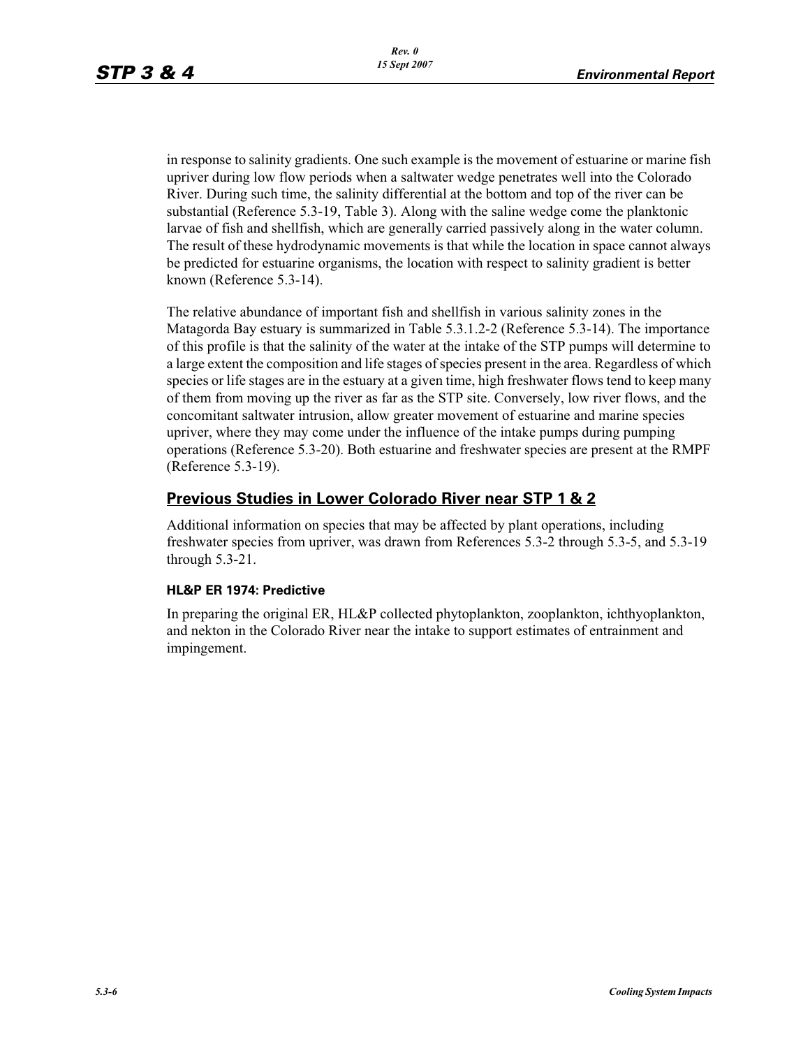in response to salinity gradients. One such example is the movement of estuarine or marine fish upriver during low flow periods when a saltwater wedge penetrates well into the Colorado River. During such time, the salinity differential at the bottom and top of the river can be substantial (Reference 5.3-19, Table 3). Along with the saline wedge come the planktonic larvae of fish and shellfish, which are generally carried passively along in the water column. The result of these hydrodynamic movements is that while the location in space cannot always be predicted for estuarine organisms, the location with respect to salinity gradient is better known (Reference 5.3-14).

The relative abundance of important fish and shellfish in various salinity zones in the Matagorda Bay estuary is summarized in Table 5.3.1.2-2 (Reference 5.3-14). The importance of this profile is that the salinity of the water at the intake of the STP pumps will determine to a large extent the composition and life stages of species present in the area. Regardless of which species or life stages are in the estuary at a given time, high freshwater flows tend to keep many of them from moving up the river as far as the STP site. Conversely, low river flows, and the concomitant saltwater intrusion, allow greater movement of estuarine and marine species upriver, where they may come under the influence of the intake pumps during pumping operations (Reference 5.3-20). Both estuarine and freshwater species are present at the RMPF (Reference 5.3-19).

## Previous Studies in Lower Colorado River near STP 1 & 2

Additional information on species that may be affected by plant operations, including freshwater species from upriver, was drawn from References 5.3-2 through 5.3-5, and 5.3-19 through 5.3-21.

### HL&P ER 1974: Predictive

In preparing the original ER, HL&P collected phytoplankton, zooplankton, ichthyoplankton, and nekton in the Colorado River near the intake to support estimates of entrainment and impingement.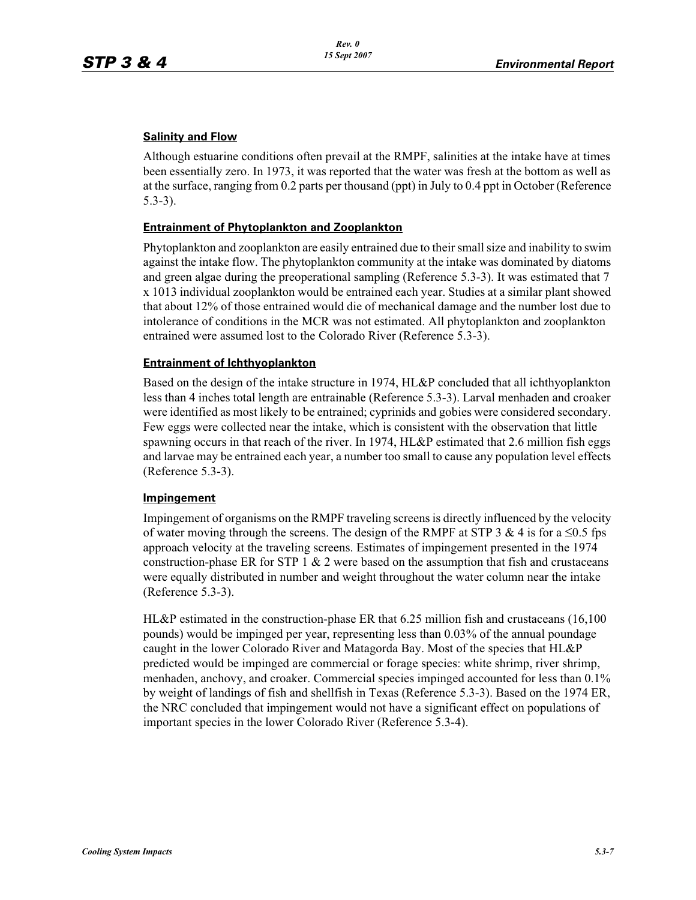**Salinity and Flow**

Although estuarine conditions often prevail at the RMPF, salinities at the intake have at times been essentially zero. In 1973, it was reported that the water was fresh at the bottom as well as at the surface, ranging from 0.2 parts per thousand (ppt) in July to 0.4 ppt in October (Reference 5.3-3).

**Entrainment of Phytoplankton and Zooplankton**

Phytoplankton and zooplankton are easily entrained due to their small size and inability to swim against the intake flow. The phytoplankton community at the intake was dominated by diatoms and green algae during the preoperational sampling (Reference 5.3-3). It was estimated that 7 x 1013 individual zooplankton would be entrained each year. Studies at a similar plant showed that about 12% of those entrained would die of mechanical damage and the number lost due to intolerance of conditions in the MCR was not estimated. All phytoplankton and zooplankton entrained were assumed lost to the Colorado River (Reference 5.3-3).

**Entrainment of Ichthyoplankton**

Based on the design of the intake structure in 1974, HL&P concluded that all ichthyoplankton less than 4 inches total length are entrainable (Reference 5.3-3). Larval menhaden and croaker were identified as most likely to be entrained; cyprinids and gobies were considered secondary. Few eggs were collected near the intake, which is consistent with the observation that little spawning occurs in that reach of the river. In 1974, HL&P estimated that 2.6 million fish eggs and larvae may be entrained each year, a number too small to cause any population level effects (Reference 5.3-3).

**Impingement**

Impingement of organisms on the RMPF traveling screens is directly influenced by the velocity of water moving through the screens. The design of the RMPF at STP 3 & 4 is for a ≤0.5 fps approach velocity at the traveling screens. Estimates of impingement presented in the 1974 construction-phase ER for STP 1 & 2 were based on the assumption that fish and crustaceans were equally distributed in number and weight throughout the water column near the intake (Reference 5.3-3).

HL&P estimated in the construction-phase ER that 6.25 million fish and crustaceans (16,100 pounds) would be impinged per year, representing less than 0.03% of the annual poundage caught in the lower Colorado River and Matagorda Bay. Most of the species that HL&P predicted would be impinged are commercial or forage species: white shrimp, river shrimp, menhaden, anchovy, and croaker. Commercial species impinged accounted for less than 0.1% by weight of landings of fish and shellfish in Texas (Reference 5.3-3). Based on the 1974 ER, the NRC concluded that impingement would not have a significant effect on populations of important species in the lower Colorado River (Reference 5.3-4).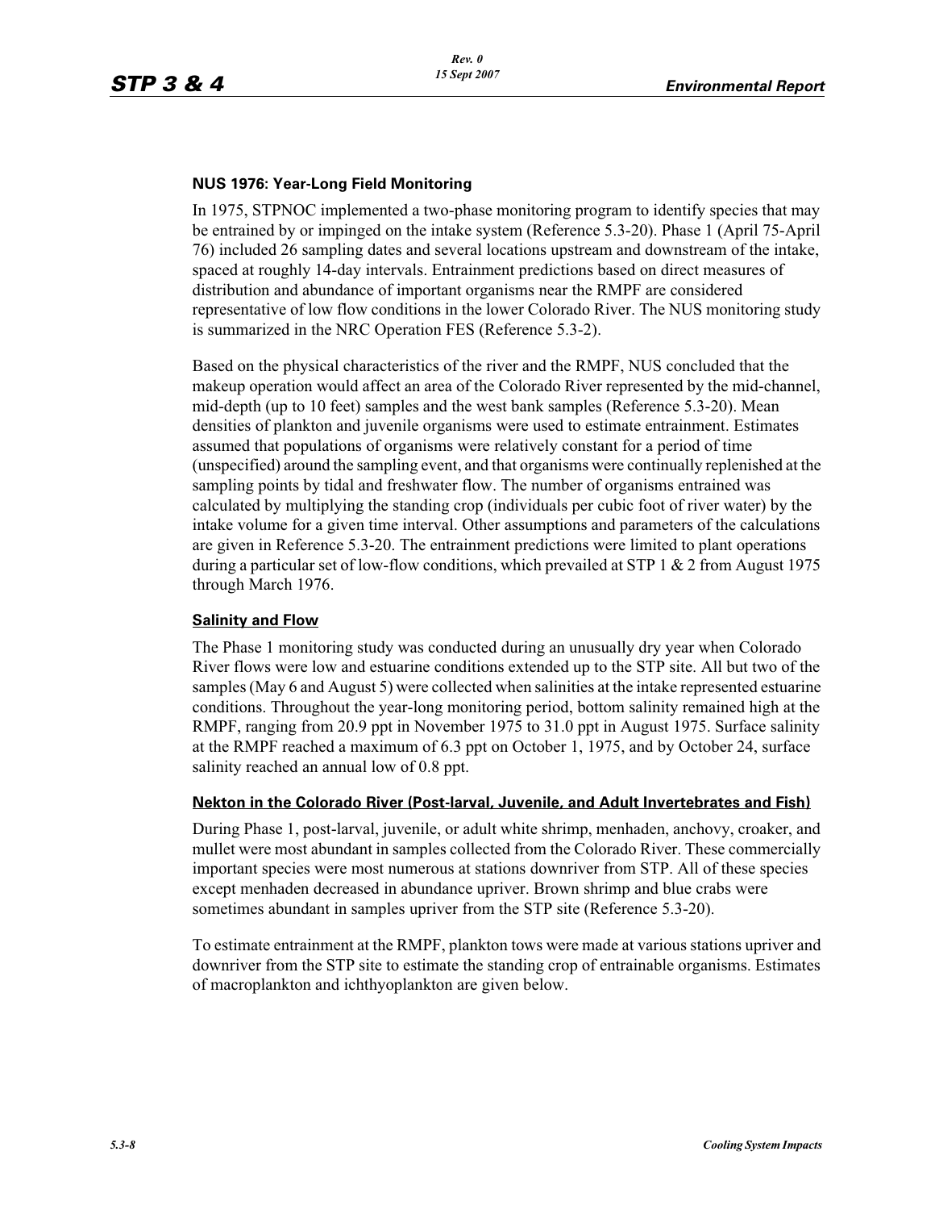**NUS 1976: Year-Long Field Monitoring**

In 1975, STPNOC implemented a two-phase monitoring program to identify species that may be entrained by or impinged on the intake system (Reference 5.3-20). Phase 1 (April 75-April 76) included 26 sampling dates and several locations upstream and downstream of the intake, spaced at roughly 14-day intervals. Entrainment predictions based on direct measures of distribution and abundance of important organisms near the RMPF are considered representative of low flow conditions in the lower Colorado River. The NUS monitoring study is summarized in the NRC Operation FES (Reference 5.3-2).

Based on the physical characteristics of the river and the RMPF, NUS concluded that the makeup operation would affect an area of the Colorado River represented by the mid-channel, mid-depth (up to 10 feet) samples and the west bank samples (Reference 5.3-20). Mean densities of plankton and juvenile organisms were used to estimate entrainment. Estimates assumed that populations of organisms were relatively constant for a period of time (unspecified) around the sampling event, and that organisms were continually replenished at the sampling points by tidal and freshwater flow. The number of organisms entrained was calculated by multiplying the standing crop (individuals per cubic foot of river water) by the intake volume for a given time interval. Other assumptions and parameters of the calculations are given in Reference 5.3-20. The entrainment predictions were limited to plant operations during a particular set of low-flow conditions, which prevailed at STP 1 & 2 from August 1975 through March 1976.

**Salinity and Flow**

The Phase 1 monitoring study was conducted during an unusually dry year when Colorado River flows were low and estuarine conditions extended up to the STP site. All but two of the samples (May 6 and August 5) were collected when salinities at the intake represented estuarine conditions. Throughout the year-long monitoring period, bottom salinity remained high at the RMPF, ranging from 20.9 ppt in November 1975 to 31.0 ppt in August 1975. Surface salinity at the RMPF reached a maximum of 6.3 ppt on October 1, 1975, and by October 24, surface salinity reached an annual low of 0.8 ppt.

**Nekton in the Colorado River (Post-larval, Juvenile, and Adult Invertebrates and Fish)**

During Phase 1, post-larval, juvenile, or adult white shrimp, menhaden, anchovy, croaker, and mullet were most abundant in samples collected from the Colorado River. These commercially important species were most numerous at stations downriver from STP. All of these species except menhaden decreased in abundance upriver. Brown shrimp and blue crabs were sometimes abundant in samples upriver from the STP site (Reference 5.3-20).

To estimate entrainment at the RMPF, plankton tows were made at various stations upriver and downriver from the STP site to estimate the standing crop of entrainable organisms. Estimates of macroplankton and ichthyoplankton are given below.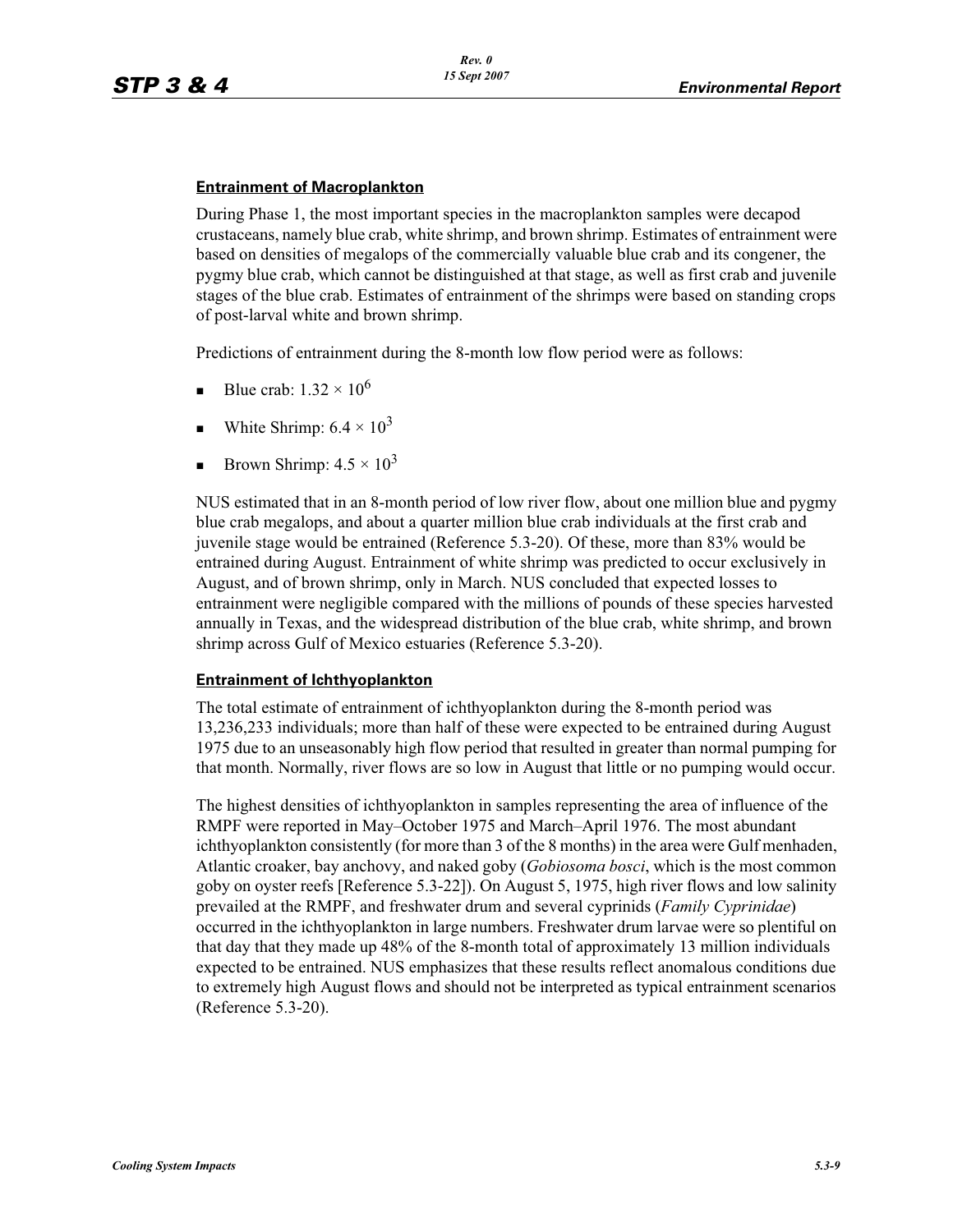#### Entrainment of Macroplankton

During Phase 1, the most important species in the macroplankton samples were decapod crustaceans, namely blue crab, white shrimp, and brown shrimp. Estimates of entrainment were based on densities of megalops of the commercially valuable blue crab and its congener, the pygmy blue crab, which cannot be distinguished at that stage, as well as first crab and juvenile stages of the blue crab. Estimates of entrainment of the shrimps were based on standing crops of post-larval white and brown shrimp.

Predictions of entrainment during the 8-month low flow period were as follows:

- Blue crab: $1.32 \times 10^6$
- White Shrimp: $6.4 \times 10^3$
- Brown Shrimp: $4.5 \times 10^3$

NUS estimated that in an 8-month period of low river flow, about one million blue and pygmy blue crab megalops, and about a quarter million blue crab individuals at the first crab and juvenile stage would be entrained (Reference 5.3-20). Of these, more than 83% would be entrained during August. Entrainment of white shrimp was predicted to occur exclusively in August, and of brown shrimp, only in March. NUS concluded that expected losses to entrainment were negligible compared with the millions of pounds of these species harvested annually in Texas, and the widespread distribution of the blue crab, white shrimp, and brown shrimp across Gulf of Mexico estuaries (Reference 5.3-20).

#### Entrainment of Ichthyoplankton

The total estimate of entrainment of ichthyoplankton during the 8-month period was 13,236,233 individuals; more than half of these were expected to be entrained during August 1975 due to an unseasonably high flow period that resulted in greater than normal pumping for that month. Normally, river flows are so low in August that little or no pumping would occur.

The highest densities of ichthyoplankton in samples representing the area of influence of the RMPF were reported in May–October 1975 and March–April 1976. The most abundant ichthyoplankton consistently (for more than 3 of the 8 months) in the area were Gulf menhaden, Atlantic croaker, bay anchovy, and naked goby (*Gobiosoma bosci*, which is the most common goby on oyster reefs [Reference 5.3-22]). On August 5, 1975, high river flows and low salinity prevailed at the RMPF, and freshwater drum and several cyprinids (*Family Cyprinidae*) occurred in the ichthyoplankton in large numbers. Freshwater drum larvae were so plentiful on that day that they made up 48% of the 8-month total of approximately 13 million individuals expected to be entrained. NUS emphasizes that these results reflect anomalous conditions due to extremely high August flows and should not be interpreted as typical entrainment scenarios (Reference 5.3-20).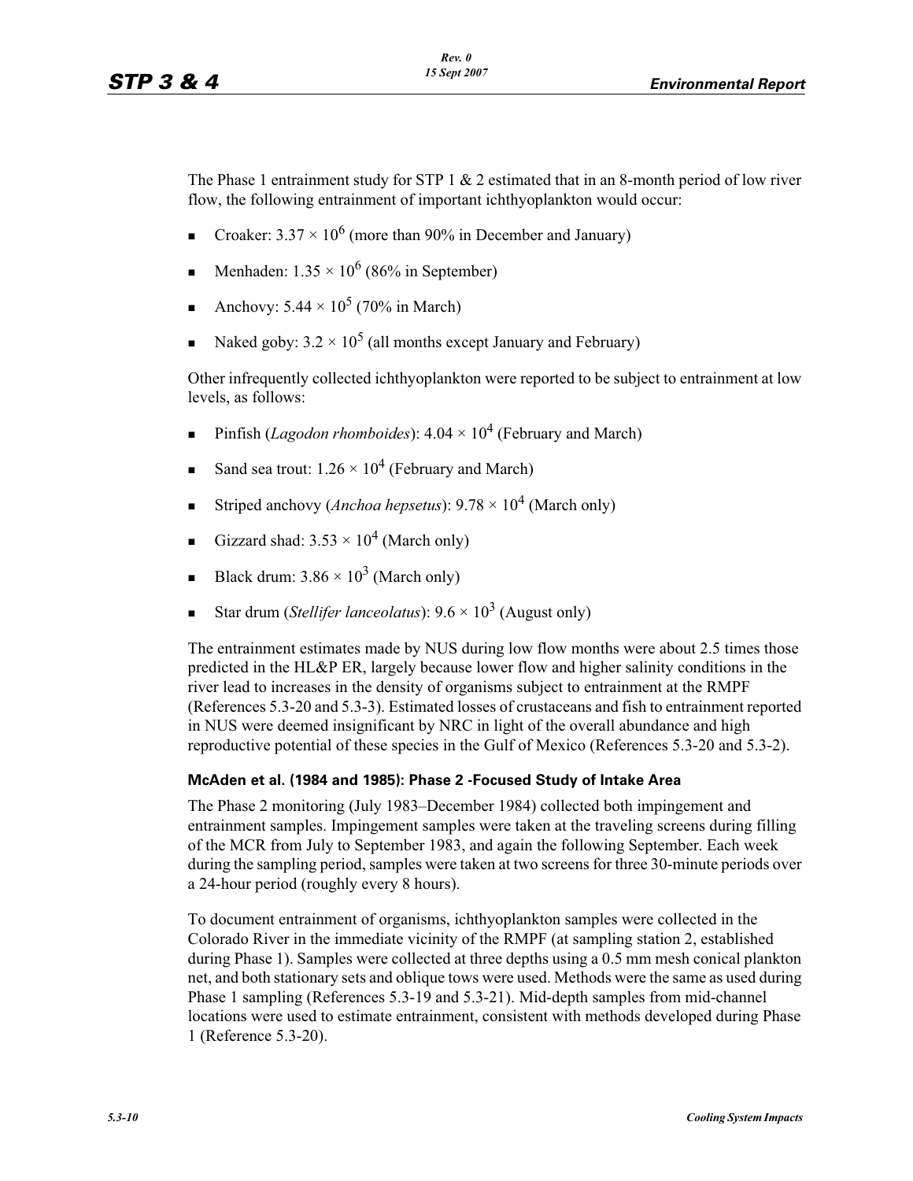The Phase 1 entrainment study for STP 1 & 2 estimated that in an 8-month period of low river flow, the following entrainment of important ichthyoplankton would occur:

- Croaker: $3.37 \times 10^6$ (more than 90% in December and January)
- Menhaden: $1.35 \times 10^6$ (86% in September)
- Anchovy: $5.44 \times 10^5$ (70% in March)
- Naked goby: $3.2 \times 10^5$ (all months except January and February)

Other infrequently collected ichthyoplankton were reported to be subject to entrainment at low levels, as follows:

- Pinfish (*Lagodon rhomboides*): $4.04 \times 10^4$ (February and March)
- Sand sea trout: $1.26 \times 10^4$ (February and March)
- Striped anchovy (*Anchoa hepsetus*): $9.78 \times 10^4$ (March only)
- Gizzard shad: $3.53 \times 10^4$ (March only)
- Black drum: $3.86 \times 10^3$ (March only)
- Star drum (*Stellifer lanceolatus*): $9.6 \times 10^3$ (August only)

The entrainment estimates made by NUS during low flow months were about 2.5 times those predicted in the HL&P ER, largely because lower flow and higher salinity conditions in the river lead to increases in the density of organisms subject to entrainment at the RMPF (References 5.3-20 and 5.3-3). Estimated losses of crustaceans and fish to entrainment reported in NUS were deemed insignificant by NRC in light of the overall abundance and high reproductive potential of these species in the Gulf of Mexico (References 5.3-20 and 5.3-2).

### McAden et al. (1984 and 1985): Phase 2 -Focused Study of Intake Area

The Phase 2 monitoring (July 1983–December 1984) collected both impingement and entrainment samples. Impingement samples were taken at the traveling screens during filling of the MCR from July to September 1983, and again the following September. Each week during the sampling period, samples were taken at two screens for three 30-minute periods over a 24-hour period (roughly every 8 hours).

To document entrainment of organisms, ichthyoplankton samples were collected in the Colorado River in the immediate vicinity of the RMPF (at sampling station 2, established during Phase 1). Samples were collected at three depths using a 0.5 mm mesh conical plankton net, and both stationary sets and oblique tows were used. Methods were the same as used during Phase 1 sampling (References 5.3-19 and 5.3-21). Mid-depth samples from mid-channel locations were used to estimate entrainment, consistent with methods developed during Phase 1 (Reference 5.3-20).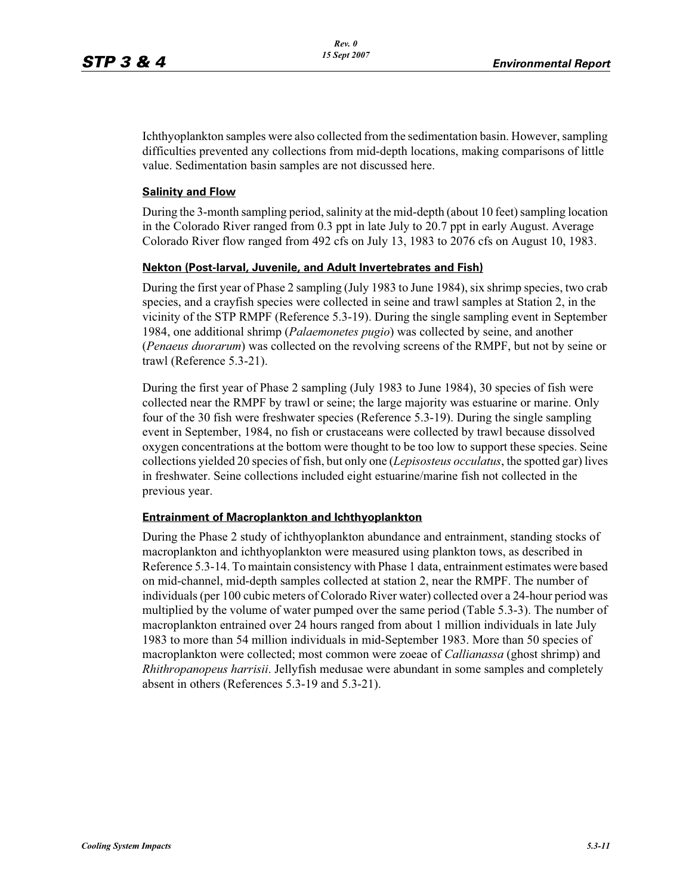Ichthyoplankton samples were also collected from the sedimentation basin. However, sampling difficulties prevented any collections from mid-depth locations, making comparisons of little value. Sedimentation basin samples are not discussed here.

#### Salinity and Flow

During the 3-month sampling period, salinity at the mid-depth (about 10 feet) sampling location in the Colorado River ranged from 0.3 ppt in late July to 20.7 ppt in early August. Average Colorado River flow ranged from 492 cfs on July 13, 1983 to 2076 cfs on August 10, 1983.

#### Nekton (Post-larval, Juvenile, and Adult Invertebrates and Fish)

During the first year of Phase 2 sampling (July 1983 to June 1984), six shrimp species, two crab species, and a crayfish species were collected in seine and trawl samples at Station 2, in the vicinity of the STP RMPF (Reference 5.3-19). During the single sampling event in September 1984, one additional shrimp (*Palaemonetes pugio*) was collected by seine, and another (*Penaeus duorarum*) was collected on the revolving screens of the RMPF, but not by seine or trawl (Reference 5.3-21).

During the first year of Phase 2 sampling (July 1983 to June 1984), 30 species of fish were collected near the RMPF by trawl or seine; the large majority was estuarine or marine. Only four of the 30 fish were freshwater species (Reference 5.3-19). During the single sampling event in September, 1984, no fish or crustaceans were collected by trawl because dissolved oxygen concentrations at the bottom were thought to be too low to support these species. Seine collections yielded 20 species of fish, but only one (*Lepisosteus occulatus*, the spotted gar) lives in freshwater. Seine collections included eight estuarine/marine fish not collected in the previous year.

#### Entrainment of Macroplankton and Ichthyoplankton

During the Phase 2 study of ichthyoplankton abundance and entrainment, standing stocks of macroplankton and ichthyoplankton were measured using plankton tows, as described in Reference 5.3-14. To maintain consistency with Phase 1 data, entrainment estimates were based on mid-channel, mid-depth samples collected at station 2, near the RMPF. The number of individuals (per 100 cubic meters of Colorado River water) collected over a 24-hour period was multiplied by the volume of water pumped over the same period (Table 5.3-3). The number of macroplankton entrained over 24 hours ranged from about 1 million individuals in late July 1983 to more than 54 million individuals in mid-September 1983. More than 50 species of macroplankton were collected; most common were zoeae of *Callianassa* (ghost shrimp) and *Rhithropanopeus harrisii*. Jellyfish medusae were abundant in some samples and completely absent in others (References 5.3-19 and 5.3-21).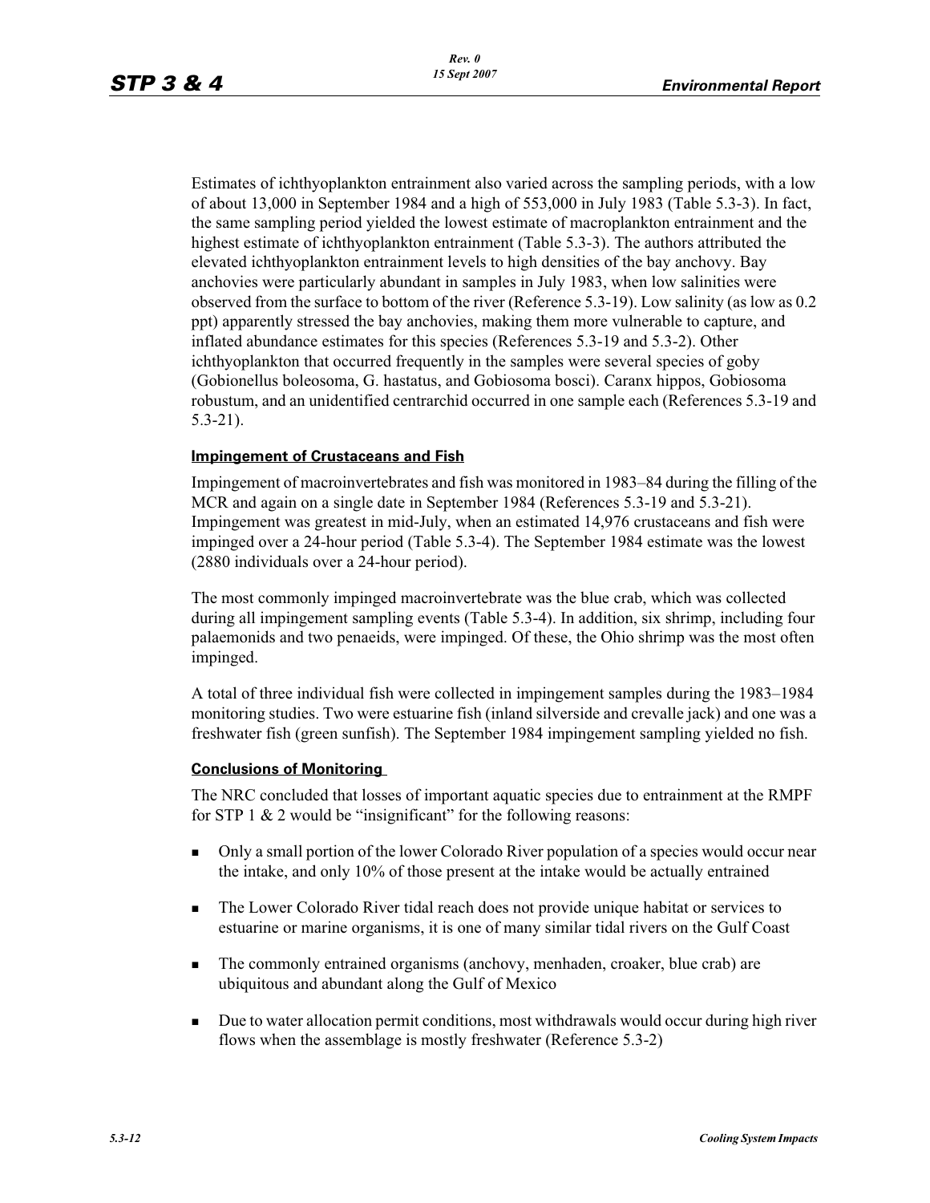Estimates of ichthyoplankton entrainment also varied across the sampling periods, with a low of about 13,000 in September 1984 and a high of 553,000 in July 1983 (Table 5.3-3). In fact, the same sampling period yielded the lowest estimate of macroplankton entrainment and the highest estimate of ichthyoplankton entrainment (Table 5.3-3). The authors attributed the elevated ichthyoplankton entrainment levels to high densities of the bay anchovy. Bay anchovies were particularly abundant in samples in July 1983, when low salinities were observed from the surface to bottom of the river (Reference 5.3-19). Low salinity (as low as 0.2 ppt) apparently stressed the bay anchovies, making them more vulnerable to capture, and inflated abundance estimates for this species (References 5.3-19 and 5.3-2). Other ichthyoplankton that occurred frequently in the samples were several species of goby (Gobionellus boleosoma, G. hastatus, and Gobiosoma bosci). Caranx hippos, Gobiosoma robustum, and an unidentified centrarchid occurred in one sample each (References 5.3-19 and 5.3-21).

**Impingement of Crustaceans and Fish**

Impingement of macroinvertebrates and fish was monitored in 1983–84 during the filling of the MCR and again on a single date in September 1984 (References 5.3-19 and 5.3-21). Impingement was greatest in mid-July, when an estimated 14,976 crustaceans and fish were impinged over a 24-hour period (Table 5.3-4). The September 1984 estimate was the lowest (2880 individuals over a 24-hour period).

The most commonly impinged macroinvertebrate was the blue crab, which was collected during all impingement sampling events (Table 5.3-4). In addition, six shrimp, including four palaemonids and two penaeids, were impinged. Of these, the Ohio shrimp was the most often impinged.

A total of three individual fish were collected in impingement samples during the 1983–1984 monitoring studies. Two were estuarine fish (inland silverside and crevalle jack) and one was a freshwater fish (green sunfish). The September 1984 impingement sampling yielded no fish.

**Conclusions of Monitoring**

The NRC concluded that losses of important aquatic species due to entrainment at the RMPF for STP 1 & 2 would be "insignificant" for the following reasons:

- Only a small portion of the lower Colorado River population of a species would occur near the intake, and only 10% of those present at the intake would be actually entrained
- The Lower Colorado River tidal reach does not provide unique habitat or services to estuarine or marine organisms, it is one of many similar tidal rivers on the Gulf Coast
- The commonly entrained organisms (anchovy, menhaden, croaker, blue crab) are ubiquitous and abundant along the Gulf of Mexico
- Due to water allocation permit conditions, most withdrawals would occur during high river flows when the assemblage is mostly freshwater (Reference 5.3-2)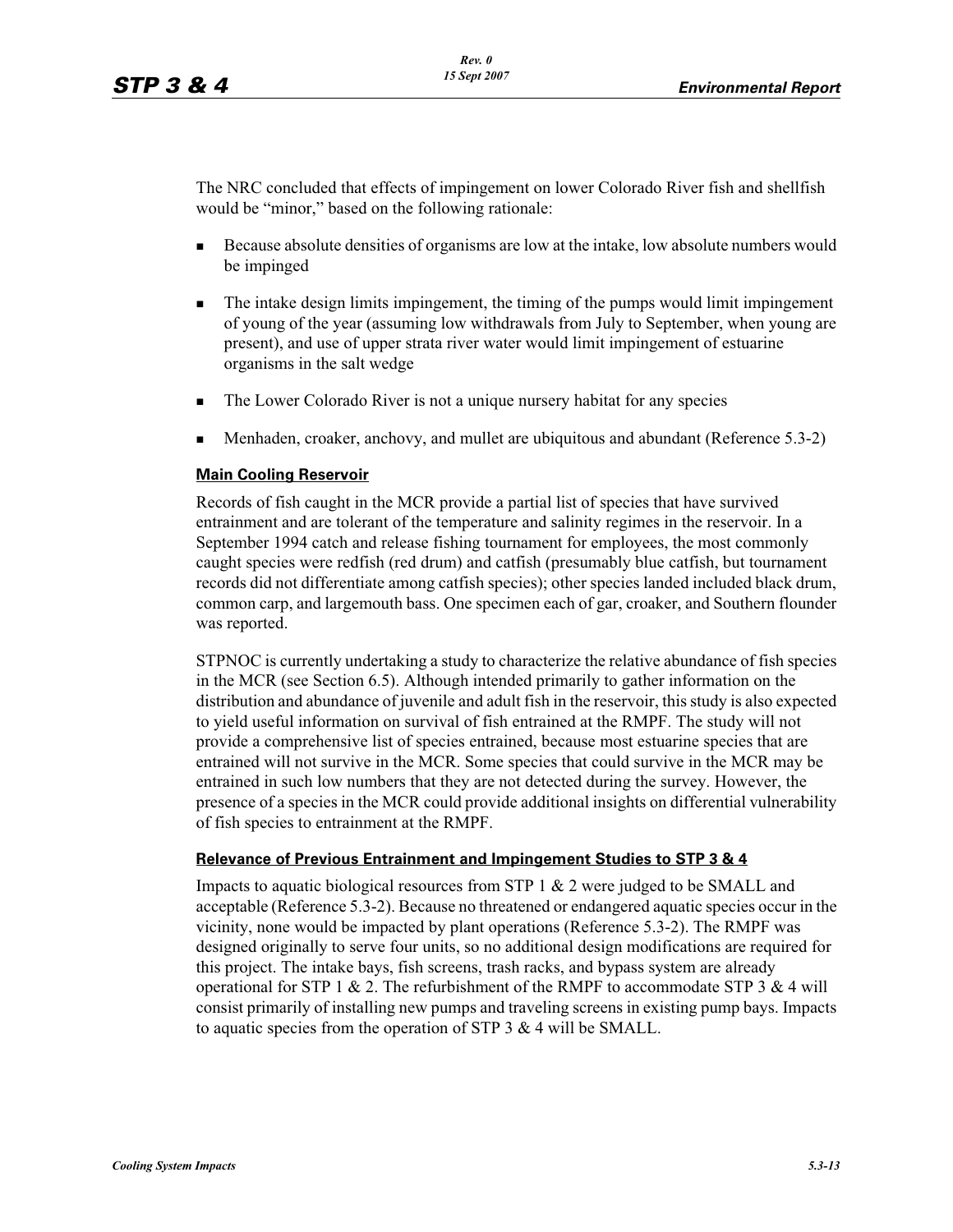The NRC concluded that effects of impingement on lower Colorado River fish and shellfish would be "minor," based on the following rationale:

- Because absolute densities of organisms are low at the intake, low absolute numbers would be impinged
- The intake design limits impingement, the timing of the pumps would limit impingement of young of the year (assuming low withdrawals from July to September, when young are present), and use of upper strata river water would limit impingement of estuarine organisms in the salt wedge
- The Lower Colorado River is not a unique nursery habitat for any species
- Menhaden, croaker, anchovy, and mullet are ubiquitous and abundant (Reference 5.3-2)

**Main Cooling Reservoir**

Records of fish caught in the MCR provide a partial list of species that have survived entrainment and are tolerant of the temperature and salinity regimes in the reservoir. In a September 1994 catch and release fishing tournament for employees, the most commonly caught species were redfish (red drum) and catfish (presumably blue catfish, but tournament records did not differentiate among catfish species); other species landed included black drum, common carp, and largemouth bass. One specimen each of gar, croaker, and Southern flounder was reported.

STPNOC is currently undertaking a study to characterize the relative abundance of fish species in the MCR (see Section 6.5). Although intended primarily to gather information on the distribution and abundance of juvenile and adult fish in the reservoir, this study is also expected to yield useful information on survival of fish entrained at the RMPF. The study will not provide a comprehensive list of species entrained, because most estuarine species that are entrained will not survive in the MCR. Some species that could survive in the MCR may be entrained in such low numbers that they are not detected during the survey. However, the presence of a species in the MCR could provide additional insights on differential vulnerability of fish species to entrainment at the RMPF.

**Relevance of Previous Entrainment and Impingement Studies to STP 3 & 4**

Impacts to aquatic biological resources from STP 1 & 2 were judged to be SMALL and acceptable (Reference 5.3-2). Because no threatened or endangered aquatic species occur in the vicinity, none would be impacted by plant operations (Reference 5.3-2). The RMPF was designed originally to serve four units, so no additional design modifications are required for this project. The intake bays, fish screens, trash racks, and bypass system are already operational for STP 1 & 2. The refurbishment of the RMPF to accommodate STP 3 & 4 will consist primarily of installing new pumps and traveling screens in existing pump bays. Impacts to aquatic species from the operation of STP 3 & 4 will be SMALL.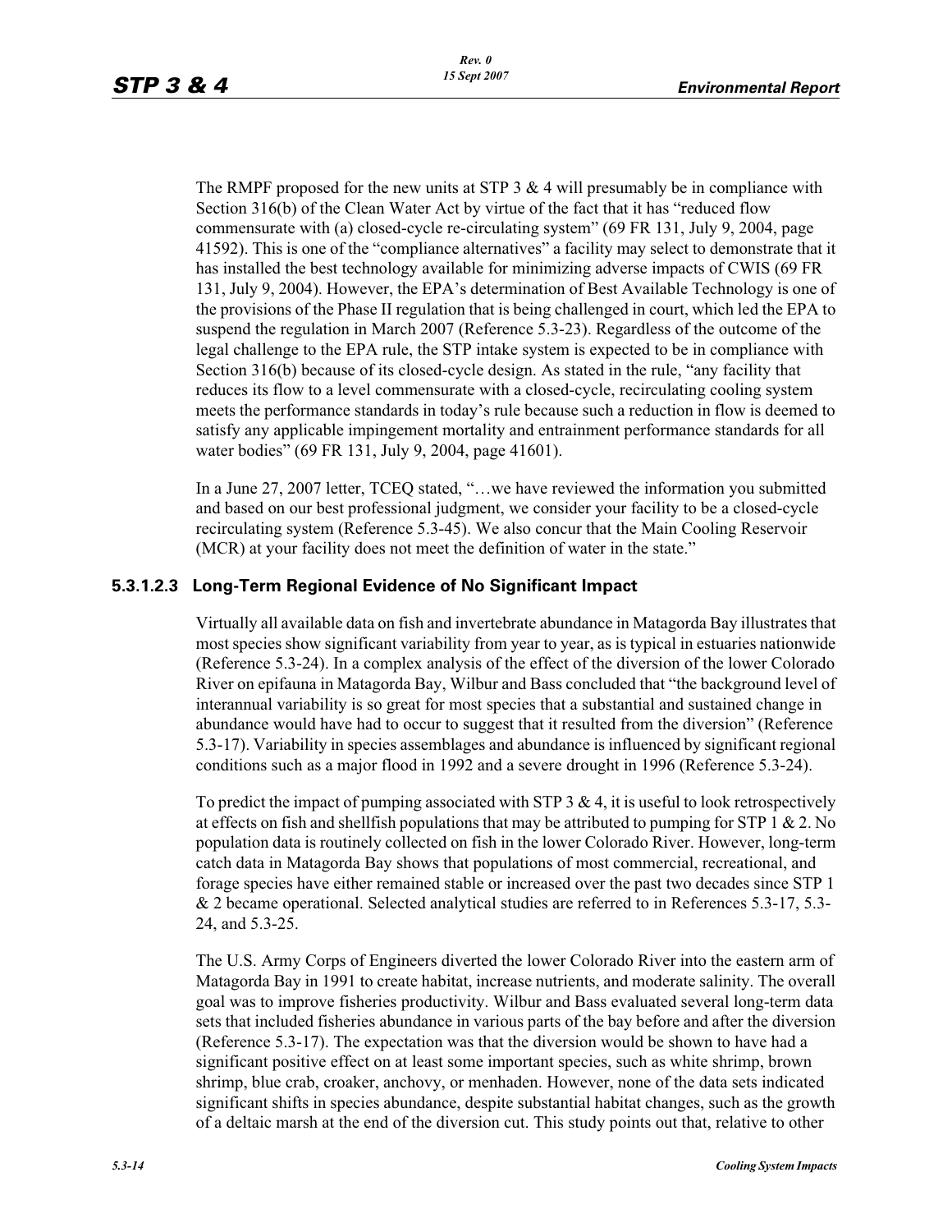The RMPF proposed for the new units at STP 3 & 4 will presumably be in compliance with Section 316(b) of the Clean Water Act by virtue of the fact that it has "reduced flow commensurate with (a) closed-cycle re-circulating system" (69 FR 131, July 9, 2004, page 41592). This is one of the "compliance alternatives" a facility may select to demonstrate that it has installed the best technology available for minimizing adverse impacts of CWIS (69 FR 131, July 9, 2004). However, the EPA's determination of Best Available Technology is one of the provisions of the Phase II regulation that is being challenged in court, which led the EPA to suspend the regulation in March 2007 (Reference 5.3-23). Regardless of the outcome of the legal challenge to the EPA rule, the STP intake system is expected to be in compliance with Section 316(b) because of its closed-cycle design. As stated in the rule, "any facility that reduces its flow to a level commensurate with a closed-cycle, recirculating cooling system meets the performance standards in today's rule because such a reduction in flow is deemed to satisfy any applicable impingement mortality and entrainment performance standards for all water bodies" (69 FR 131, July 9, 2004, page 41601).

In a June 27, 2007 letter, TCEQ stated, "…we have reviewed the information you submitted and based on our best professional judgment, we consider your facility to be a closed-cycle recirculating system (Reference 5.3-45). We also concur that the Main Cooling Reservoir (MCR) at your facility does not meet the definition of water in the state."

#### 5.3.1.2.3 Long-Term Regional Evidence of No Significant Impact

Virtually all available data on fish and invertebrate abundance in Matagorda Bay illustrates that most species show significant variability from year to year, as is typical in estuaries nationwide (Reference 5.3-24). In a complex analysis of the effect of the diversion of the lower Colorado River on epifauna in Matagorda Bay, Wilbur and Bass concluded that "the background level of interannual variability is so great for most species that a substantial and sustained change in abundance would have had to occur to suggest that it resulted from the diversion" (Reference 5.3-17). Variability in species assemblages and abundance is influenced by significant regional conditions such as a major flood in 1992 and a severe drought in 1996 (Reference 5.3-24).

To predict the impact of pumping associated with STP 3 & 4, it is useful to look retrospectively at effects on fish and shellfish populations that may be attributed to pumping for STP 1 & 2. No population data is routinely collected on fish in the lower Colorado River. However, long-term catch data in Matagorda Bay shows that populations of most commercial, recreational, and forage species have either remained stable or increased over the past two decades since STP 1 & 2 became operational. Selected analytical studies are referred to in References 5.3-17, 5.3-24, and 5.3-25.

The U.S. Army Corps of Engineers diverted the lower Colorado River into the eastern arm of Matagorda Bay in 1991 to create habitat, increase nutrients, and moderate salinity. The overall goal was to improve fisheries productivity. Wilbur and Bass evaluated several long-term data sets that included fisheries abundance in various parts of the bay before and after the diversion (Reference 5.3-17). The expectation was that the diversion would be shown to have had a significant positive effect on at least some important species, such as white shrimp, brown shrimp, blue crab, croaker, anchovy, or menhaden. However, none of the data sets indicated significant shifts in species abundance, despite substantial habitat changes, such as the growth of a deltaic marsh at the end of the diversion cut. This study points out that, relative to other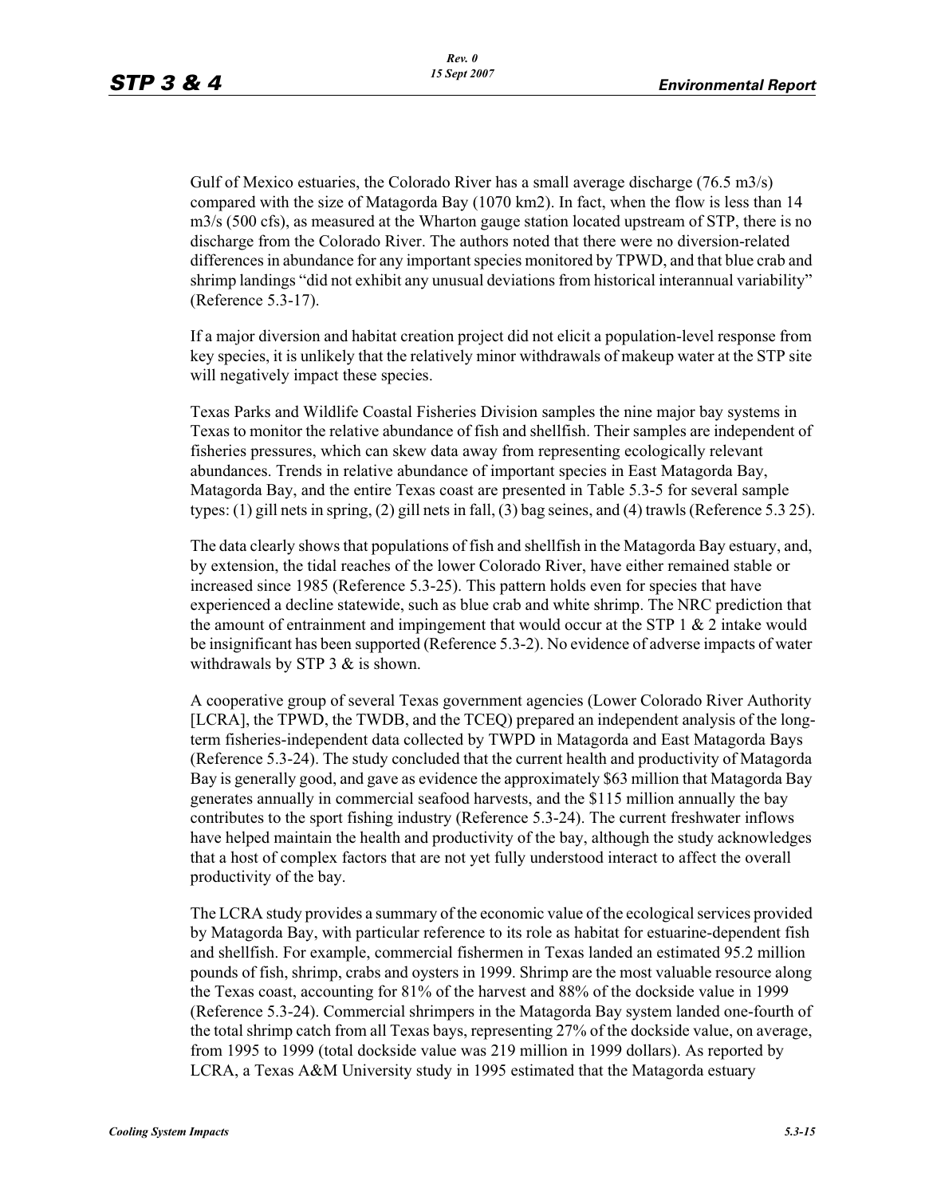Gulf of Mexico estuaries, the Colorado River has a small average discharge (76.5 $m^3/s$) compared with the size of Matagorda Bay (1070 $km^2$). In fact, when the flow is less than 14 $m^3/s$ (500 cfs), as measured at the Wharton gauge station located upstream of STP, there is no discharge from the Colorado River. The authors noted that there were no diversion-related differences in abundance for any important species monitored by TPWD, and that blue crab and shrimp landings "did not exhibit any unusual deviations from historical interannual variability" (Reference 5.3-17).

If a major diversion and habitat creation project did not elicit a population-level response from key species, it is unlikely that the relatively minor withdrawals of makeup water at the STP site will negatively impact these species.

Texas Parks and Wildlife Coastal Fisheries Division samples the nine major bay systems in Texas to monitor the relative abundance of fish and shellfish. Their samples are independent of fisheries pressures, which can skew data away from representing ecologically relevant abundances. Trends in relative abundance of important species in East Matagorda Bay, Matagorda Bay, and the entire Texas coast are presented in Table 5.3-5 for several sample types: (1) gill nets in spring, (2) gill nets in fall, (3) bag seines, and (4) trawls (Reference 5.3 25).

The data clearly shows that populations of fish and shellfish in the Matagorda Bay estuary, and, by extension, the tidal reaches of the lower Colorado River, have either remained stable or increased since 1985 (Reference 5.3-25). This pattern holds even for species that have experienced a decline statewide, such as blue crab and white shrimp. The NRC prediction that the amount of entrainment and impingement that would occur at the STP 1 & 2 intake would be insignificant has been supported (Reference 5.3-2). No evidence of adverse impacts of water withdrawals by STP 3 & is shown.

A cooperative group of several Texas government agencies (Lower Colorado River Authority [LCRA], the TPWD, the TWDB, and the TCEQ) prepared an independent analysis of the long-term fisheries-independent data collected by TWPD in Matagorda and East Matagorda Bays (Reference 5.3-24). The study concluded that the current health and productivity of Matagorda Bay is generally good, and gave as evidence the approximately $63 million that Matagorda Bay generates annually in commercial seafood harvests, and the $115 million annually the bay contributes to the sport fishing industry (Reference 5.3-24). The current freshwater inflows have helped maintain the health and productivity of the bay, although the study acknowledges that a host of complex factors that are not yet fully understood interact to affect the overall productivity of the bay.

The LCRA study provides a summary of the economic value of the ecological services provided by Matagorda Bay, with particular reference to its role as habitat for estuarine-dependent fish and shellfish. For example, commercial fishermen in Texas landed an estimated 95.2 million pounds of fish, shrimp, crabs and oysters in 1999. Shrimp are the most valuable resource along the Texas coast, accounting for 81% of the harvest and 88% of the dockside value in 1999 (Reference 5.3-24). Commercial shrimpers in the Matagorda Bay system landed one-fourth of the total shrimp catch from all Texas bays, representing 27% of the dockside value, on average, from 1995 to 1999 (total dockside value was 219 million in 1999 dollars). As reported by LCRA, a Texas A&M University study in 1995 estimated that the Matagorda estuary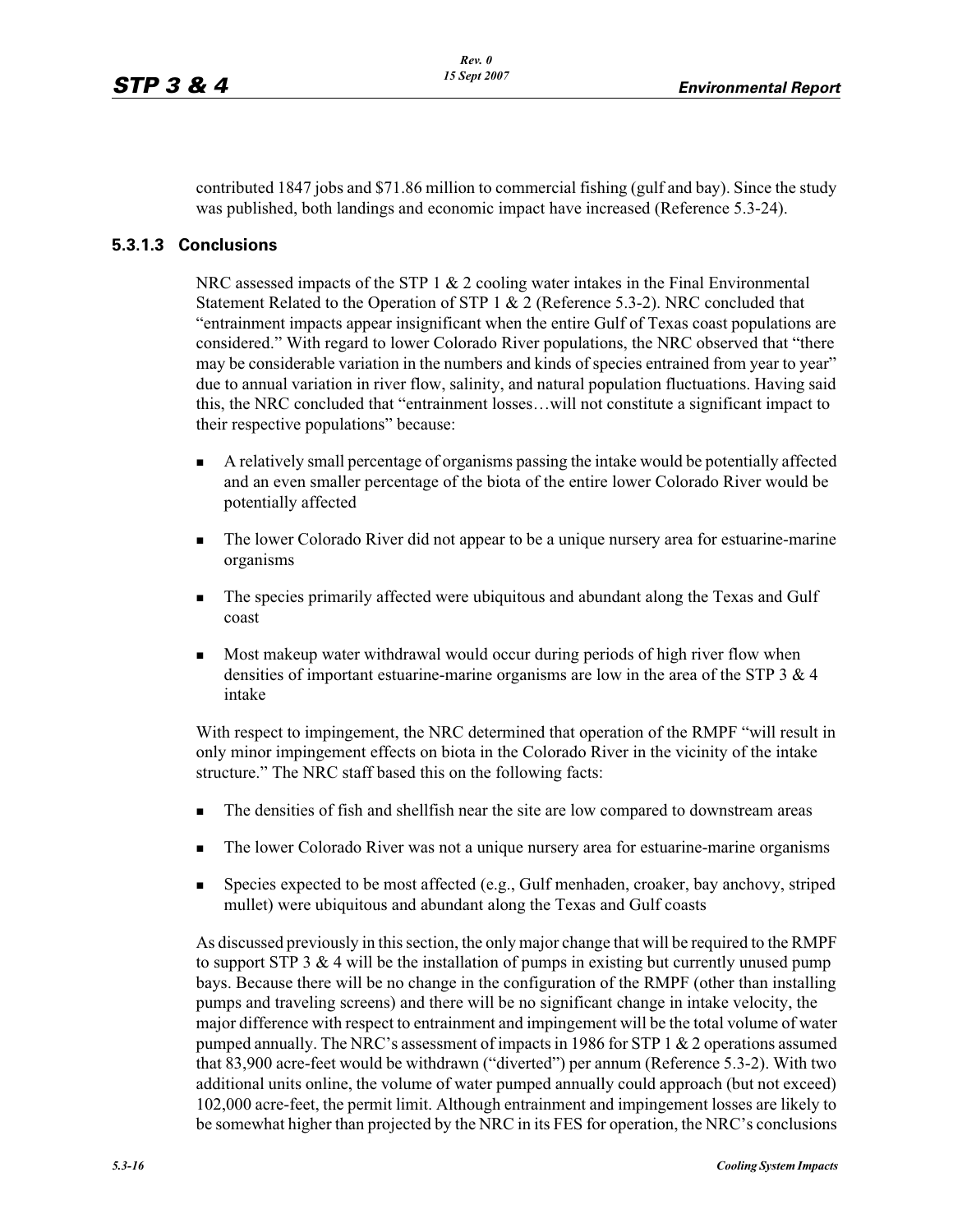contributed 1847 jobs and $71.86 million to commercial fishing (gulf and bay). Since the study was published, both landings and economic impact have increased (Reference 5.3-24).

### 5.3.1.3 Conclusions

NRC assessed impacts of the STP 1 & 2 cooling water intakes in the Final Environmental Statement Related to the Operation of STP 1 & 2 (Reference 5.3-2). NRC concluded that "entrainment impacts appear insignificant when the entire Gulf of Texas coast populations are considered." With regard to lower Colorado River populations, the NRC observed that "there may be considerable variation in the numbers and kinds of species entrained from year to year" due to annual variation in river flow, salinity, and natural population fluctuations. Having said this, the NRC concluded that "entrainment losses…will not constitute a significant impact to their respective populations" because:

- A relatively small percentage of organisms passing the intake would be potentially affected and an even smaller percentage of the biota of the entire lower Colorado River would be potentially affected
- The lower Colorado River did not appear to be a unique nursery area for estuarine-marine organisms
- The species primarily affected were ubiquitous and abundant along the Texas and Gulf coast
- Most makeup water withdrawal would occur during periods of high river flow when densities of important estuarine-marine organisms are low in the area of the STP 3 & 4 intake

With respect to impingement, the NRC determined that operation of the RMPF "will result in only minor impingement effects on biota in the Colorado River in the vicinity of the intake structure." The NRC staff based this on the following facts:

- The densities of fish and shellfish near the site are low compared to downstream areas
- The lower Colorado River was not a unique nursery area for estuarine-marine organisms
- Species expected to be most affected (e.g., Gulf menhaden, croaker, bay anchovy, striped mullet) were ubiquitous and abundant along the Texas and Gulf coasts

As discussed previously in this section, the only major change that will be required to the RMPF to support STP 3 & 4 will be the installation of pumps in existing but currently unused pump bays. Because there will be no change in the configuration of the RMPF (other than installing pumps and traveling screens) and there will be no significant change in intake velocity, the major difference with respect to entrainment and impingement will be the total volume of water pumped annually. The NRC's assessment of impacts in 1986 for STP 1 & 2 operations assumed that 83,900 acre-feet would be withdrawn ("diverted") per annum (Reference 5.3-2). With two additional units online, the volume of water pumped annually could approach (but not exceed) 102,000 acre-feet, the permit limit. Although entrainment and impingement losses are likely to be somewhat higher than projected by the NRC in its FES for operation, the NRC's conclusions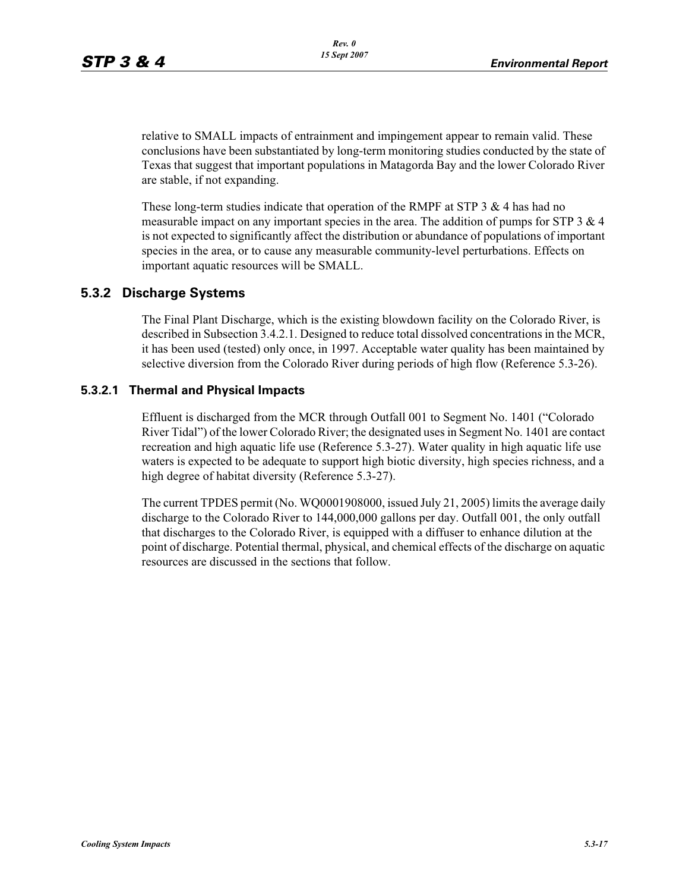relative to SMALL impacts of entrainment and impingement appear to remain valid. These conclusions have been substantiated by long-term monitoring studies conducted by the state of Texas that suggest that important populations in Matagorda Bay and the lower Colorado River are stable, if not expanding.

These long-term studies indicate that operation of the RMPF at STP 3 & 4 has had no measurable impact on any important species in the area. The addition of pumps for STP 3 & 4 is not expected to significantly affect the distribution or abundance of populations of important species in the area, or to cause any measurable community-level perturbations. Effects on important aquatic resources will be SMALL.

## 5.3.2 Discharge Systems

The Final Plant Discharge, which is the existing blowdown facility on the Colorado River, is described in Subsection 3.4.2.1. Designed to reduce total dissolved concentrations in the MCR, it has been used (tested) only once, in 1997. Acceptable water quality has been maintained by selective diversion from the Colorado River during periods of high flow (Reference 5.3-26).

### 5.3.2.1 Thermal and Physical Impacts

Effluent is discharged from the MCR through Outfall 001 to Segment No. 1401 ("Colorado River Tidal") of the lower Colorado River; the designated uses in Segment No. 1401 are contact recreation and high aquatic life use (Reference 5.3-27). Water quality in high aquatic life use waters is expected to be adequate to support high biotic diversity, high species richness, and a high degree of habitat diversity (Reference 5.3-27).

The current TPDES permit (No. WQ0001908000, issued July 21, 2005) limits the average daily discharge to the Colorado River to 144,000,000 gallons per day. Outfall 001, the only outfall that discharges to the Colorado River, is equipped with a diffuser to enhance dilution at the point of discharge. Potential thermal, physical, and chemical effects of the discharge on aquatic resources are discussed in the sections that follow.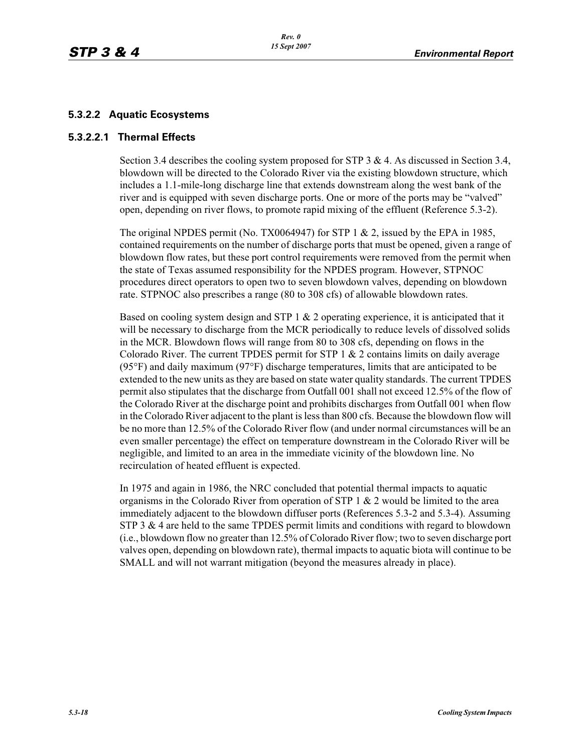### 5.3.2.2 Aquatic Ecosystems

#### 5.3.2.2.1 Thermal Effects

Section 3.4 describes the cooling system proposed for STP 3 & 4. As discussed in Section 3.4, blowdown will be directed to the Colorado River via the existing blowdown structure, which includes a 1.1-mile-long discharge line that extends downstream along the west bank of the river and is equipped with seven discharge ports. One or more of the ports may be "valved" open, depending on river flows, to promote rapid mixing of the effluent (Reference 5.3-2).

The original NPDES permit (No. TX0064947) for STP 1 & 2, issued by the EPA in 1985, contained requirements on the number of discharge ports that must be opened, given a range of blowdown flow rates, but these port control requirements were removed from the permit when the state of Texas assumed responsibility for the NPDES program. However, STPNOC procedures direct operators to open two to seven blowdown valves, depending on blowdown rate. STPNOC also prescribes a range (80 to 308 cfs) of allowable blowdown rates.

Based on cooling system design and STP 1 & 2 operating experience, it is anticipated that it will be necessary to discharge from the MCR periodically to reduce levels of dissolved solids in the MCR. Blowdown flows will range from 80 to 308 cfs, depending on flows in the Colorado River. The current TPDES permit for STP 1 & 2 contains limits on daily average (95°F) and daily maximum (97°F) discharge temperatures, limits that are anticipated to be extended to the new units as they are based on state water quality standards. The current TPDES permit also stipulates that the discharge from Outfall 001 shall not exceed 12.5% of the flow of the Colorado River at the discharge point and prohibits discharges from Outfall 001 when flow in the Colorado River adjacent to the plant is less than 800 cfs. Because the blowdown flow will be no more than 12.5% of the Colorado River flow (and under normal circumstances will be an even smaller percentage) the effect on temperature downstream in the Colorado River will be negligible, and limited to an area in the immediate vicinity of the blowdown line. No recirculation of heated effluent is expected.

In 1975 and again in 1986, the NRC concluded that potential thermal impacts to aquatic organisms in the Colorado River from operation of STP 1 & 2 would be limited to the area immediately adjacent to the blowdown diffuser ports (References 5.3-2 and 5.3-4). Assuming STP 3 & 4 are held to the same TPDES permit limits and conditions with regard to blowdown (i.e., blowdown flow no greater than 12.5% of Colorado River flow; two to seven discharge port valves open, depending on blowdown rate), thermal impacts to aquatic biota will continue to be SMALL and will not warrant mitigation (beyond the measures already in place).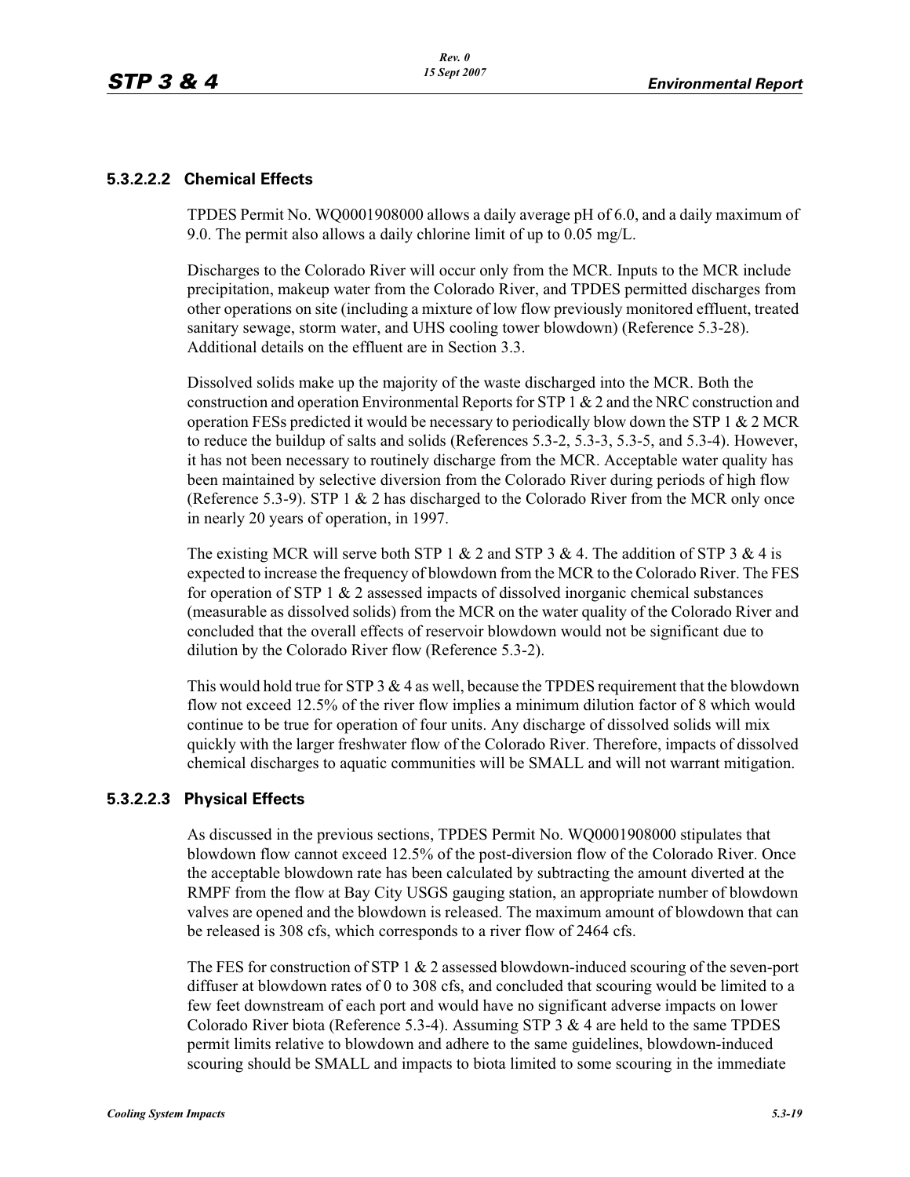#### 5.3.2.2.2 Chemical Effects

TPDES Permit No. WQ0001908000 allows a daily average pH of 6.0, and a daily maximum of 9.0. The permit also allows a daily chlorine limit of up to 0.05 mg/L.

Discharges to the Colorado River will occur only from the MCR. Inputs to the MCR include precipitation, makeup water from the Colorado River, and TPDES permitted discharges from other operations on site (including a mixture of low flow previously monitored effluent, treated sanitary sewage, storm water, and UHS cooling tower blowdown) (Reference 5.3-28). Additional details on the effluent are in Section 3.3.

Dissolved solids make up the majority of the waste discharged into the MCR. Both the construction and operation Environmental Reports for STP 1 & 2 and the NRC construction and operation FESs predicted it would be necessary to periodically blow down the STP 1 & 2 MCR to reduce the buildup of salts and solids (References 5.3-2, 5.3-3, 5.3-5, and 5.3-4). However, it has not been necessary to routinely discharge from the MCR. Acceptable water quality has been maintained by selective diversion from the Colorado River during periods of high flow (Reference 5.3-9). STP 1 & 2 has discharged to the Colorado River from the MCR only once in nearly 20 years of operation, in 1997.

The existing MCR will serve both STP 1 & 2 and STP 3 & 4. The addition of STP 3 & 4 is expected to increase the frequency of blowdown from the MCR to the Colorado River. The FES for operation of STP 1 & 2 assessed impacts of dissolved inorganic chemical substances (measurable as dissolved solids) from the MCR on the water quality of the Colorado River and concluded that the overall effects of reservoir blowdown would not be significant due to dilution by the Colorado River flow (Reference 5.3-2).

This would hold true for STP 3 & 4 as well, because the TPDES requirement that the blowdown flow not exceed 12.5% of the river flow implies a minimum dilution factor of 8 which would continue to be true for operation of four units. Any discharge of dissolved solids will mix quickly with the larger freshwater flow of the Colorado River. Therefore, impacts of dissolved chemical discharges to aquatic communities will be SMALL and will not warrant mitigation.

#### 5.3.2.2.3 Physical Effects

As discussed in the previous sections, TPDES Permit No. WQ0001908000 stipulates that blowdown flow cannot exceed 12.5% of the post-diversion flow of the Colorado River. Once the acceptable blowdown rate has been calculated by subtracting the amount diverted at the RMPF from the flow at Bay City USGS gauging station, an appropriate number of blowdown valves are opened and the blowdown is released. The maximum amount of blowdown that can be released is 308 cfs, which corresponds to a river flow of 2464 cfs.

The FES for construction of STP 1 & 2 assessed blowdown-induced scouring of the seven-port diffuser at blowdown rates of 0 to 308 cfs, and concluded that scouring would be limited to a few feet downstream of each port and would have no significant adverse impacts on lower Colorado River biota (Reference 5.3-4). Assuming STP 3 & 4 are held to the same TPDES permit limits relative to blowdown and adhere to the same guidelines, blowdown-induced scouring should be SMALL and impacts to biota limited to some scouring in the immediate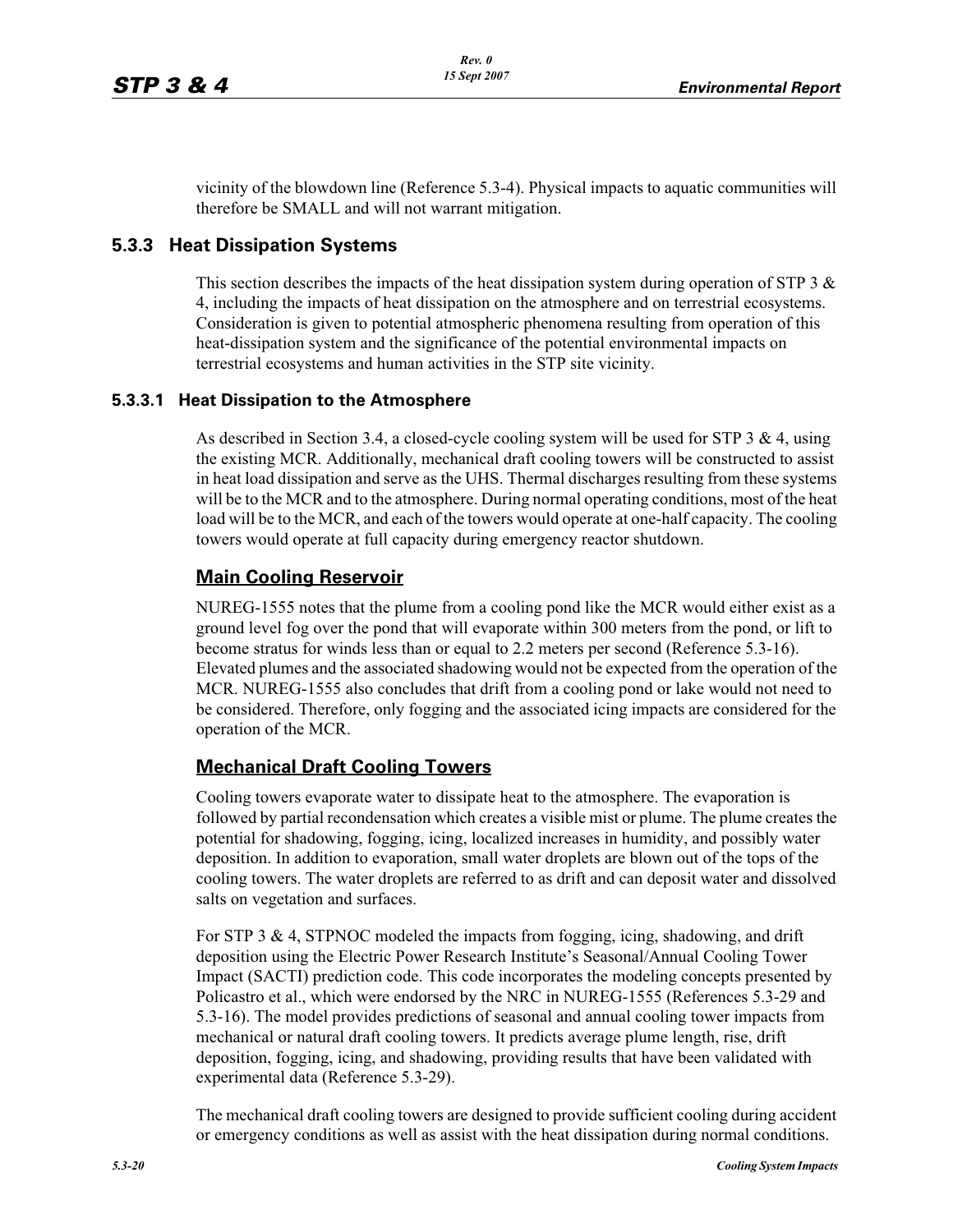vicinity of the blowdown line (Reference 5.3-4). Physical impacts to aquatic communities will therefore be SMALL and will not warrant mitigation.

### 5.3.3 Heat Dissipation Systems

This section describes the impacts of the heat dissipation system during operation of STP 3 & 4, including the impacts of heat dissipation on the atmosphere and on terrestrial ecosystems. Consideration is given to potential atmospheric phenomena resulting from operation of this heat-dissipation system and the significance of the potential environmental impacts on terrestrial ecosystems and human activities in the STP site vicinity.

#### 5.3.3.1 Heat Dissipation to the Atmosphere

As described in Section 3.4, a closed-cycle cooling system will be used for STP 3 & 4, using the existing MCR. Additionally, mechanical draft cooling towers will be constructed to assist in heat load dissipation and serve as the UHS. Thermal discharges resulting from these systems will be to the MCR and to the atmosphere. During normal operating conditions, most of the heat load will be to the MCR, and each of the towers would operate at one-half capacity. The cooling towers would operate at full capacity during emergency reactor shutdown.

**Main Cooling Reservoir**

NUREG-1555 notes that the plume from a cooling pond like the MCR would either exist as a ground level fog over the pond that will evaporate within 300 meters from the pond, or lift to become stratus for winds less than or equal to 2.2 meters per second (Reference 5.3-16). Elevated plumes and the associated shadowing would not be expected from the operation of the MCR. NUREG-1555 also concludes that drift from a cooling pond or lake would not need to be considered. Therefore, only fogging and the associated icing impacts are considered for the operation of the MCR.

**Mechanical Draft Cooling Towers**

Cooling towers evaporate water to dissipate heat to the atmosphere. The evaporation is followed by partial recondensation which creates a visible mist or plume. The plume creates the potential for shadowing, fogging, icing, localized increases in humidity, and possibly water deposition. In addition to evaporation, small water droplets are blown out of the tops of the cooling towers. The water droplets are referred to as drift and can deposit water and dissolved salts on vegetation and surfaces.

For STP 3 & 4, STPNOC modeled the impacts from fogging, icing, shadowing, and drift deposition using the Electric Power Research Institute's Seasonal/Annual Cooling Tower Impact (SACTI) prediction code. This code incorporates the modeling concepts presented by Policastro et al., which were endorsed by the NRC in NUREG-1555 (References 5.3-29 and 5.3-16). The model provides predictions of seasonal and annual cooling tower impacts from mechanical or natural draft cooling towers. It predicts average plume length, rise, drift deposition, fogging, icing, and shadowing, providing results that have been validated with experimental data (Reference 5.3-29).

The mechanical draft cooling towers are designed to provide sufficient cooling during accident or emergency conditions as well as assist with the heat dissipation during normal conditions.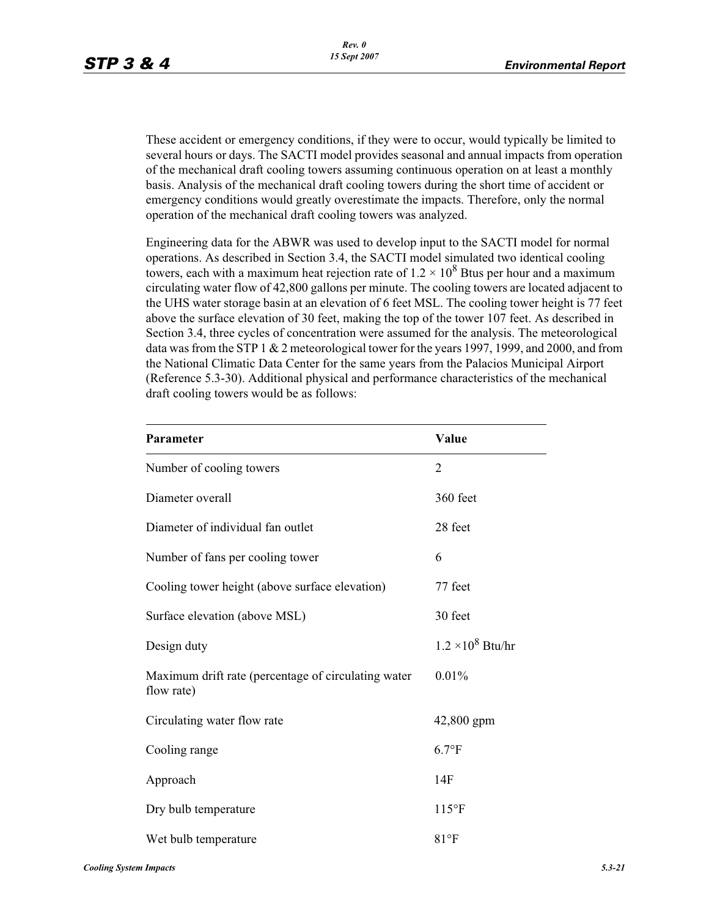These accident or emergency conditions, if they were to occur, would typically be limited to several hours or days. The SACTI model provides seasonal and annual impacts from operation of the mechanical draft cooling towers assuming continuous operation on at least a monthly basis. Analysis of the mechanical draft cooling towers during the short time of accident or emergency conditions would greatly overestimate the impacts. Therefore, only the normal operation of the mechanical draft cooling towers was analyzed.

Engineering data for the ABWR was used to develop input to the SACTI model for normal operations. As described in Section 3.4, the SACTI model simulated two identical cooling towers, each with a maximum heat rejection rate of $1.2 \times 10^8$ Btus per hour and a maximum circulating water flow of 42,800 gallons per minute. The cooling towers are located adjacent to the UHS water storage basin at an elevation of 6 feet MSL. The cooling tower height is 77 feet above the surface elevation of 30 feet, making the top of the tower 107 feet. As described in Section 3.4, three cycles of concentration were assumed for the analysis. The meteorological data was from the STP 1 & 2 meteorological tower for the years 1997, 1999, and 2000, and from the National Climatic Data Center for the same years from the Palacios Municipal Airport (Reference 5.3-30). Additional physical and performance characteristics of the mechanical draft cooling towers would be as follows:

| Parameter | Value |
|---|---|
| Number of cooling towers | 2 |
| Diameter overall | 360 feet |
| Diameter of individual fan outlet | 28 feet |
| Number of fans per cooling tower | 6 |
| Cooling tower height (above surface elevation) | 77 feet |
| Surface elevation (above MSL) | 30 feet |
| Design duty | $1.2 \times 10^8$ Btu/hr |
| Maximum drift rate (percentage of circulating water flow rate) | 0.01% |
| Circulating water flow rate | 42,800 gpm |
| Cooling range | 6.7°F |
| Approach | 14F |
| Dry bulb temperature | 115°F |
| Wet bulb temperature | 81°F |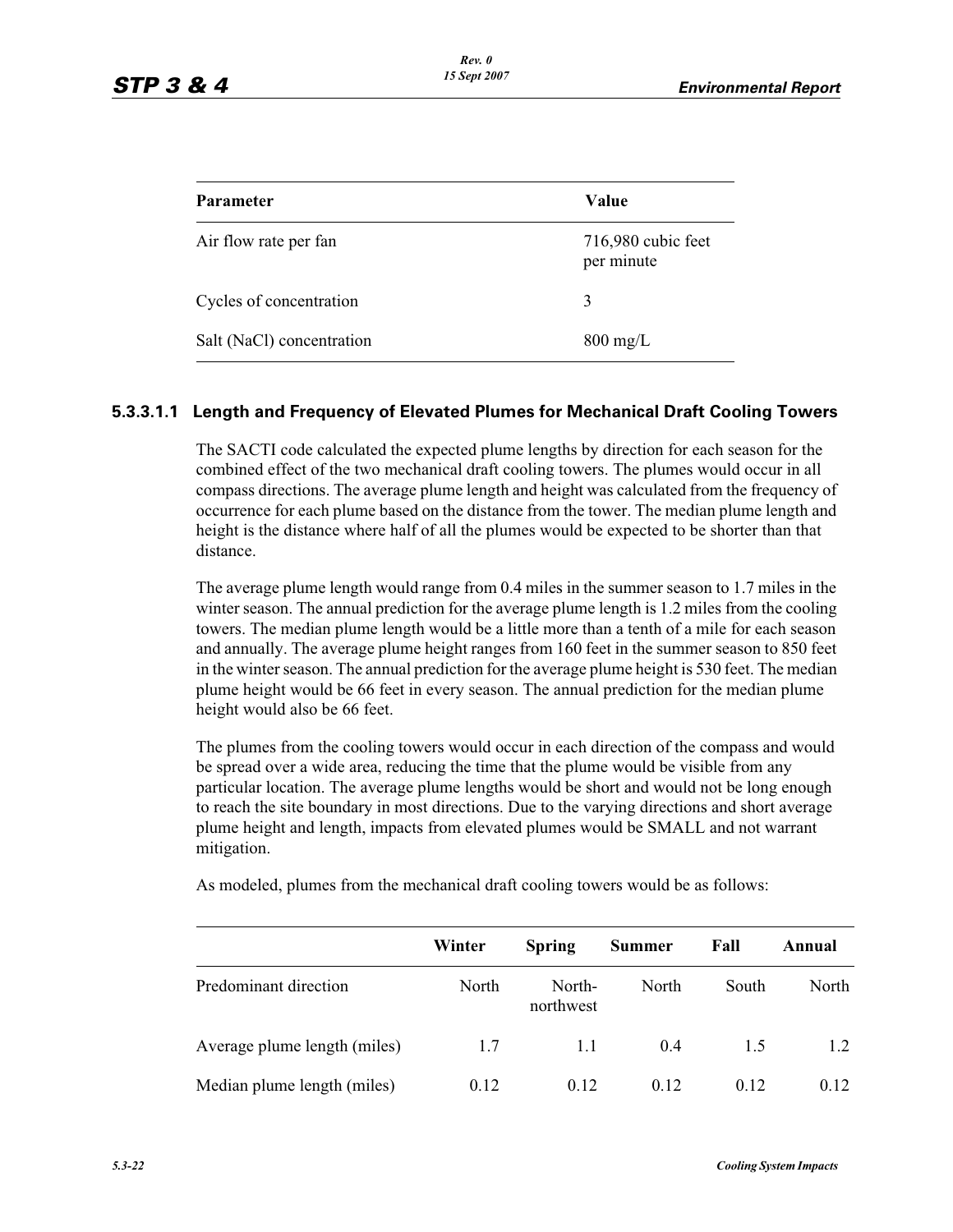| Parameter | Value |
|---|---|
| Air flow rate per fan | 716,980 cubic feet per minute |
| Cycles of concentration | 3 |
| Salt (NaCl) concentration | 800 mg/L |

#### 5.3.3.1.1 Length and Frequency of Elevated Plumes for Mechanical Draft Cooling Towers

The SACTI code calculated the expected plume lengths by direction for each season for the combined effect of the two mechanical draft cooling towers. The plumes would occur in all compass directions. The average plume length and height was calculated from the frequency of occurrence for each plume based on the distance from the tower. The median plume length and height is the distance where half of all the plumes would be expected to be shorter than that distance.

The average plume length would range from 0.4 miles in the summer season to 1.7 miles in the winter season. The annual prediction for the average plume length is 1.2 miles from the cooling towers. The median plume length would be a little more than a tenth of a mile for each season and annually. The average plume height ranges from 160 feet in the summer season to 850 feet in the winter season. The annual prediction for the average plume height is 530 feet. The median plume height would be 66 feet in every season. The annual prediction for the median plume height would also be 66 feet.

The plumes from the cooling towers would occur in each direction of the compass and would be spread over a wide area, reducing the time that the plume would be visible from any particular location. The average plume lengths would be short and would not be long enough to reach the site boundary in most directions. Due to the varying directions and short average plume height and length, impacts from elevated plumes would be SMALL and not warrant mitigation.

As modeled, plumes from the mechanical draft cooling towers would be as follows:

| | Winter | Spring | Summer | Fall | Annual |
|---|---|---|---|---|---|
| Predominant direction | North | North-northwest | North | South | North |
| Average plume length (miles) | 1.7 | 1.1 | 0.4 | 1.5 | 1.2 |
| Median plume length (miles) | 0.12 | 0.12 | 0.12 | 0.12 | 0.12 |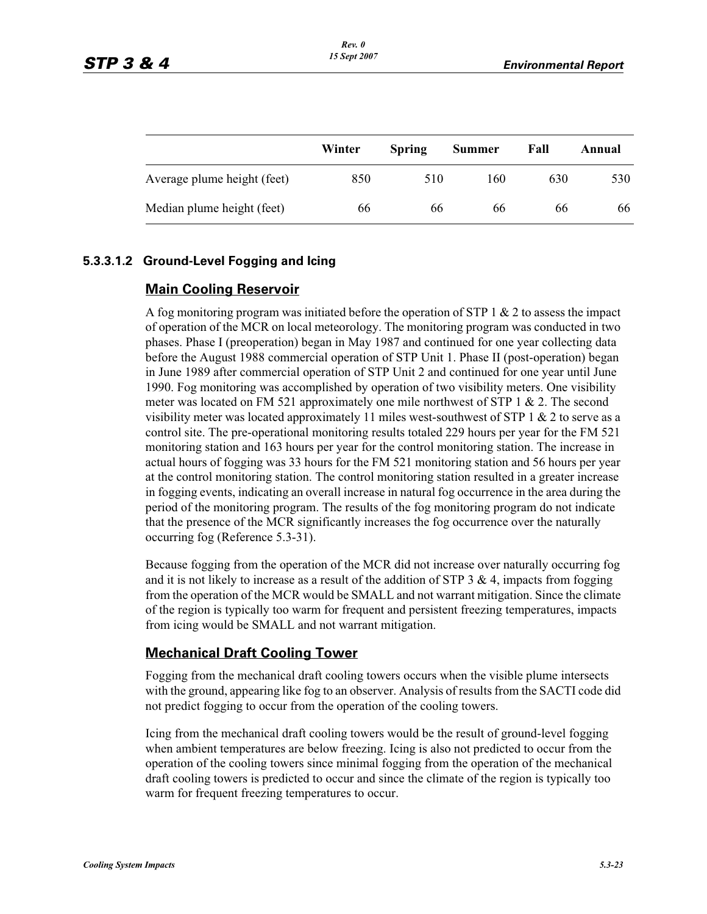| | Winter | Spring | Summer | Fall | Annual |
|---|---|---|---|---|---|
| Average plume height (feet) | 850 | 510 | 160 | 630 | 530 |
| Median plume height (feet) | 66 | 66 | 66 | 66 | 66 |

### 5.3.3.1.2 Ground-Level Fogging and Icing

#### Main Cooling Reservoir

A fog monitoring program was initiated before the operation of STP 1 & 2 to assess the impact of operation of the MCR on local meteorology. The monitoring program was conducted in two phases. Phase I (preoperation) began in May 1987 and continued for one year collecting data before the August 1988 commercial operation of STP Unit 1. Phase II (post-operation) began in June 1989 after commercial operation of STP Unit 2 and continued for one year until June 1990. Fog monitoring was accomplished by operation of two visibility meters. One visibility meter was located on FM 521 approximately one mile northwest of STP 1 & 2. The second visibility meter was located approximately 11 miles west-southwest of STP 1 & 2 to serve as a control site. The pre-operational monitoring results totaled 229 hours per year for the FM 521 monitoring station and 163 hours per year for the control monitoring station. The increase in actual hours of fogging was 33 hours for the FM 521 monitoring station and 56 hours per year at the control monitoring station. The control monitoring station resulted in a greater increase in fogging events, indicating an overall increase in natural fog occurrence in the area during the period of the monitoring program. The results of the fog monitoring program do not indicate that the presence of the MCR significantly increases the fog occurrence over the naturally occurring fog (Reference 5.3-31).

Because fogging from the operation of the MCR did not increase over naturally occurring fog and it is not likely to increase as a result of the addition of STP 3 & 4, impacts from fogging from the operation of the MCR would be SMALL and not warrant mitigation. Since the climate of the region is typically too warm for frequent and persistent freezing temperatures, impacts from icing would be SMALL and not warrant mitigation.

#### Mechanical Draft Cooling Tower

Fogging from the mechanical draft cooling towers occurs when the visible plume intersects with the ground, appearing like fog to an observer. Analysis of results from the SACTI code did not predict fogging to occur from the operation of the cooling towers.

Icing from the mechanical draft cooling towers would be the result of ground-level fogging when ambient temperatures are below freezing. Icing is also not predicted to occur from the operation of the cooling towers since minimal fogging from the operation of the mechanical draft cooling towers is predicted to occur and since the climate of the region is typically too warm for frequent freezing temperatures to occur.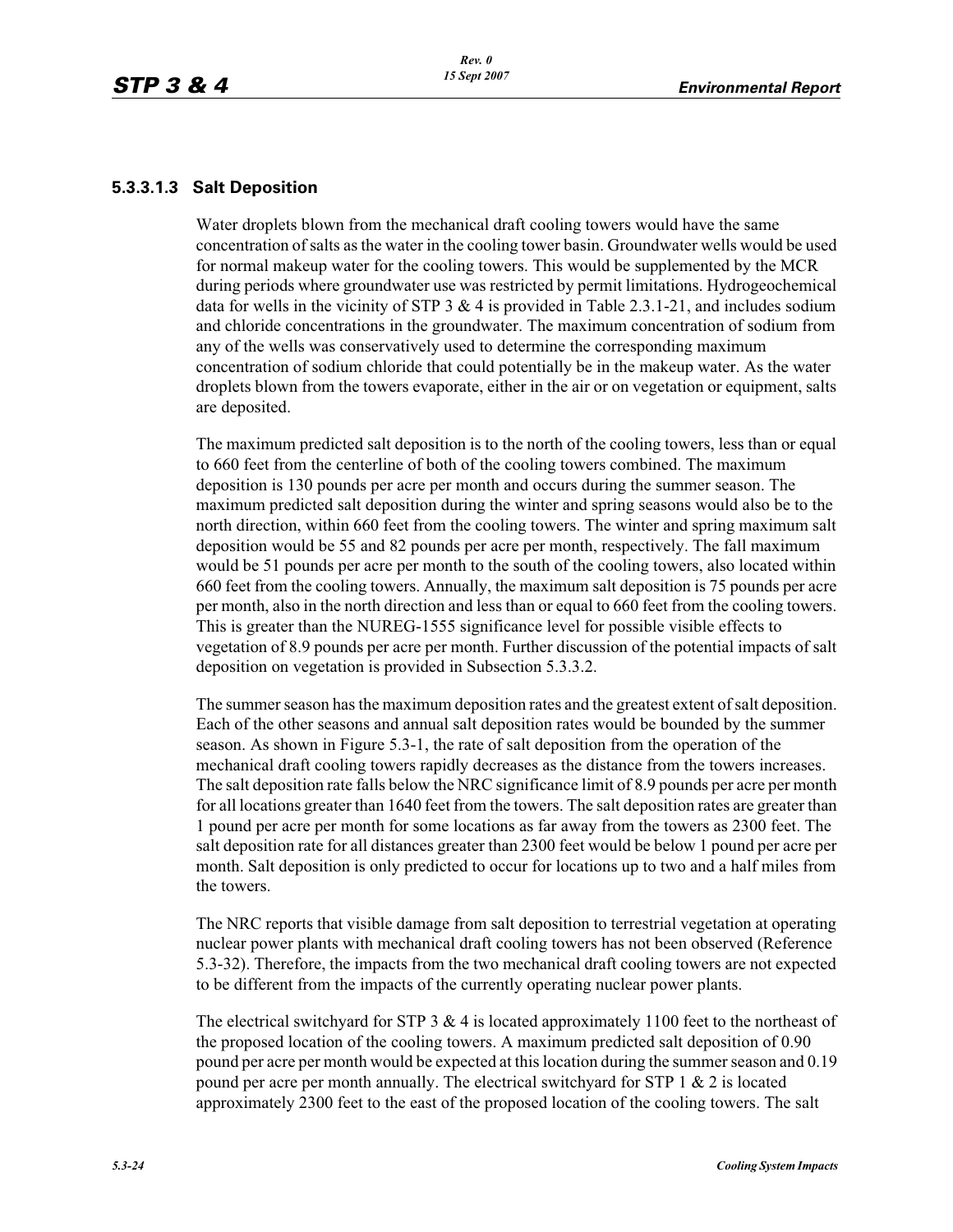### 5.3.3.1.3 Salt Deposition

Water droplets blown from the mechanical draft cooling towers would have the same concentration of salts as the water in the cooling tower basin. Groundwater wells would be used for normal makeup water for the cooling towers. This would be supplemented by the MCR during periods where groundwater use was restricted by permit limitations. Hydrogeochemical data for wells in the vicinity of STP 3 & 4 is provided in Table 2.3.1-21, and includes sodium and chloride concentrations in the groundwater. The maximum concentration of sodium from any of the wells was conservatively used to determine the corresponding maximum concentration of sodium chloride that could potentially be in the makeup water. As the water droplets blown from the towers evaporate, either in the air or on vegetation or equipment, salts are deposited.

The maximum predicted salt deposition is to the north of the cooling towers, less than or equal to 660 feet from the centerline of both of the cooling towers combined. The maximum deposition is 130 pounds per acre per month and occurs during the summer season. The maximum predicted salt deposition during the winter and spring seasons would also be to the north direction, within 660 feet from the cooling towers. The winter and spring maximum salt deposition would be 55 and 82 pounds per acre per month, respectively. The fall maximum would be 51 pounds per acre per month to the south of the cooling towers, also located within 660 feet from the cooling towers. Annually, the maximum salt deposition is 75 pounds per acre per month, also in the north direction and less than or equal to 660 feet from the cooling towers. This is greater than the NUREG-1555 significance level for possible visible effects to vegetation of 8.9 pounds per acre per month. Further discussion of the potential impacts of salt deposition on vegetation is provided in Subsection 5.3.3.2.

The summer season has the maximum deposition rates and the greatest extent of salt deposition. Each of the other seasons and annual salt deposition rates would be bounded by the summer season. As shown in Figure 5.3-1, the rate of salt deposition from the operation of the mechanical draft cooling towers rapidly decreases as the distance from the towers increases. The salt deposition rate falls below the NRC significance limit of 8.9 pounds per acre per month for all locations greater than 1640 feet from the towers. The salt deposition rates are greater than 1 pound per acre per month for some locations as far away from the towers as 2300 feet. The salt deposition rate for all distances greater than 2300 feet would be below 1 pound per acre per month. Salt deposition is only predicted to occur for locations up to two and a half miles from the towers.

The NRC reports that visible damage from salt deposition to terrestrial vegetation at operating nuclear power plants with mechanical draft cooling towers has not been observed (Reference 5.3-32). Therefore, the impacts from the two mechanical draft cooling towers are not expected to be different from the impacts of the currently operating nuclear power plants.

The electrical switchyard for STP 3 & 4 is located approximately 1100 feet to the northeast of the proposed location of the cooling towers. A maximum predicted salt deposition of 0.90 pound per acre per month would be expected at this location during the summer season and 0.19 pound per acre per month annually. The electrical switchyard for STP 1 & 2 is located approximately 2300 feet to the east of the proposed location of the cooling towers. The salt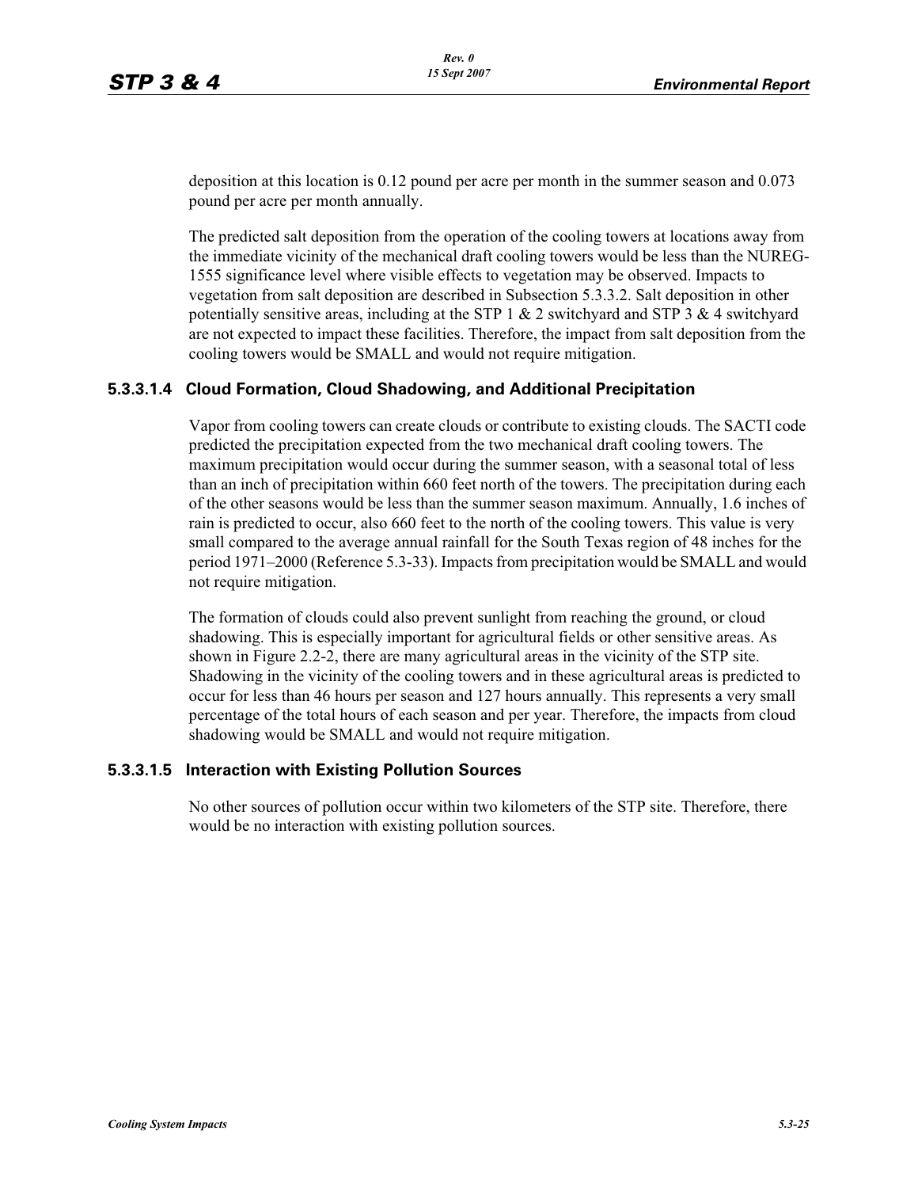deposition at this location is 0.12 pound per acre per month in the summer season and 0.073 pound per acre per month annually.

The predicted salt deposition from the operation of the cooling towers at locations away from the immediate vicinity of the mechanical draft cooling towers would be less than the NUREG-1555 significance level where visible effects to vegetation may be observed. Impacts to vegetation from salt deposition are described in Subsection 5.3.3.2. Salt deposition in other potentially sensitive areas, including at the STP 1 & 2 switchyard and STP 3 & 4 switchyard are not expected to impact these facilities. Therefore, the impact from salt deposition from the cooling towers would be SMALL and would not require mitigation.

#### 5.3.3.1.4 Cloud Formation, Cloud Shadowing, and Additional Precipitation

Vapor from cooling towers can create clouds or contribute to existing clouds. The SACTI code predicted the precipitation expected from the two mechanical draft cooling towers. The maximum precipitation would occur during the summer season, with a seasonal total of less than an inch of precipitation within 660 feet north of the towers. The precipitation during each of the other seasons would be less than the summer season maximum. Annually, 1.6 inches of rain is predicted to occur, also 660 feet to the north of the cooling towers. This value is very small compared to the average annual rainfall for the South Texas region of 48 inches for the period 1971–2000 (Reference 5.3-33). Impacts from precipitation would be SMALL and would not require mitigation.

The formation of clouds could also prevent sunlight from reaching the ground, or cloud shadowing. This is especially important for agricultural fields or other sensitive areas. As shown in Figure 2.2-2, there are many agricultural areas in the vicinity of the STP site. Shadowing in the vicinity of the cooling towers and in these agricultural areas is predicted to occur for less than 46 hours per season and 127 hours annually. This represents a very small percentage of the total hours of each season and per year. Therefore, the impacts from cloud shadowing would be SMALL and would not require mitigation.

#### 5.3.3.1.5 Interaction with Existing Pollution Sources

No other sources of pollution occur within two kilometers of the STP site. Therefore, there would be no interaction with existing pollution sources.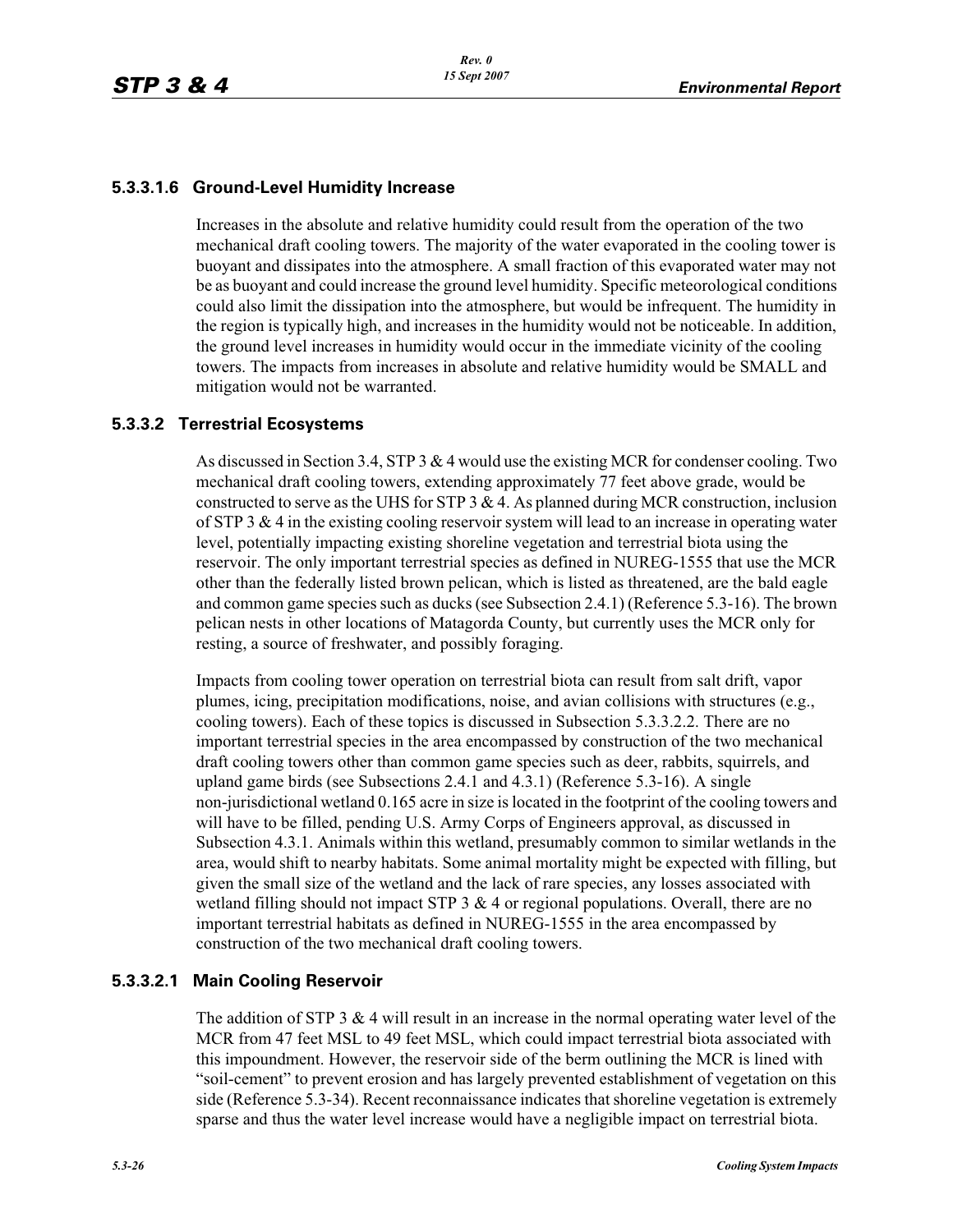#### 5.3.3.1.6 Ground-Level Humidity Increase

Increases in the absolute and relative humidity could result from the operation of the two mechanical draft cooling towers. The majority of the water evaporated in the cooling tower is buoyant and dissipates into the atmosphere. A small fraction of this evaporated water may not be as buoyant and could increase the ground level humidity. Specific meteorological conditions could also limit the dissipation into the atmosphere, but would be infrequent. The humidity in the region is typically high, and increases in the humidity would not be noticeable. In addition, the ground level increases in humidity would occur in the immediate vicinity of the cooling towers. The impacts from increases in absolute and relative humidity would be SMALL and mitigation would not be warranted.

### 5.3.3.2 Terrestrial Ecosystems

As discussed in Section 3.4, STP 3 & 4 would use the existing MCR for condenser cooling. Two mechanical draft cooling towers, extending approximately 77 feet above grade, would be constructed to serve as the UHS for STP 3 & 4. As planned during MCR construction, inclusion of STP 3 & 4 in the existing cooling reservoir system will lead to an increase in operating water level, potentially impacting existing shoreline vegetation and terrestrial biota using the reservoir. The only important terrestrial species as defined in NUREG-1555 that use the MCR other than the federally listed brown pelican, which is listed as threatened, are the bald eagle and common game species such as ducks (see Subsection 2.4.1) (Reference 5.3-16). The brown pelican nests in other locations of Matagorda County, but currently uses the MCR only for resting, a source of freshwater, and possibly foraging.

Impacts from cooling tower operation on terrestrial biota can result from salt drift, vapor plumes, icing, precipitation modifications, noise, and avian collisions with structures (e.g., cooling towers). Each of these topics is discussed in Subsection 5.3.3.2.2. There are no important terrestrial species in the area encompassed by construction of the two mechanical draft cooling towers other than common game species such as deer, rabbits, squirrels, and upland game birds (see Subsections 2.4.1 and 4.3.1) (Reference 5.3-16). A single non-jurisdictional wetland 0.165 acre in size is located in the footprint of the cooling towers and will have to be filled, pending U.S. Army Corps of Engineers approval, as discussed in Subsection 4.3.1. Animals within this wetland, presumably common to similar wetlands in the area, would shift to nearby habitats. Some animal mortality might be expected with filling, but given the small size of the wetland and the lack of rare species, any losses associated with wetland filling should not impact STP 3 & 4 or regional populations. Overall, there are no important terrestrial habitats as defined in NUREG-1555 in the area encompassed by construction of the two mechanical draft cooling towers.

#### 5.3.3.2.1 Main Cooling Reservoir

The addition of STP 3 & 4 will result in an increase in the normal operating water level of the MCR from 47 feet MSL to 49 feet MSL, which could impact terrestrial biota associated with this impoundment. However, the reservoir side of the berm outlining the MCR is lined with "soil-cement" to prevent erosion and has largely prevented establishment of vegetation on this side (Reference 5.3-34). Recent reconnaissance indicates that shoreline vegetation is extremely sparse and thus the water level increase would have a negligible impact on terrestrial biota.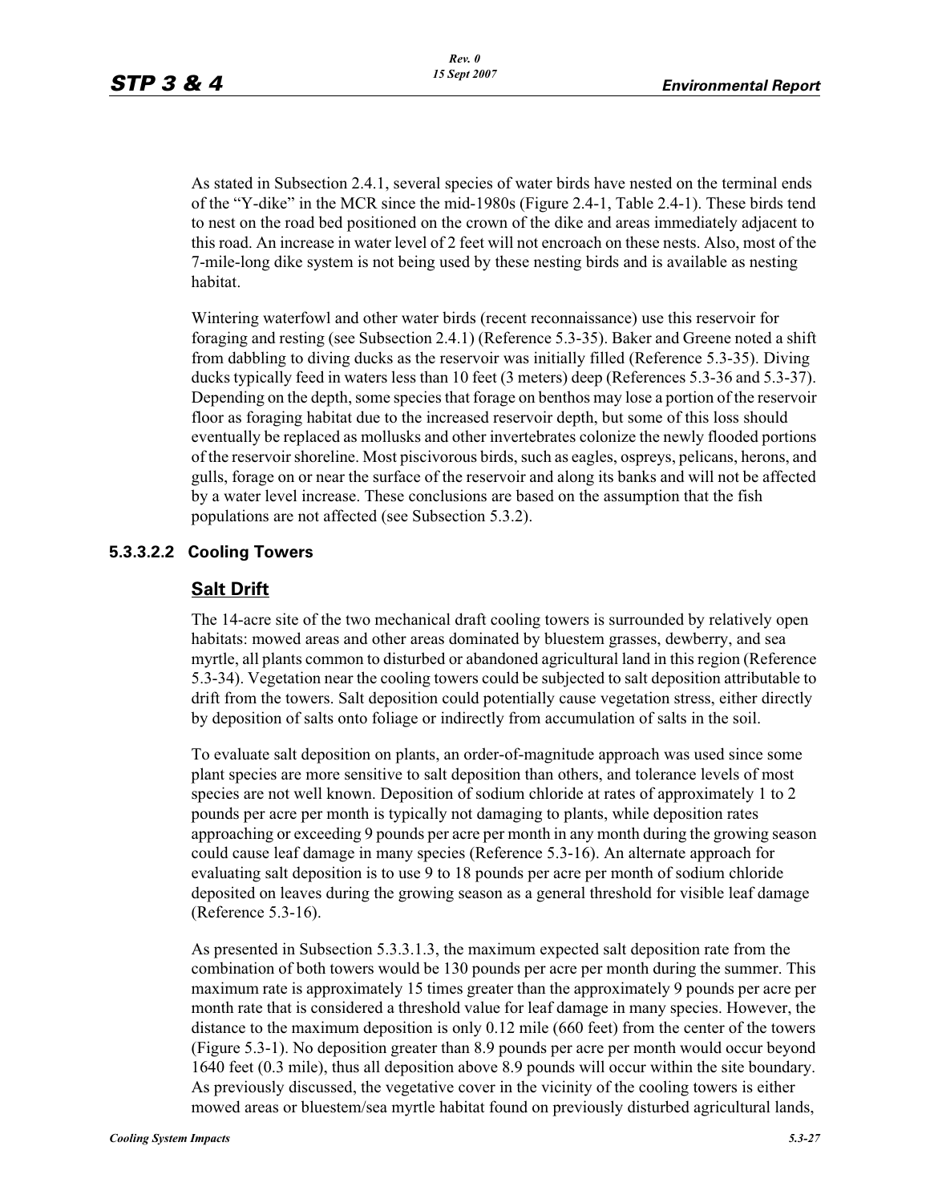As stated in Subsection 2.4.1, several species of water birds have nested on the terminal ends of the "Y-dike" in the MCR since the mid-1980s (Figure 2.4-1, Table 2.4-1). These birds tend to nest on the road bed positioned on the crown of the dike and areas immediately adjacent to this road. An increase in water level of 2 feet will not encroach on these nests. Also, most of the 7-mile-long dike system is not being used by these nesting birds and is available as nesting habitat.

Wintering waterfowl and other water birds (recent reconnaissance) use this reservoir for foraging and resting (see Subsection 2.4.1) (Reference 5.3-35). Baker and Greene noted a shift from dabbling to diving ducks as the reservoir was initially filled (Reference 5.3-35). Diving ducks typically feed in waters less than 10 feet (3 meters) deep (References 5.3-36 and 5.3-37). Depending on the depth, some species that forage on benthos may lose a portion of the reservoir floor as foraging habitat due to the increased reservoir depth, but some of this loss should eventually be replaced as mollusks and other invertebrates colonize the newly flooded portions of the reservoir shoreline. Most piscivorous birds, such as eagles, ospreys, pelicans, herons, and gulls, forage on or near the surface of the reservoir and along its banks and will not be affected by a water level increase. These conclusions are based on the assumption that the fish populations are not affected (see Subsection 5.3.2).

#### 5.3.3.2.2 Cooling Towers

**Salt Drift**

The 14-acre site of the two mechanical draft cooling towers is surrounded by relatively open habitats: mowed areas and other areas dominated by bluestem grasses, dewberry, and sea myrtle, all plants common to disturbed or abandoned agricultural land in this region (Reference 5.3-34). Vegetation near the cooling towers could be subjected to salt deposition attributable to drift from the towers. Salt deposition could potentially cause vegetation stress, either directly by deposition of salts onto foliage or indirectly from accumulation of salts in the soil.

To evaluate salt deposition on plants, an order-of-magnitude approach was used since some plant species are more sensitive to salt deposition than others, and tolerance levels of most species are not well known. Deposition of sodium chloride at rates of approximately 1 to 2 pounds per acre per month is typically not damaging to plants, while deposition rates approaching or exceeding 9 pounds per acre per month in any month during the growing season could cause leaf damage in many species (Reference 5.3-16). An alternate approach for evaluating salt deposition is to use 9 to 18 pounds per acre per month of sodium chloride deposited on leaves during the growing season as a general threshold for visible leaf damage (Reference 5.3-16).

As presented in Subsection 5.3.3.1.3, the maximum expected salt deposition rate from the combination of both towers would be 130 pounds per acre per month during the summer. This maximum rate is approximately 15 times greater than the approximately 9 pounds per acre per month rate that is considered a threshold value for leaf damage in many species. However, the distance to the maximum deposition is only 0.12 mile (660 feet) from the center of the towers (Figure 5.3-1). No deposition greater than 8.9 pounds per acre per month would occur beyond 1640 feet (0.3 mile), thus all deposition above 8.9 pounds will occur within the site boundary. As previously discussed, the vegetative cover in the vicinity of the cooling towers is either mowed areas or bluestem/sea myrtle habitat found on previously disturbed agricultural lands,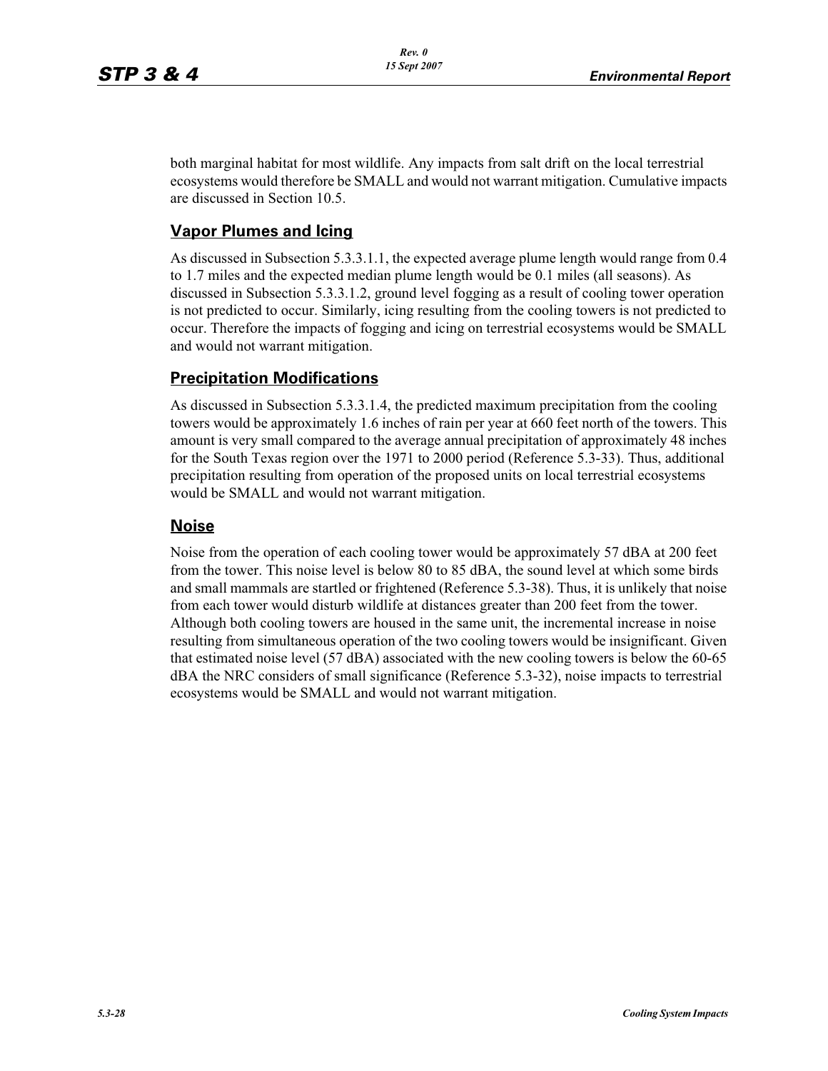both marginal habitat for most wildlife. Any impacts from salt drift on the local terrestrial ecosystems would therefore be SMALL and would not warrant mitigation. Cumulative impacts are discussed in Section 10.5.

## Vapor Plumes and Icing

As discussed in Subsection 5.3.3.1.1, the expected average plume length would range from 0.4 to 1.7 miles and the expected median plume length would be 0.1 miles (all seasons). As discussed in Subsection 5.3.3.1.2, ground level fogging as a result of cooling tower operation is not predicted to occur. Similarly, icing resulting from the cooling towers is not predicted to occur. Therefore the impacts of fogging and icing on terrestrial ecosystems would be SMALL and would not warrant mitigation.

## Precipitation Modifications

As discussed in Subsection 5.3.3.1.4, the predicted maximum precipitation from the cooling towers would be approximately 1.6 inches of rain per year at 660 feet north of the towers. This amount is very small compared to the average annual precipitation of approximately 48 inches for the South Texas region over the 1971 to 2000 period (Reference 5.3-33). Thus, additional precipitation resulting from operation of the proposed units on local terrestrial ecosystems would be SMALL and would not warrant mitigation.

## Noise

Noise from the operation of each cooling tower would be approximately 57 dBA at 200 feet from the tower. This noise level is below 80 to 85 dBA, the sound level at which some birds and small mammals are startled or frightened (Reference 5.3-38). Thus, it is unlikely that noise from each tower would disturb wildlife at distances greater than 200 feet from the tower. Although both cooling towers are housed in the same unit, the incremental increase in noise resulting from simultaneous operation of the two cooling towers would be insignificant. Given that estimated noise level (57 dBA) associated with the new cooling towers is below the 60-65 dBA the NRC considers of small significance (Reference 5.3-32), noise impacts to terrestrial ecosystems would be SMALL and would not warrant mitigation.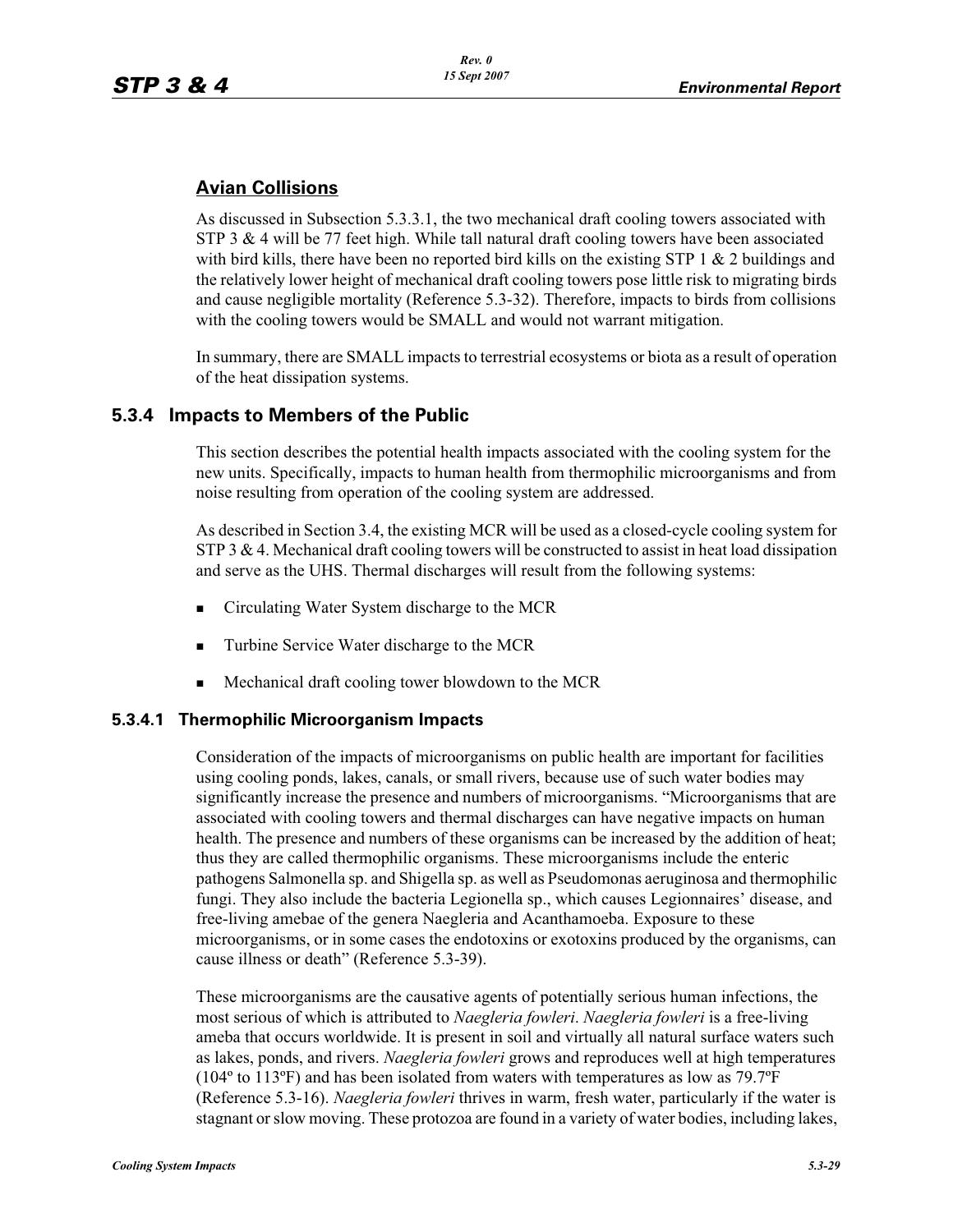## Avian Collisions

As discussed in Subsection 5.3.3.1, the two mechanical draft cooling towers associated with STP 3 & 4 will be 77 feet high. While tall natural draft cooling towers have been associated with bird kills, there have been no reported bird kills on the existing STP 1 & 2 buildings and the relatively lower height of mechanical draft cooling towers pose little risk to migrating birds and cause negligible mortality (Reference 5.3-32). Therefore, impacts to birds from collisions with the cooling towers would be SMALL and would not warrant mitigation.

In summary, there are SMALL impacts to terrestrial ecosystems or biota as a result of operation of the heat dissipation systems.

## 5.3.4 Impacts to Members of the Public

This section describes the potential health impacts associated with the cooling system for the new units. Specifically, impacts to human health from thermophilic microorganisms and from noise resulting from operation of the cooling system are addressed.

As described in Section 3.4, the existing MCR will be used as a closed-cycle cooling system for STP 3 & 4. Mechanical draft cooling towers will be constructed to assist in heat load dissipation and serve as the UHS. Thermal discharges will result from the following systems:

- Circulating Water System discharge to the MCR
- Turbine Service Water discharge to the MCR
- Mechanical draft cooling tower blowdown to the MCR

### 5.3.4.1 Thermophilic Microorganism Impacts

Consideration of the impacts of microorganisms on public health are important for facilities using cooling ponds, lakes, canals, or small rivers, because use of such water bodies may significantly increase the presence and numbers of microorganisms. "Microorganisms that are associated with cooling towers and thermal discharges can have negative impacts on human health. The presence and numbers of these organisms can be increased by the addition of heat; thus they are called thermophilic organisms. These microorganisms include the enteric pathogens Salmonella sp. and Shigella sp. as well as Pseudomonas aeruginosa and thermophilic fungi. They also include the bacteria Legionella sp., which causes Legionnaires' disease, and free-living amebae of the genera Naegleria and Acanthamoeba. Exposure to these microorganisms, or in some cases the endotoxins or exotoxins produced by the organisms, can cause illness or death" (Reference 5.3-39).

These microorganisms are the causative agents of potentially serious human infections, the most serious of which is attributed to *Naegleria fowleri*. *Naegleria fowleri* is a free-living ameba that occurs worldwide. It is present in soil and virtually all natural surface waters such as lakes, ponds, and rivers. *Naegleria fowleri* grows and reproduces well at high temperatures (104º to 113ºF) and has been isolated from waters with temperatures as low as 79.7ºF (Reference 5.3-16). *Naegleria fowleri* thrives in warm, fresh water, particularly if the water is stagnant or slow moving. These protozoa are found in a variety of water bodies, including lakes,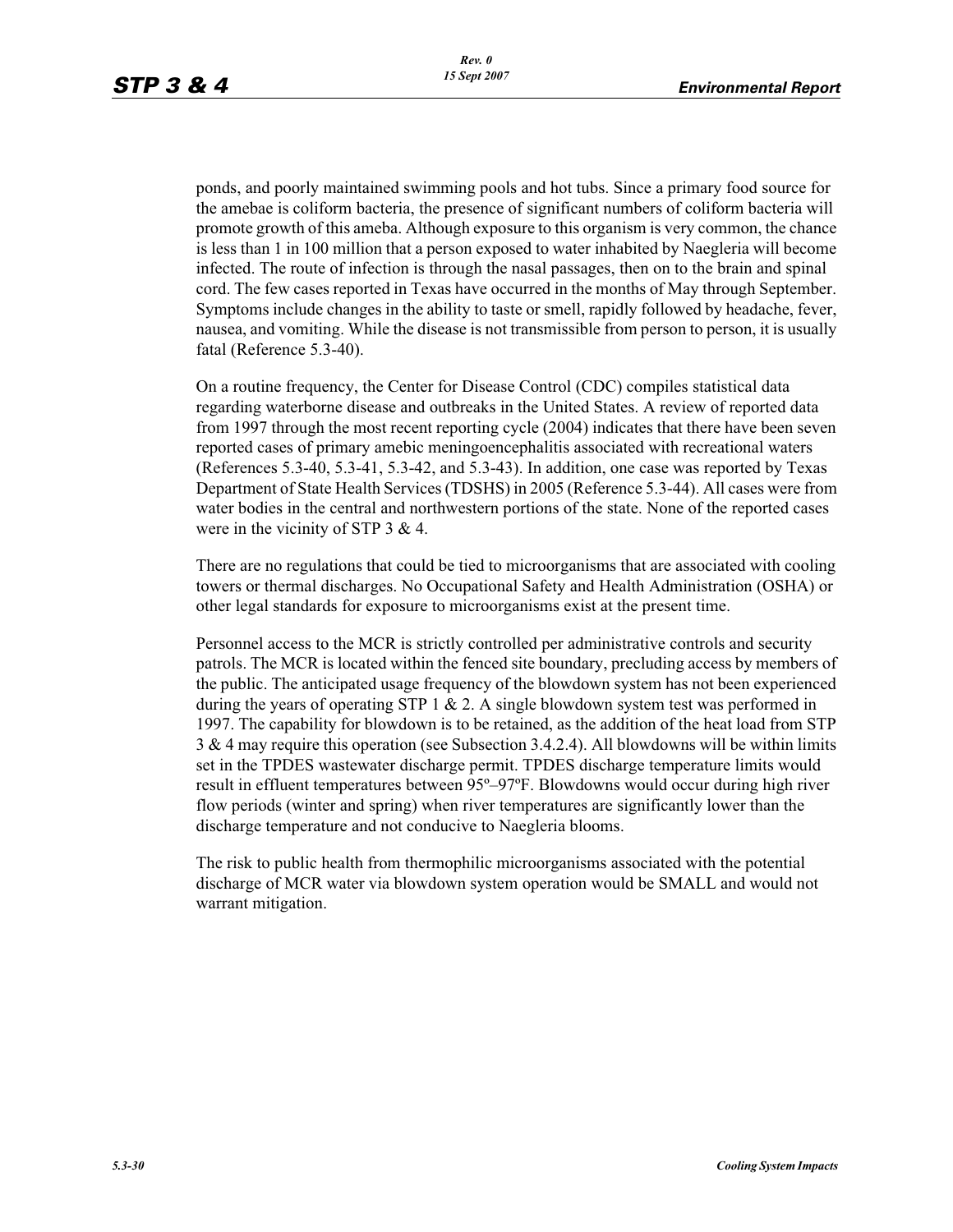ponds, and poorly maintained swimming pools and hot tubs. Since a primary food source for the amebae is coliform bacteria, the presence of significant numbers of coliform bacteria will promote growth of this ameba. Although exposure to this organism is very common, the chance is less than 1 in 100 million that a person exposed to water inhabited by Naegleria will become infected. The route of infection is through the nasal passages, then on to the brain and spinal cord. The few cases reported in Texas have occurred in the months of May through September. Symptoms include changes in the ability to taste or smell, rapidly followed by headache, fever, nausea, and vomiting. While the disease is not transmissible from person to person, it is usually fatal (Reference 5.3-40).

On a routine frequency, the Center for Disease Control (CDC) compiles statistical data regarding waterborne disease and outbreaks in the United States. A review of reported data from 1997 through the most recent reporting cycle (2004) indicates that there have been seven reported cases of primary amebic meningoencephalitis associated with recreational waters (References 5.3-40, 5.3-41, 5.3-42, and 5.3-43). In addition, one case was reported by Texas Department of State Health Services (TDSHS) in 2005 (Reference 5.3-44). All cases were from water bodies in the central and northwestern portions of the state. None of the reported cases were in the vicinity of STP 3 & 4.

There are no regulations that could be tied to microorganisms that are associated with cooling towers or thermal discharges. No Occupational Safety and Health Administration (OSHA) or other legal standards for exposure to microorganisms exist at the present time.

Personnel access to the MCR is strictly controlled per administrative controls and security patrols. The MCR is located within the fenced site boundary, precluding access by members of the public. The anticipated usage frequency of the blowdown system has not been experienced during the years of operating STP 1 & 2. A single blowdown system test was performed in 1997. The capability for blowdown is to be retained, as the addition of the heat load from STP 3 & 4 may require this operation (see Subsection 3.4.2.4). All blowdowns will be within limits set in the TPDES wastewater discharge permit. TPDES discharge temperature limits would result in effluent temperatures between 95º–97ºF. Blowdowns would occur during high river flow periods (winter and spring) when river temperatures are significantly lower than the discharge temperature and not conducive to Naegleria blooms.

The risk to public health from thermophilic microorganisms associated with the potential discharge of MCR water via blowdown system operation would be SMALL and would not warrant mitigation.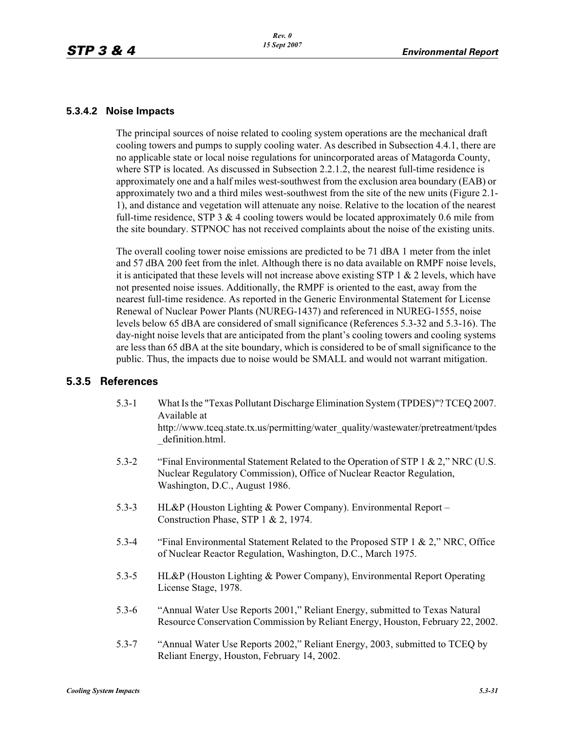### 5.3.4.2 Noise Impacts

The principal sources of noise related to cooling system operations are the mechanical draft cooling towers and pumps to supply cooling water. As described in Subsection 4.4.1, there are no applicable state or local noise regulations for unincorporated areas of Matagorda County, where STP is located. As discussed in Subsection 2.2.1.2, the nearest full-time residence is approximately one and a half miles west-southwest from the exclusion area boundary (EAB) or approximately two and a third miles west-southwest from the site of the new units (Figure 2.1-1), and distance and vegetation will attenuate any noise. Relative to the location of the nearest full-time residence, STP 3 & 4 cooling towers would be located approximately 0.6 mile from the site boundary. STPNOC has not received complaints about the noise of the existing units.

The overall cooling tower noise emissions are predicted to be 71 dBA 1 meter from the inlet and 57 dBA 200 feet from the inlet. Although there is no data available on RMPF noise levels, it is anticipated that these levels will not increase above existing STP 1 & 2 levels, which have not presented noise issues. Additionally, the RMPF is oriented to the east, away from the nearest full-time residence. As reported in the Generic Environmental Statement for License Renewal of Nuclear Power Plants (NUREG-1437) and referenced in NUREG-1555, noise levels below 65 dBA are considered of small significance (References 5.3-32 and 5.3-16). The day-night noise levels that are anticipated from the plant's cooling towers and cooling systems are less than 65 dBA at the site boundary, which is considered to be of small significance to the public. Thus, the impacts due to noise would be SMALL and would not warrant mitigation.

## 5.3.5 References

5.3-1 What Is the "Texas Pollutant Discharge Elimination System (TPDES)"? TCEQ 2007. Available at http://www.tceq.state.tx.us/permitting/water_quality/wastewater/pretreatment/tpdes_definition.html.

5.3-2 "Final Environmental Statement Related to the Operation of STP 1 & 2," NRC (U.S. Nuclear Regulatory Commission), Office of Nuclear Reactor Regulation, Washington, D.C., August 1986.

5.3-3 HL&P (Houston Lighting & Power Company). Environmental Report – Construction Phase, STP 1 & 2, 1974.

5.3-4 "Final Environmental Statement Related to the Proposed STP 1 & 2," NRC, Office of Nuclear Reactor Regulation, Washington, D.C., March 1975.

5.3-5 HL&P (Houston Lighting & Power Company), Environmental Report Operating License Stage, 1978.

5.3-6 "Annual Water Use Reports 2001," Reliant Energy, submitted to Texas Natural Resource Conservation Commission by Reliant Energy, Houston, February 22, 2002.

5.3-7 "Annual Water Use Reports 2002," Reliant Energy, 2003, submitted to TCEQ by Reliant Energy, Houston, February 14, 2002.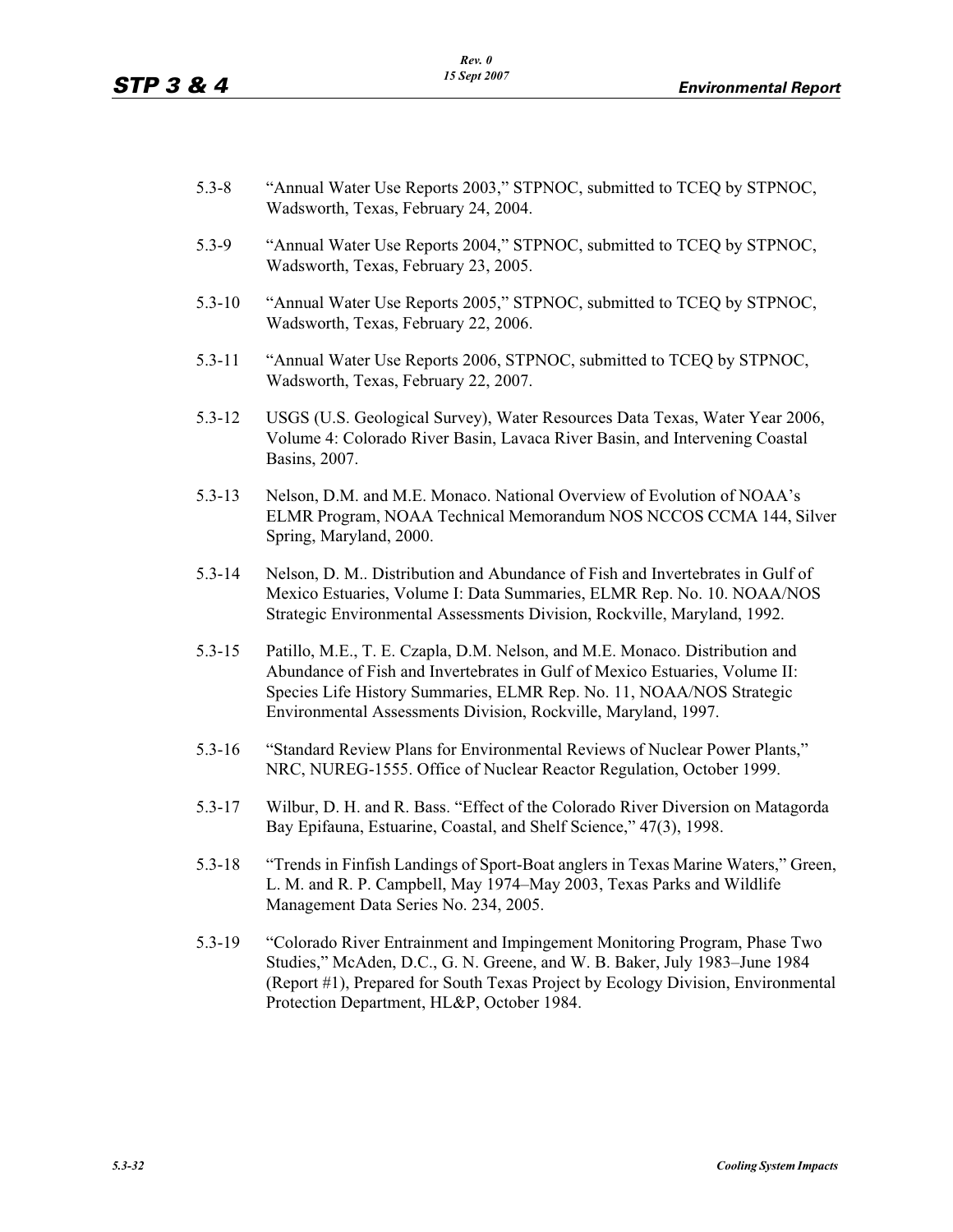5.3-8 "Annual Water Use Reports 2003," STPNOC, submitted to TCEQ by STPNOC, Wadsworth, Texas, February 24, 2004.

5.3-9 "Annual Water Use Reports 2004," STPNOC, submitted to TCEQ by STPNOC, Wadsworth, Texas, February 23, 2005.

5.3-10 "Annual Water Use Reports 2005," STPNOC, submitted to TCEQ by STPNOC, Wadsworth, Texas, February 22, 2006.

5.3-11 "Annual Water Use Reports 2006, STPNOC, submitted to TCEQ by STPNOC, Wadsworth, Texas, February 22, 2007.

5.3-12 USGS (U.S. Geological Survey), Water Resources Data Texas, Water Year 2006, Volume 4: Colorado River Basin, Lavaca River Basin, and Intervening Coastal Basins, 2007.

5.3-13 Nelson, D.M. and M.E. Monaco. National Overview of Evolution of NOAA's ELMR Program, NOAA Technical Memorandum NOS NCCOS CCMA 144, Silver Spring, Maryland, 2000.

5.3-14 Nelson, D. M.. Distribution and Abundance of Fish and Invertebrates in Gulf of Mexico Estuaries, Volume I: Data Summaries, ELMR Rep. No. 10. NOAA/NOS Strategic Environmental Assessments Division, Rockville, Maryland, 1992.

5.3-15 Patillo, M.E., T. E. Czapla, D.M. Nelson, and M.E. Monaco. Distribution and Abundance of Fish and Invertebrates in Gulf of Mexico Estuaries, Volume II: Species Life History Summaries, ELMR Rep. No. 11, NOAA/NOS Strategic Environmental Assessments Division, Rockville, Maryland, 1997.

5.3-16 "Standard Review Plans for Environmental Reviews of Nuclear Power Plants," NRC, NUREG-1555. Office of Nuclear Reactor Regulation, October 1999.

5.3-17 Wilbur, D. H. and R. Bass. "Effect of the Colorado River Diversion on Matagorda Bay Epifauna, Estuarine, Coastal, and Shelf Science," 47(3), 1998.

5.3-18 "Trends in Finfish Landings of Sport-Boat anglers in Texas Marine Waters," Green, L. M. and R. P. Campbell, May 1974–May 2003, Texas Parks and Wildlife Management Data Series No. 234, 2005.

5.3-19 "Colorado River Entrainment and Impingement Monitoring Program, Phase Two Studies," McAden, D.C., G. N. Greene, and W. B. Baker, July 1983–June 1984 (Report #1), Prepared for South Texas Project by Ecology Division, Environmental Protection Department, HL&P, October 1984.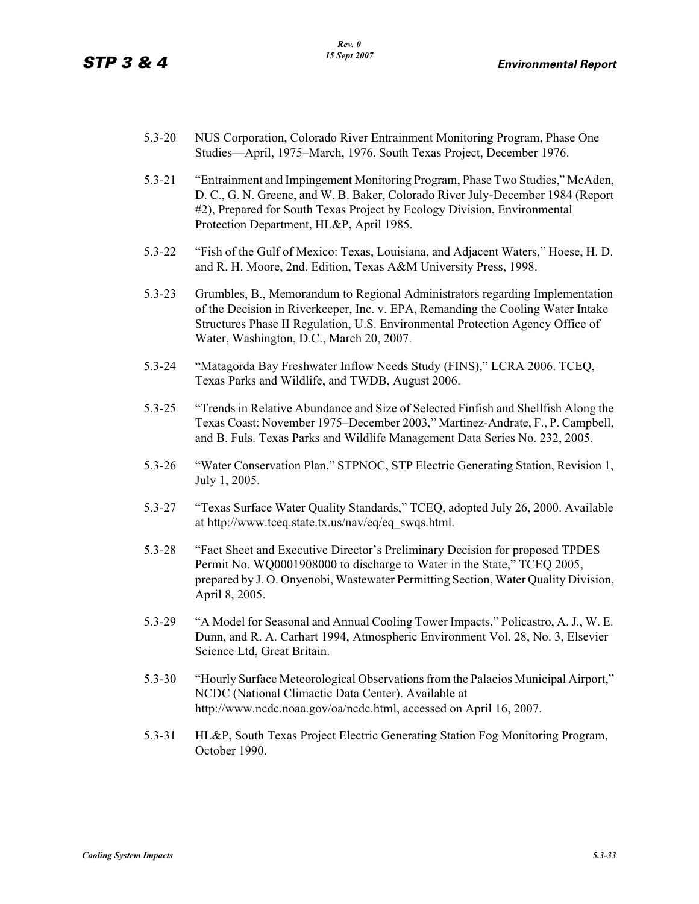5.3-20 NUS Corporation, Colorado River Entrainment Monitoring Program, Phase One Studies—April, 1975–March, 1976. South Texas Project, December 1976.

5.3-21 "Entrainment and Impingement Monitoring Program, Phase Two Studies," McAden, D. C., G. N. Greene, and W. B. Baker, Colorado River July-December 1984 (Report #2), Prepared for South Texas Project by Ecology Division, Environmental Protection Department, HL&P, April 1985.

5.3-22 "Fish of the Gulf of Mexico: Texas, Louisiana, and Adjacent Waters," Hoese, H. D. and R. H. Moore, 2nd. Edition, Texas A&M University Press, 1998.

5.3-23 Grumbles, B., Memorandum to Regional Administrators regarding Implementation of the Decision in Riverkeeper, Inc. v. EPA, Remanding the Cooling Water Intake Structures Phase II Regulation, U.S. Environmental Protection Agency Office of Water, Washington, D.C., March 20, 2007.

5.3-24 "Matagorda Bay Freshwater Inflow Needs Study (FINS)," LCRA 2006. TCEQ, Texas Parks and Wildlife, and TWDB, August 2006.

5.3-25 "Trends in Relative Abundance and Size of Selected Finfish and Shellfish Along the Texas Coast: November 1975–December 2003," Martinez-Andrate, F., P. Campbell, and B. Fuls. Texas Parks and Wildlife Management Data Series No. 232, 2005.

5.3-26 "Water Conservation Plan," STPNOC, STP Electric Generating Station, Revision 1, July 1, 2005.

5.3-27 "Texas Surface Water Quality Standards," TCEQ, adopted July 26, 2000. Available at http://www.tceq.state.tx.us/nav/eq/eq_swqs.html.

5.3-28 "Fact Sheet and Executive Director's Preliminary Decision for proposed TPDES Permit No. WQ0001908000 to discharge to Water in the State," TCEQ 2005, prepared by J. O. Onyenobi, Wastewater Permitting Section, Water Quality Division, April 8, 2005.

5.3-29 "A Model for Seasonal and Annual Cooling Tower Impacts," Policastro, A. J., W. E. Dunn, and R. A. Carhart 1994, Atmospheric Environment Vol. 28, No. 3, Elsevier Science Ltd, Great Britain.

5.3-30 "Hourly Surface Meteorological Observations from the Palacios Municipal Airport," NCDC (National Climactic Data Center). Available at http://www.ncdc.noaa.gov/oa/ncdc.html, accessed on April 16, 2007.

5.3-31 HL&P, South Texas Project Electric Generating Station Fog Monitoring Program, October 1990.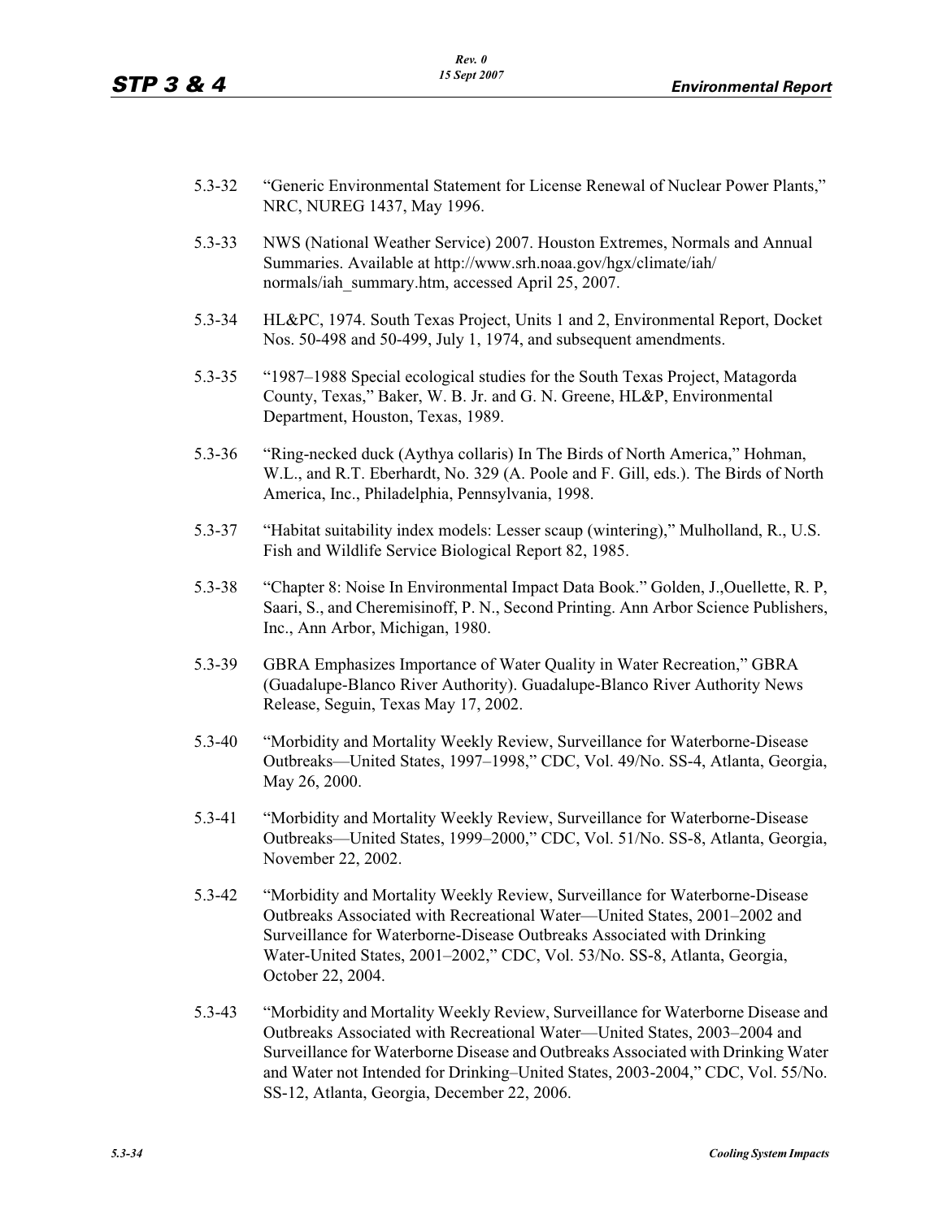5.3-32 "Generic Environmental Statement for License Renewal of Nuclear Power Plants," NRC, NUREG 1437, May 1996.

5.3-33 NWS (National Weather Service) 2007. Houston Extremes, Normals and Annual Summaries. Available at http://www.srh.noaa.gov/hgx/climate/iah/normals/iah_summary.htm, accessed April 25, 2007.

5.3-34 HL&PC, 1974. South Texas Project, Units 1 and 2, Environmental Report, Docket Nos. 50-498 and 50-499, July 1, 1974, and subsequent amendments.

5.3-35 "1987–1988 Special ecological studies for the South Texas Project, Matagorda County, Texas," Baker, W. B. Jr. and G. N. Greene, HL&P, Environmental Department, Houston, Texas, 1989.

5.3-36 "Ring-necked duck (Aythya collaris) In The Birds of North America," Hohman, W.L., and R.T. Eberhardt, No. 329 (A. Poole and F. Gill, eds.). The Birds of North America, Inc., Philadelphia, Pennsylvania, 1998.

5.3-37 "Habitat suitability index models: Lesser scaup (wintering)," Mulholland, R., U.S. Fish and Wildlife Service Biological Report 82, 1985.

5.3-38 "Chapter 8: Noise In Environmental Impact Data Book." Golden, J.,Ouellette, R. P, Saari, S., and Cheremisinoff, P. N., Second Printing. Ann Arbor Science Publishers, Inc., Ann Arbor, Michigan, 1980.

5.3-39 GBRA Emphasizes Importance of Water Quality in Water Recreation," GBRA (Guadalupe-Blanco River Authority). Guadalupe-Blanco River Authority News Release, Seguin, Texas May 17, 2002.

5.3-40 "Morbidity and Mortality Weekly Review, Surveillance for Waterborne-Disease Outbreaks—United States, 1997–1998," CDC, Vol. 49/No. SS-4, Atlanta, Georgia, May 26, 2000.

5.3-41 "Morbidity and Mortality Weekly Review, Surveillance for Waterborne-Disease Outbreaks—United States, 1999–2000," CDC, Vol. 51/No. SS-8, Atlanta, Georgia, November 22, 2002.

5.3-42 "Morbidity and Mortality Weekly Review, Surveillance for Waterborne-Disease Outbreaks Associated with Recreational Water—United States, 2001–2002 and Surveillance for Waterborne-Disease Outbreaks Associated with Drinking Water-United States, 2001–2002," CDC, Vol. 53/No. SS-8, Atlanta, Georgia, October 22, 2004.

5.3-43 "Morbidity and Mortality Weekly Review, Surveillance for Waterborne Disease and Outbreaks Associated with Recreational Water—United States, 2003–2004 and Surveillance for Waterborne Disease and Outbreaks Associated with Drinking Water and Water not Intended for Drinking–United States, 2003-2004," CDC, Vol. 55/No. SS-12, Atlanta, Georgia, December 22, 2006.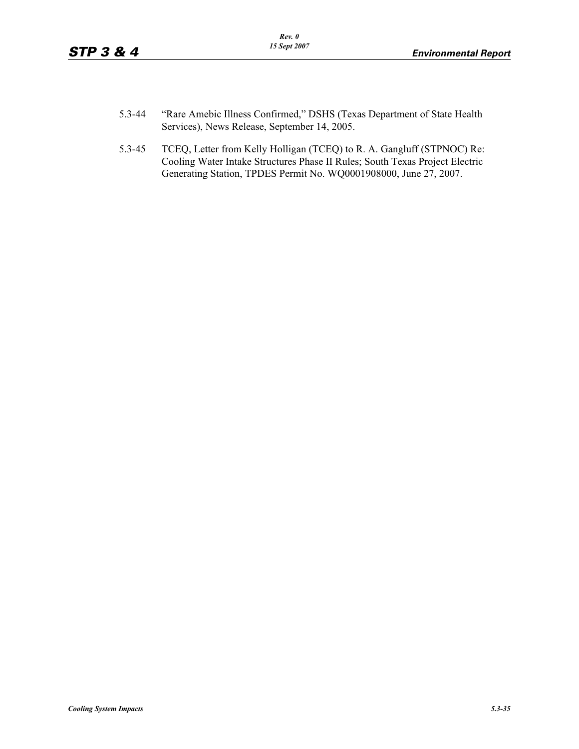5.3-44 "Rare Amebic Illness Confirmed," DSHS (Texas Department of State Health Services), News Release, September 14, 2005.

5.3-45 TCEQ, Letter from Kelly Holligan (TCEQ) to R. A. Gangluff (STPNOC) Re: Cooling Water Intake Structures Phase II Rules; South Texas Project Electric Generating Station, TPDES Permit No. WQ0001908000, June 27, 2007.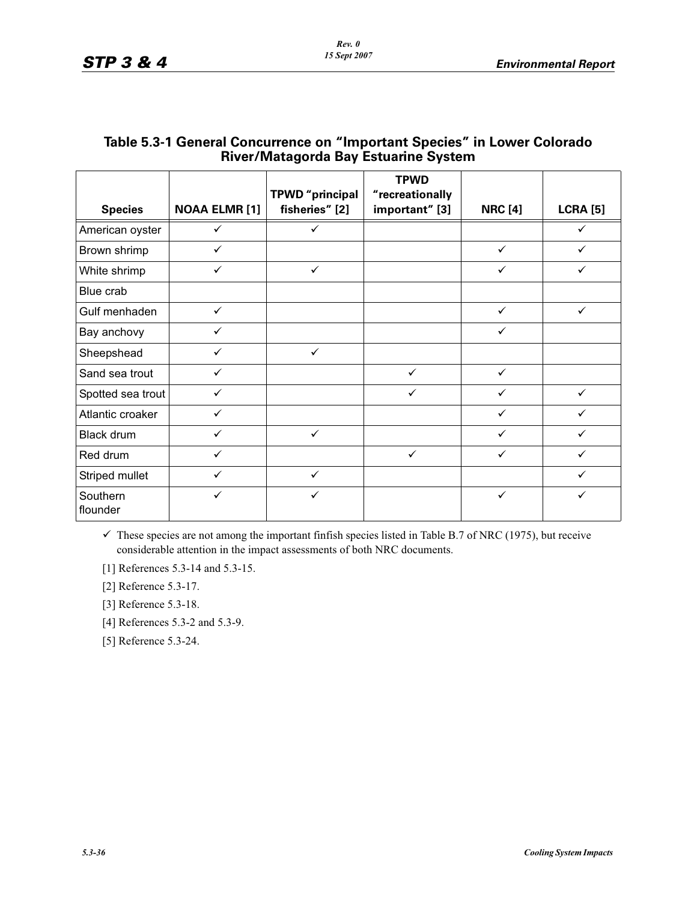### Table 5.3-1 General Concurrence on “Important Species” in Lower Colorado River/Matagorda Bay Estuarine System

| Species | NOAA ELMR [1] | TPWD “principal fisheries” [2] | TPWD “recreationally important” [3] | NRC [4] | LCRA [5] |
|---|---|---|---|---|---|
| American oyster | ✓ | ✓ | | | ✓ |
| Brown shrimp | ✓ | | | ✓ | ✓ |
| White shrimp | ✓ | ✓ | | ✓ | ✓ |
| Blue crab | | | | | |
| Gulf menhaden | ✓ | | | ✓ | ✓ |
| Bay anchovy | ✓ | | | ✓ | |
| Sheepshead | ✓ | ✓ | | | |
| Sand sea trout | ✓ | | ✓ | ✓ | |
| Spotted sea trout | ✓ | | ✓ | ✓ | ✓ |
| Atlantic croaker | ✓ | | | ✓ | ✓ |
| Black drum | ✓ | ✓ | | ✓ | ✓ |
| Red drum | ✓ | | ✓ | ✓ | ✓ |
| Striped mullet | ✓ | ✓ | | | ✓ |
| Southern flounder | ✓ | ✓ | | ✓ | ✓ |

✓ These species are not among the important finfish species listed in Table B.7 of NRC (1975), but receive considerable attention in the impact assessments of both NRC documents.

[1] References 5.3-14 and 5.3-15.

[2] Reference 5.3-17.

[3] Reference 5.3-18.

[4] References 5.3-2 and 5.3-9.

[5] Reference 5.3-24.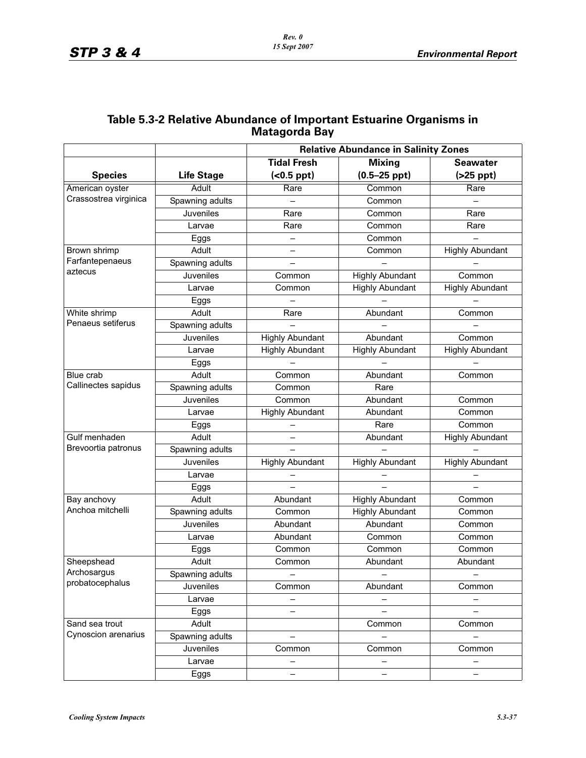## Table 5.3-2 Relative Abundance of Important Estuarine Organisms in Matagorda Bay

| | | Relative Abundance in Salinity Zones | | |
|---|---|---|---|---|
| **Species** | **Life Stage** | **Tidal Fresh (<0.5 ppt)** | **Mixing (0.5–25 ppt)** | **Seawater (>25 ppt)** |
| American oyster *Crassostrea virginica* | Adult | Rare | Common | Rare |
| | Spawning adults | – | Common | – |
| | Juveniles | Rare | Common | Rare |
| | Larvae | Rare | Common | Rare |
| | Eggs | – | Common | – |
| Brown shrimp *Farfantepenaeus aztecus* | Adult | – | Common | Highly Abundant |
| | Spawning adults | – | – | – |
| | Juveniles | Common | Highly Abundant | Common |
| | Larvae | Common | Highly Abundant | Highly Abundant |
| | Eggs | – | – | – |
| White shrimp *Penaeus setiferus* | Adult | Rare | Abundant | Common |
| | Spawning adults | – | – | – |
| | Juveniles | Highly Abundant | Abundant | Common |
| | Larvae | Highly Abundant | Highly Abundant | Highly Abundant |
| | Eggs | – | – | – |
| Blue crab *Callinectes sapidus* | Adult | Common | Abundant | Common |
| | Spawning adults | Common | Rare | |
| | Juveniles | Common | Abundant | Common |
| | Larvae | Highly Abundant | Abundant | Common |
| | Eggs | – | Rare | Common |
| Gulf menhaden *Brevoortia patronus* | Adult | – | Abundant | Highly Abundant |
| | Spawning adults | – | – | – |
| | Juveniles | Highly Abundant | Highly Abundant | Highly Abundant |
| | Larvae | – | – | – |
| | Eggs | – | – | – |
| Bay anchovy *Anchoa mitchelli* | Adult | Abundant | Highly Abundant | Common |
| | Spawning adults | Common | Highly Abundant | Common |
| | Juveniles | Abundant | Abundant | Common |
| | Larvae | Abundant | Common | Common |
| | Eggs | Common | Common | Common |
| Sheepshead *Archosargus probatocephalus* | Adult | Common | Abundant | Abundant |
| | Spawning adults | – | – | – |
| | Juveniles | Common | Abundant | Common |
| | Larvae | – | – | – |
| | Eggs | – | – | – |
| Sand sea trout *Cynoscion arenarius* | Adult | | Common | Common |
| | Spawning adults | – | – | – |
| | Juveniles | Common | Common | Common |
| | Larvae | – | – | – |
| | Eggs | – | – | – |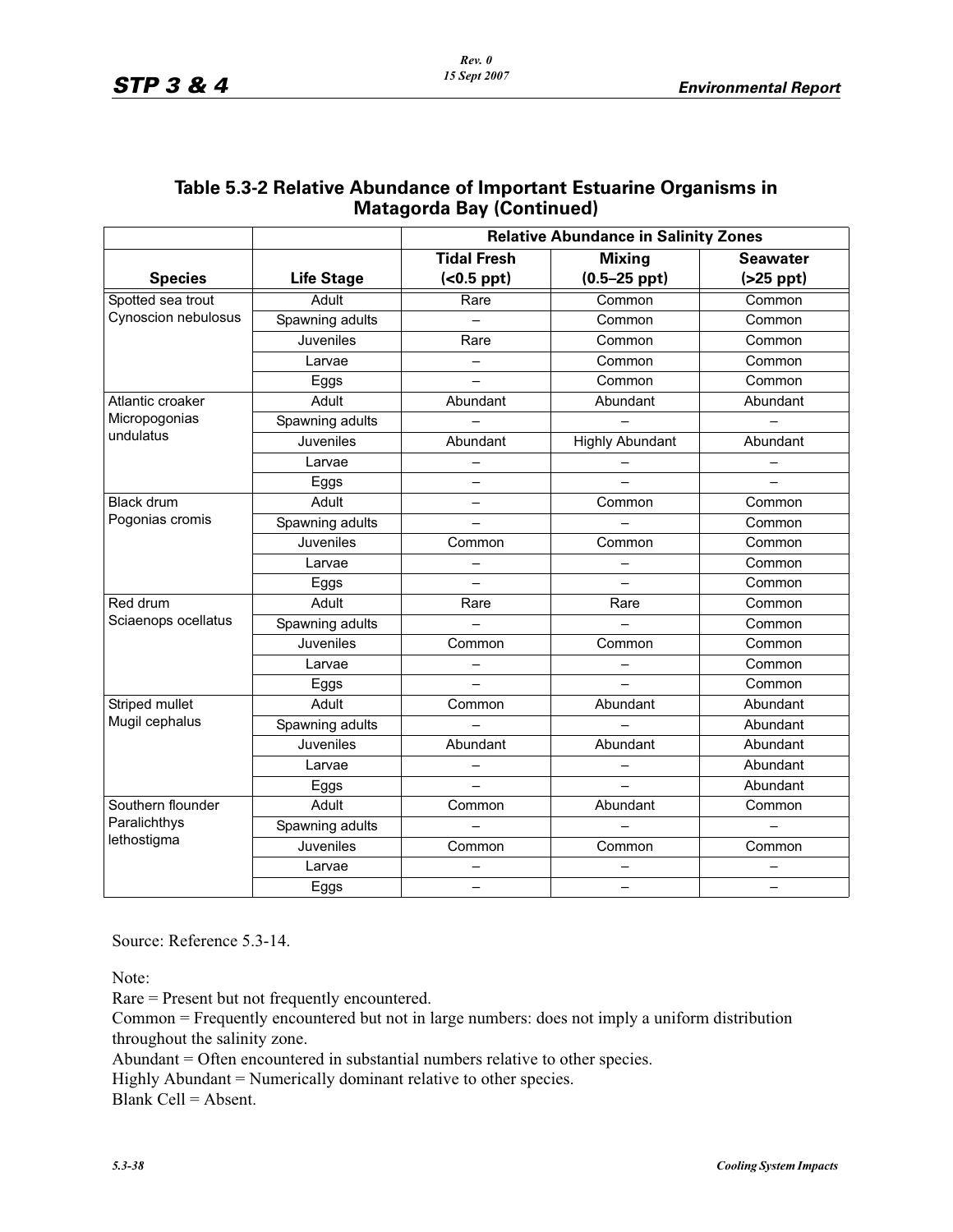## Table 5.3-2 Relative Abundance of Important Estuarine Organisms in Matagorda Bay (Continued)

| | | Relative Abundance in Salinity Zones | | |
|---|---|---|---|---|
| **Species** | **Life Stage** | **Tidal Fresh (<0.5 ppt)** | **Mixing (0.5–25 ppt)** | **Seawater (>25 ppt)** |
| Spotted sea trout Cynoscion nebulosus | Adult | Rare | Common | Common |
| | Spawning adults | – | Common | Common |
| | Juveniles | Rare | Common | Common |
| | Larvae | – | Common | Common |
| | Eggs | – | Common | Common |
| Atlantic croaker Micropogonias undulatus | Adult | Abundant | Abundant | Abundant |
| | Spawning adults | – | – | – |
| | Juveniles | Abundant | Highly Abundant | Abundant |
| | Larvae | – | – | – |
| | Eggs | – | – | – |
| Black drum Pogonias cromis | Adult | – | Common | Common |
| | Spawning adults | – | – | Common |
| | Juveniles | Common | Common | Common |
| | Larvae | – | – | Common |
| | Eggs | – | – | Common |
| Red drum Sciaenops ocellatus | Adult | Rare | Rare | Common |
| | Spawning adults | – | – | Common |
| | Juveniles | Common | Common | Common |
| | Larvae | – | – | Common |
| | Eggs | – | – | Common |
| Striped mullet Mugil cephalus | Adult | Common | Abundant | Abundant |
| | Spawning adults | – | – | Abundant |
| | Juveniles | Abundant | Abundant | Abundant |
| | Larvae | – | – | Abundant |
| | Eggs | – | – | Abundant |
| Southern flounder Paralichthys lethostigma | Adult | Common | Abundant | Common |
| | Spawning adults | – | – | – |
| | Juveniles | Common | Common | Common |
| | Larvae | – | – | – |
| | Eggs | – | – | – |

Source: Reference 5.3-14.

Note:

Rare = Present but not frequently encountered.

Common = Frequently encountered but not in large numbers: does not imply a uniform distribution throughout the salinity zone.

Abundant = Often encountered in substantial numbers relative to other species.

Highly Abundant = Numerically dominant relative to other species.

Blank Cell = Absent.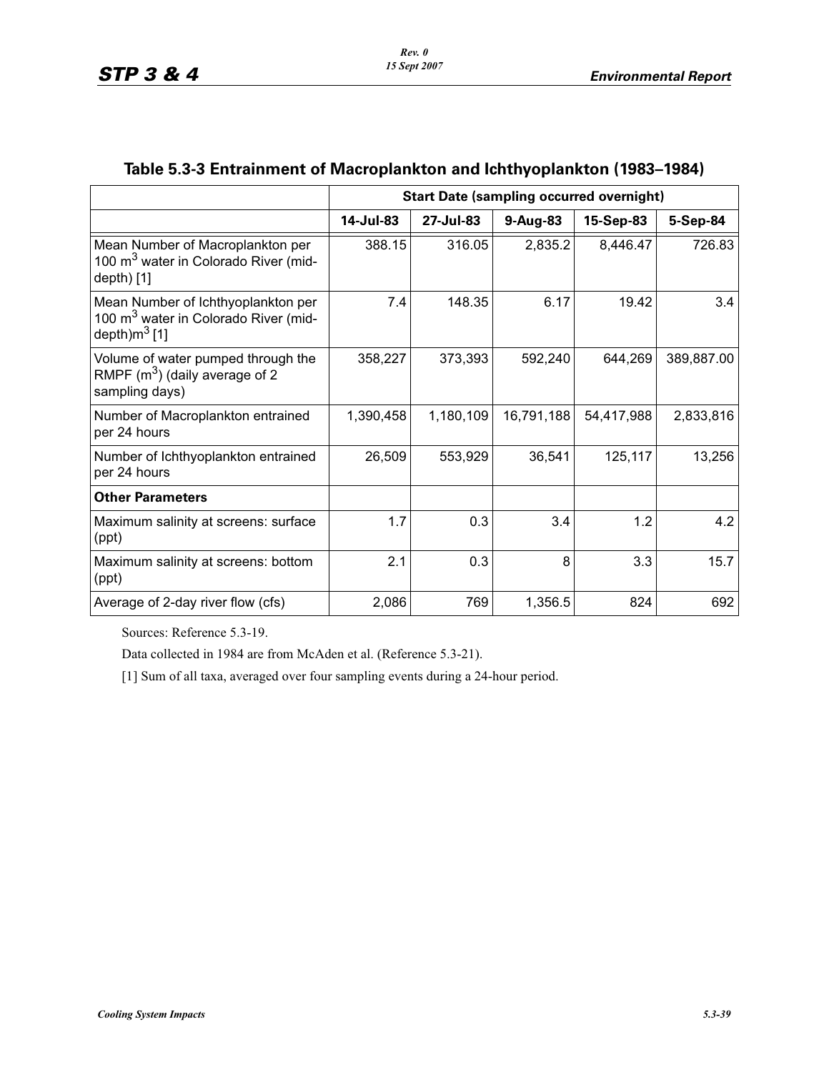## Table 5.3-3 Entrainment of Macroplankton and Ichthyoplankton (1983–1984)

| | Start Date (sampling occurred overnight) | | | | |
|---|---|---|---|---|---|
| | 14-Jul-83 | 27-Jul-83 | 9-Aug-83 | 15-Sep-83 | 5-Sep-84 |
| Mean Number of Macroplankton per 100 $m^3$ water in Colorado River (mid-depth) [1] | 388.15 | 316.05 | 2,835.2 | 8,446.47 | 726.83 |
| Mean Number of Ichthyoplankton per 100 $m^3$ water in Colorado River (mid-depth)$m^3$ [1] | 7.4 | 148.35 | 6.17 | 19.42 | 3.4 |
| Volume of water pumped through the RMPF ($m^3$) (daily average of 2 sampling days) | 358,227 | 373,393 | 592,240 | 644,269 | 389,887.00 |
| Number of Macroplankton entrained per 24 hours | 1,390,458 | 1,180,109 | 16,791,188 | 54,417,988 | 2,833,816 |
| Number of Ichthyoplankton entrained per 24 hours | 26,509 | 553,929 | 36,541 | 125,117 | 13,256 |
| **Other Parameters** | | | | | |
| Maximum salinity at screens: surface (ppt) | 1.7 | 0.3 | 3.4 | 1.2 | 4.2 |
| Maximum salinity at screens: bottom (ppt) | 2.1 | 0.3 | 8 | 3.3 | 15.7 |
| Average of 2-day river flow (cfs) | 2,086 | 769 | 1,356.5 | 824 | 692 |

Sources: Reference 5.3-19.

Data collected in 1984 are from McAden et al. (Reference 5.3-21).

[1] Sum of all taxa, averaged over four sampling events during a 24-hour period.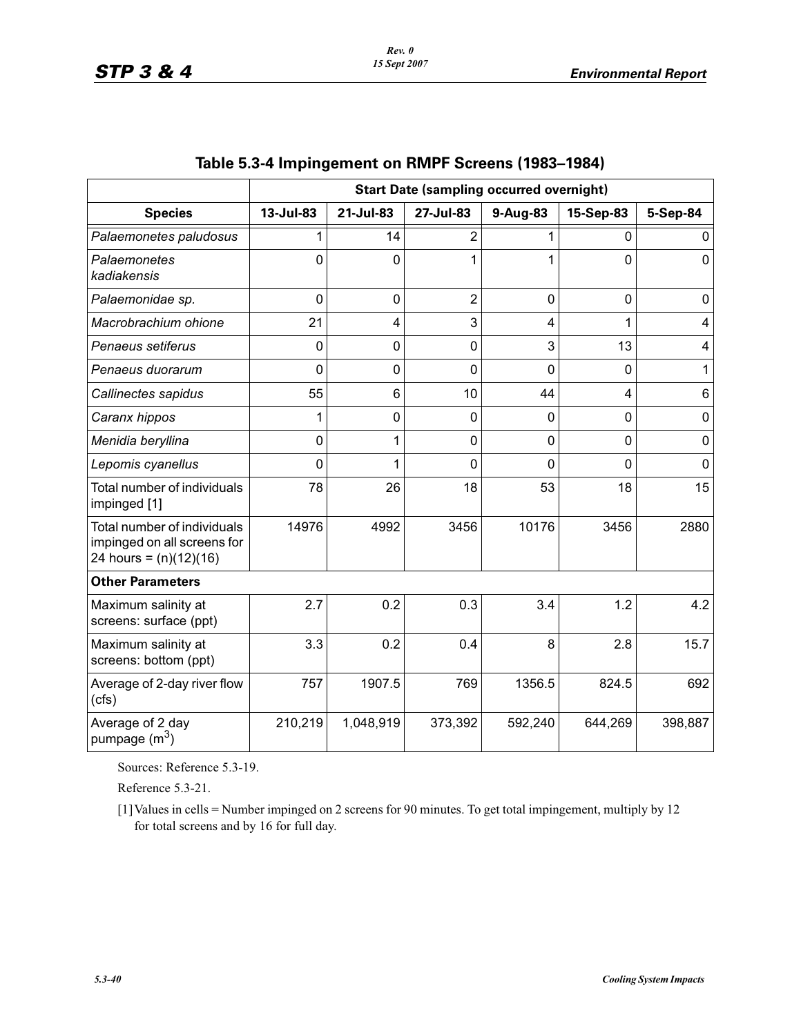## Table 5.3-4 Impingement on RMPF Screens (1983–1984)

| | Start Date (sampling occurred overnight) | | | | | |
|---|---|---|---|---|---|---|
| **Species** | **13-Jul-83** | **21-Jul-83** | **27-Jul-83** | **9-Aug-83** | **15-Sep-83** | **5-Sep-84** |
| *Palaemonetes paludosus* | 1 | 14 | 2 | 1 | 0 | 0 |
| *Palaemonetes kadiakensis* | 0 | 0 | 1 | 1 | 0 | 0 |
| *Palaemonidae sp.* | 0 | 0 | 2 | 0 | 0 | 0 |
| *Macrobrachium ohione* | 21 | 4 | 3 | 4 | 1 | 4 |
| *Penaeus setiferus* | 0 | 0 | 0 | 3 | 13 | 4 |
| *Penaeus duorarum* | 0 | 0 | 0 | 0 | 0 | 1 |
| *Callinectes sapidus* | 55 | 6 | 10 | 44 | 4 | 6 |
| *Caranx hippos* | 1 | 0 | 0 | 0 | 0 | 0 |
| *Menidia beryllina* | 0 | 1 | 0 | 0 | 0 | 0 |
| *Lepomis cyanellus* | 0 | 1 | 0 | 0 | 0 | 0 |
| Total number of individuals impinged [1] | 78 | 26 | 18 | 53 | 18 | 15 |
| Total number of individuals impinged on all screens for 24 hours = (n)(12)(16) | 14976 | 4992 | 3456 | 10176 | 3456 | 2880 |
| **Other Parameters** | | | | | | |
| Maximum salinity at screens: surface (ppt) | 2.7 | 0.2 | 0.3 | 3.4 | 1.2 | 4.2 |
| Maximum salinity at screens: bottom (ppt) | 3.3 | 0.2 | 0.4 | 8 | 2.8 | 15.7 |
| Average of 2-day river flow (cfs) | 757 | 1907.5 | 769 | 1356.5 | 824.5 | 692 |
| Average of 2 day pumpage ($m^3$) | 210,219 | 1,048,919 | 373,392 | 592,240 | 644,269 | 398,887 |

Sources: Reference 5.3-19.

Reference 5.3-21.

[1] Values in cells = Number impinged on 2 screens for 90 minutes. To get total impingement, multiply by 12 for total screens and by 16 for full day.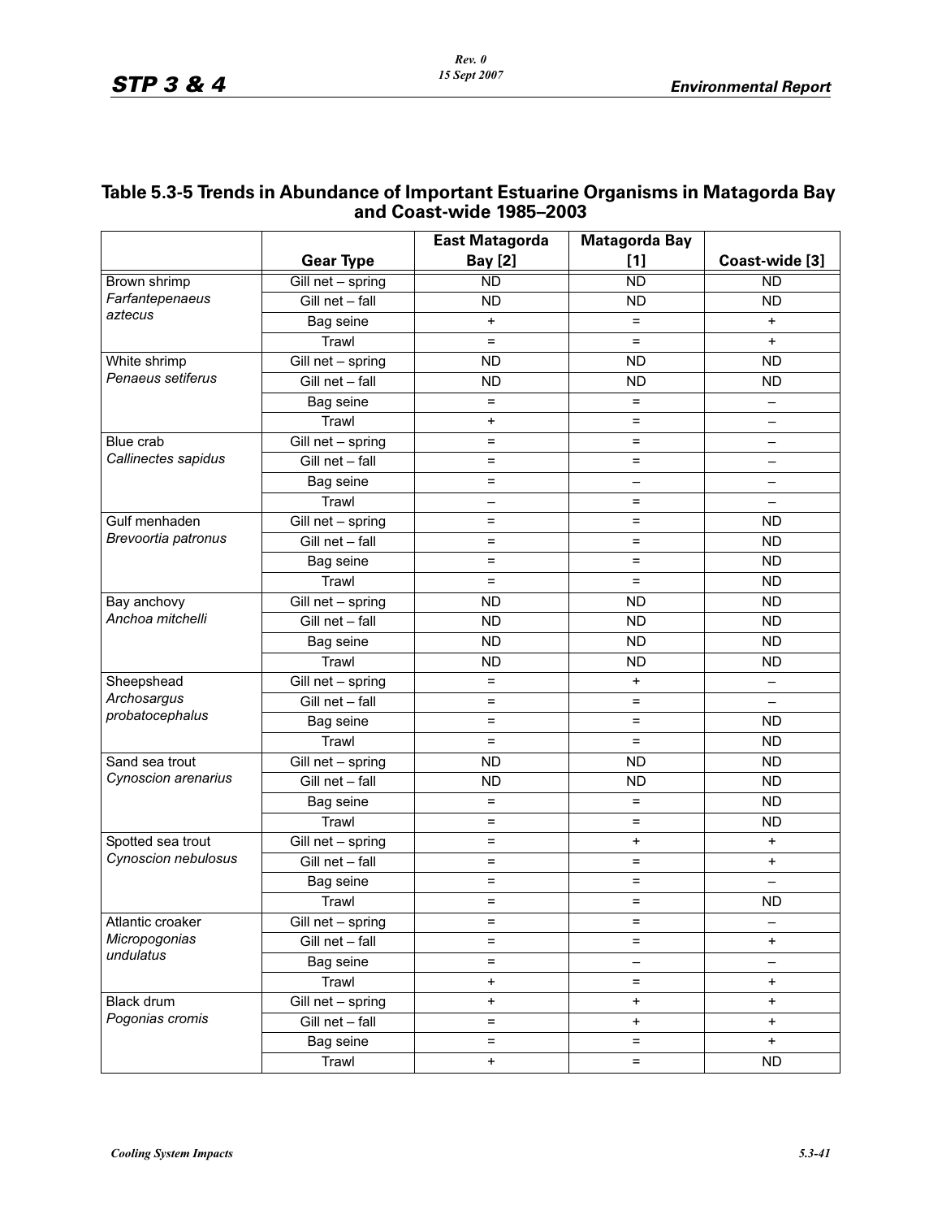## Table 5.3-5 Trends in Abundance of Important Estuarine Organisms in Matagorda Bay and Coast-wide 1985–2003

| | Gear Type | East Matagorda Bay [2] | Matagorda Bay [1] | Coast-wide [3] |
|---|---|---|---|---|
| Brown shrimp *Farfantepenaeus aztecus* | Gill net – spring | ND | ND | ND |
| | Gill net – fall | ND | ND | ND |
| | Bag seine | + | = | + |
| | Trawl | = | = | + |
| White shrimp *Penaeus setiferus* | Gill net – spring | ND | ND | ND |
| | Gill net – fall | ND | ND | ND |
| | Bag seine | = | = | – |
| | Trawl | + | = | – |
| Blue crab *Callinectes sapidus* | Gill net – spring | = | = | – |
| | Gill net – fall | = | = | – |
| | Bag seine | = | – | – |
| | Trawl | – | = | – |
| Gulf menhaden *Brevoortia patronus* | Gill net – spring | = | = | ND |
| | Gill net – fall | = | = | ND |
| | Bag seine | = | = | ND |
| | Trawl | = | = | ND |
| Bay anchovy *Anchoa mitchelli* | Gill net – spring | ND | ND | ND |
| | Gill net – fall | ND | ND | ND |
| | Bag seine | ND | ND | ND |
| | Trawl | ND | ND | ND |
| Sheepshead *Archosargus probatocephalus* | Gill net – spring | = | + | – |
| | Gill net – fall | = | = | – |
| | Bag seine | = | = | ND |
| | Trawl | = | = | ND |
| Sand sea trout *Cynoscion arenarius* | Gill net – spring | ND | ND | ND |
| | Gill net – fall | ND | ND | ND |
| | Bag seine | = | = | ND |
| | Trawl | = | = | ND |
| Spotted sea trout *Cynoscion nebulosus* | Gill net – spring | = | + | + |
| | Gill net – fall | = | = | + |
| | Bag seine | = | = | – |
| | Trawl | = | = | ND |
| Atlantic croaker *Micropogonias undulatus* | Gill net – spring | = | = | – |
| | Gill net – fall | = | = | + |
| | Bag seine | = | – | – |
| | Trawl | + | = | + |
| Black drum *Pogonias cromis* | Gill net – spring | + | + | + |
| | Gill net – fall | = | + | + |
| | Bag seine | = | = | + |
| | Trawl | + | = | ND |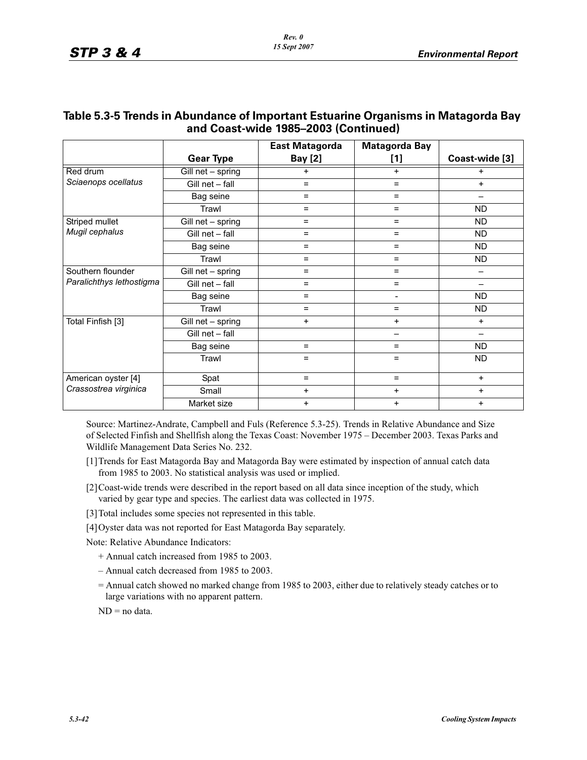## Table 5.3-5 Trends in Abundance of Important Estuarine Organisms in Matagorda Bay and Coast-wide 1985–2003 (Continued)

| | Gear Type | East Matagorda Bay [2] | Matagorda Bay [1] | Coast-wide [3] |
|---|---|---|---|---|
| Red drum *Sciaenops ocellatus* | Gill net – spring | + | + | + |
| | Gill net – fall | = | = | + |
| | Bag seine | = | = | – |
| | Trawl | = | = | ND |
| Striped mullet *Mugil cephalus* | Gill net – spring | = | = | ND |
| | Gill net – fall | = | = | ND |
| | Bag seine | = | = | ND |
| | Trawl | = | = | ND |
| Southern flounder *Paralichthys lethostigma* | Gill net – spring | = | = | – |
| | Gill net – fall | = | = | – |
| | Bag seine | = | - | ND |
| | Trawl | = | = | ND |
| Total Finfish [3] | Gill net – spring | + | + | + |
| | Gill net – fall | | – | – |
| | Bag seine | = | = | ND |
| | Trawl | = | = | ND |
| American oyster [4] *Crassostrea virginica* | Spat | = | = | + |
| | Small | + | + | + |
| | Market size | + | + | + |

Source: Martinez-Andrate, Campbell and Fuls (Reference 5.3-25). Trends in Relative Abundance and Size of Selected Finfish and Shellfish along the Texas Coast: November 1975 – December 2003. Texas Parks and Wildlife Management Data Series No. 232.

[1] Trends for East Matagorda Bay and Matagorda Bay were estimated by inspection of annual catch data from 1985 to 2003. No statistical analysis was used or implied.

[2] Coast-wide trends were described in the report based on all data since inception of the study, which varied by gear type and species. The earliest data was collected in 1975.

[3] Total includes some species not represented in this table.

[4] Oyster data was not reported for East Matagorda Bay separately.

Note: Relative Abundance Indicators:

+ Annual catch increased from 1985 to 2003.

– Annual catch decreased from 1985 to 2003.

= Annual catch showed no marked change from 1985 to 2003, either due to relatively steady catches or to large variations with no apparent pattern.

ND = no data.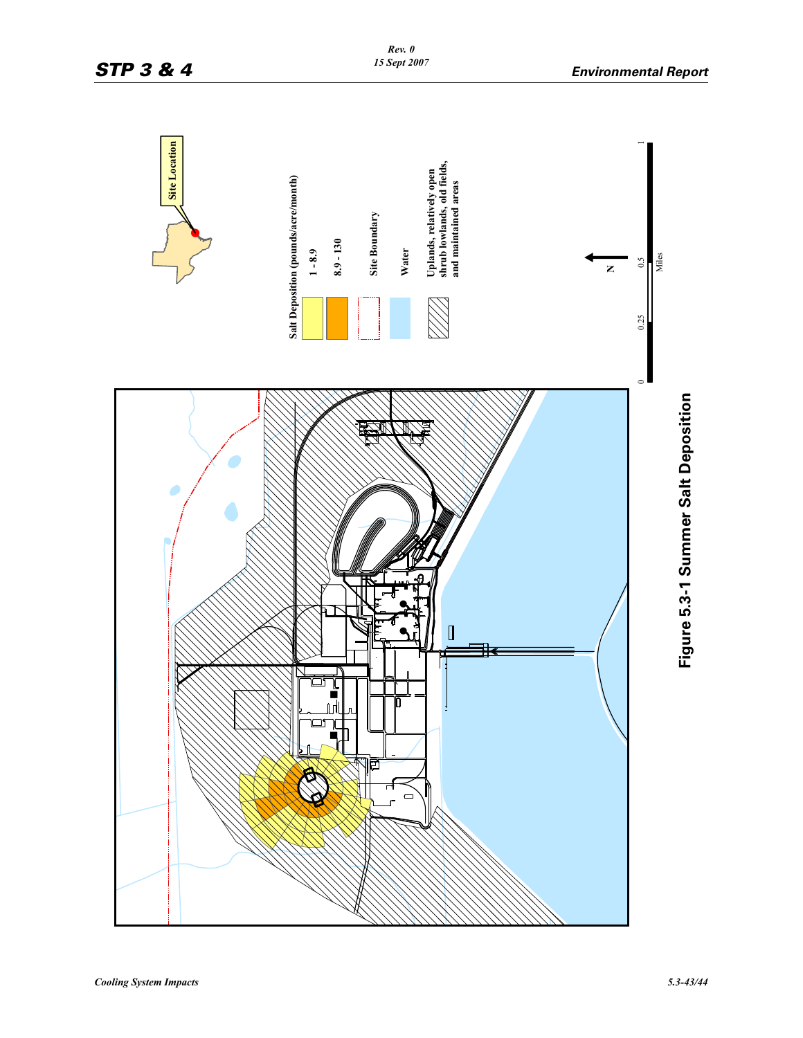Site Location

Salt Deposition (pounds/acre/month)

1 - 8.9

8.9 - 130

Site Boundary

Water

Uplands, relatively open shrub lowlands, old fields, and maintained areas

N

0

0.25

0.5

1

Miles

Figure 5.3-1 Summer Salt Deposition